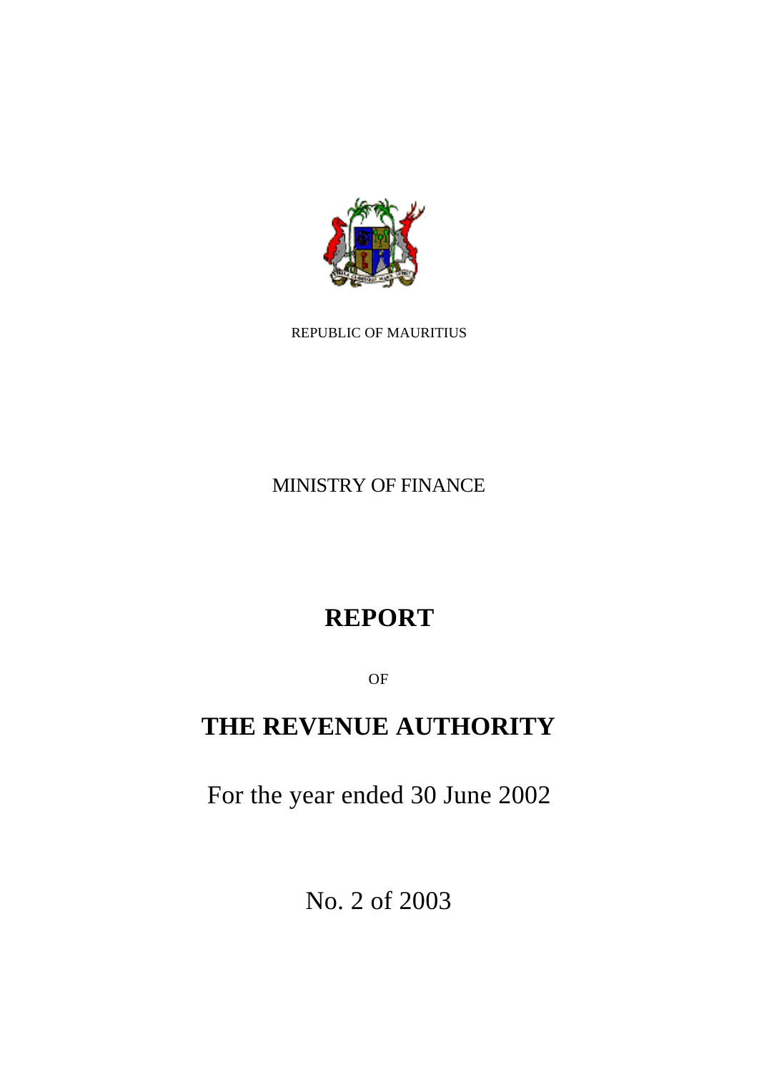REPUBLIC OF MAURITIUS

MINISTRY OF FINANCE

# REPORT

OF

# THE REVENUE AUTHORITY

For the year ended 30 June 2002

No. 2 of 2003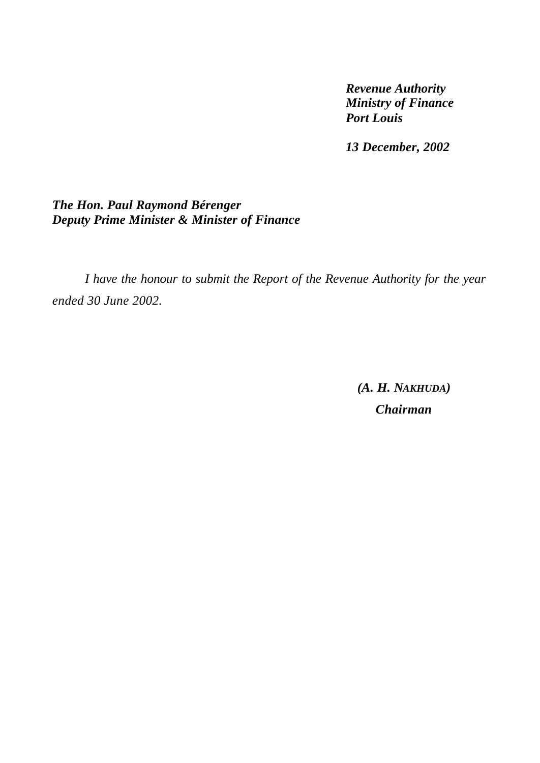***Revenue Authority***
***Ministry of Finance***
***Port Louis***

***13 December, 2002***

***The Hon. Paul Raymond Bérenger***
***Deputy Prime Minister & Minister of Finance***

*I have the honour to submit the Report of the Revenue Authority for the year ended 30 June 2002.*

***(A. H. NAKHUDA)***
***Chairman***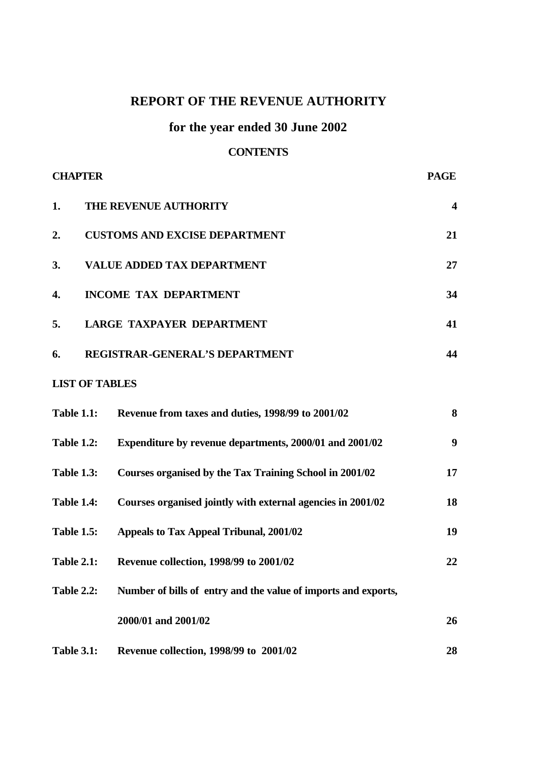# REPORT OF THE REVENUE AUTHORITY

## for the year ended 30 June 2002

### CONTENTS

| CHAPTER | | PAGE |
|---|---|---|
| 1. | THE REVENUE AUTHORITY | 4 |
| 2. | CUSTOMS AND EXCISE DEPARTMENT | 21 |
| 3. | VALUE ADDED TAX DEPARTMENT | 27 |
| 4. | INCOME TAX DEPARTMENT | 34 |
| 5. | LARGE TAXPAYER DEPARTMENT | 41 |
| 6. | REGISTRAR-GENERAL'S DEPARTMENT | 44 |

**LIST OF TABLES**

| | | |
|---|---|---|
| **Table 1.1:** | **Revenue from taxes and duties, 1998/99 to 2001/02** | **8** |
| **Table 1.2:** | **Expenditure by revenue departments, 2000/01 and 2001/02** | **9** |
| **Table 1.3:** | **Courses organised by the Tax Training School in 2001/02** | **17** |
| **Table 1.4:** | **Courses organised jointly with external agencies in 2001/02** | **18** |
| **Table 1.5:** | **Appeals to Tax Appeal Tribunal, 2001/02** | **19** |
| **Table 2.1:** | **Revenue collection, 1998/99 to 2001/02** | **22** |
| **Table 2.2:** | **Number of bills of entry and the value of imports and exports, 2000/01 and 2001/02** | **26** |
| **Table 3.1:** | **Revenue collection, 1998/99 to 2001/02** | **28** |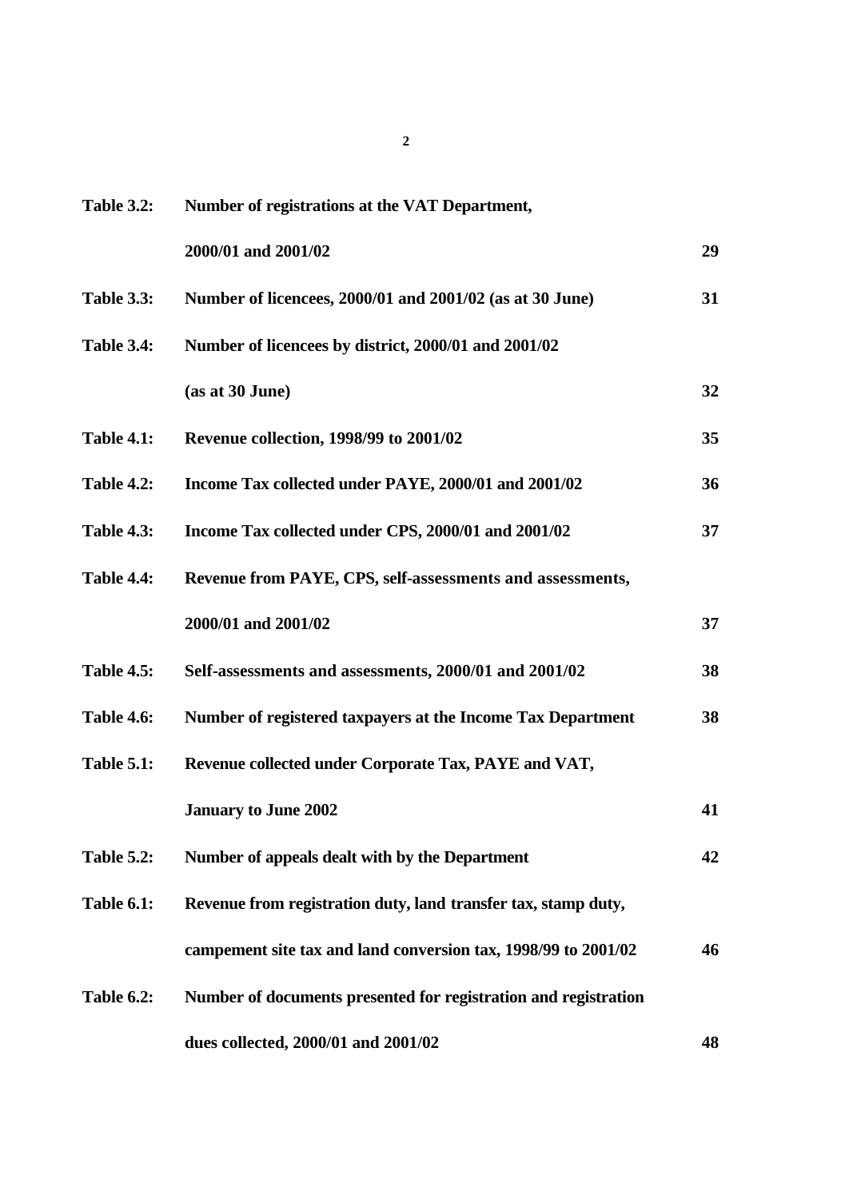| | | |
|---|---|---|
| **Table 3.2:** | **Number of registrations at the VAT Department, 2000/01 and 2001/02** | **29** |
| **Table 3.3:** | **Number of licencees, 2000/01 and 2001/02 (as at 30 June)** | **31** |
| **Table 3.4:** | **Number of licencees by district, 2000/01 and 2001/02 (as at 30 June)** | **32** |
| **Table 4.1:** | **Revenue collection, 1998/99 to 2001/02** | **35** |
| **Table 4.2:** | **Income Tax collected under PAYE, 2000/01 and 2001/02** | **36** |
| **Table 4.3:** | **Income Tax collected under CPS, 2000/01 and 2001/02** | **37** |
| **Table 4.4:** | **Revenue from PAYE, CPS, self-assessments and assessments, 2000/01 and 2001/02** | **37** |
| **Table 4.5:** | **Self-assessments and assessments, 2000/01 and 2001/02** | **38** |
| **Table 4.6:** | **Number of registered taxpayers at the Income Tax Department** | **38** |
| **Table 5.1:** | **Revenue collected under Corporate Tax, PAYE and VAT, January to June 2002** | **41** |
| **Table 5.2:** | **Number of appeals dealt with by the Department** | **42** |
| **Table 6.1:** | **Revenue from registration duty, land transfer tax, stamp duty, campement site tax and land conversion tax, 1998/99 to 2001/02** | **46** |
| **Table 6.2:** | **Number of documents presented for registration and registration dues collected, 2000/01 and 2001/02** | **48** |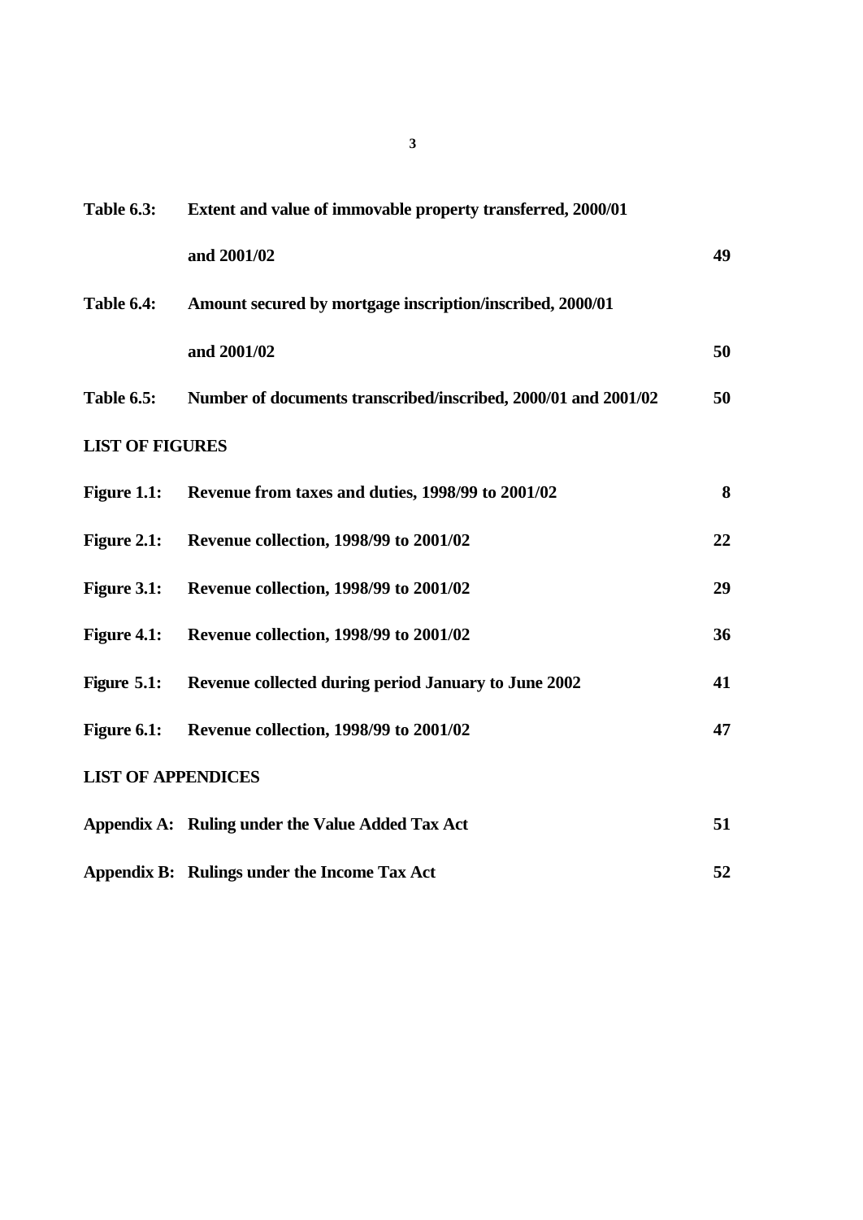| | | |
|---|---|---|
| **Table 6.3:** | **Extent and value of immovable property transferred, 2000/01 and 2001/02** | **49** |
| **Table 6.4:** | **Amount secured by mortgage inscription/inscribed, 2000/01 and 2001/02** | **50** |
| **Table 6.5:** | **Number of documents transcribed/inscribed, 2000/01 and 2001/02** | **50** |

**LIST OF FIGURES**

| | | |
|---|---|---|
| **Figure 1.1:** | **Revenue from taxes and duties, 1998/99 to 2001/02** | **8** |
| **Figure 2.1:** | **Revenue collection, 1998/99 to 2001/02** | **22** |
| **Figure 3.1:** | **Revenue collection, 1998/99 to 2001/02** | **29** |
| **Figure 4.1:** | **Revenue collection, 1998/99 to 2001/02** | **36** |
| **Figure 5.1:** | **Revenue collected during period January to June 2002** | **41** |
| **Figure 6.1:** | **Revenue collection, 1998/99 to 2001/02** | **47** |

**LIST OF APPENDICES**

| | | |
|---|---|---|
| **Appendix A:** | **Ruling under the Value Added Tax Act** | **51** |
| **Appendix B:** | **Rulings under the Income Tax Act** | **52** |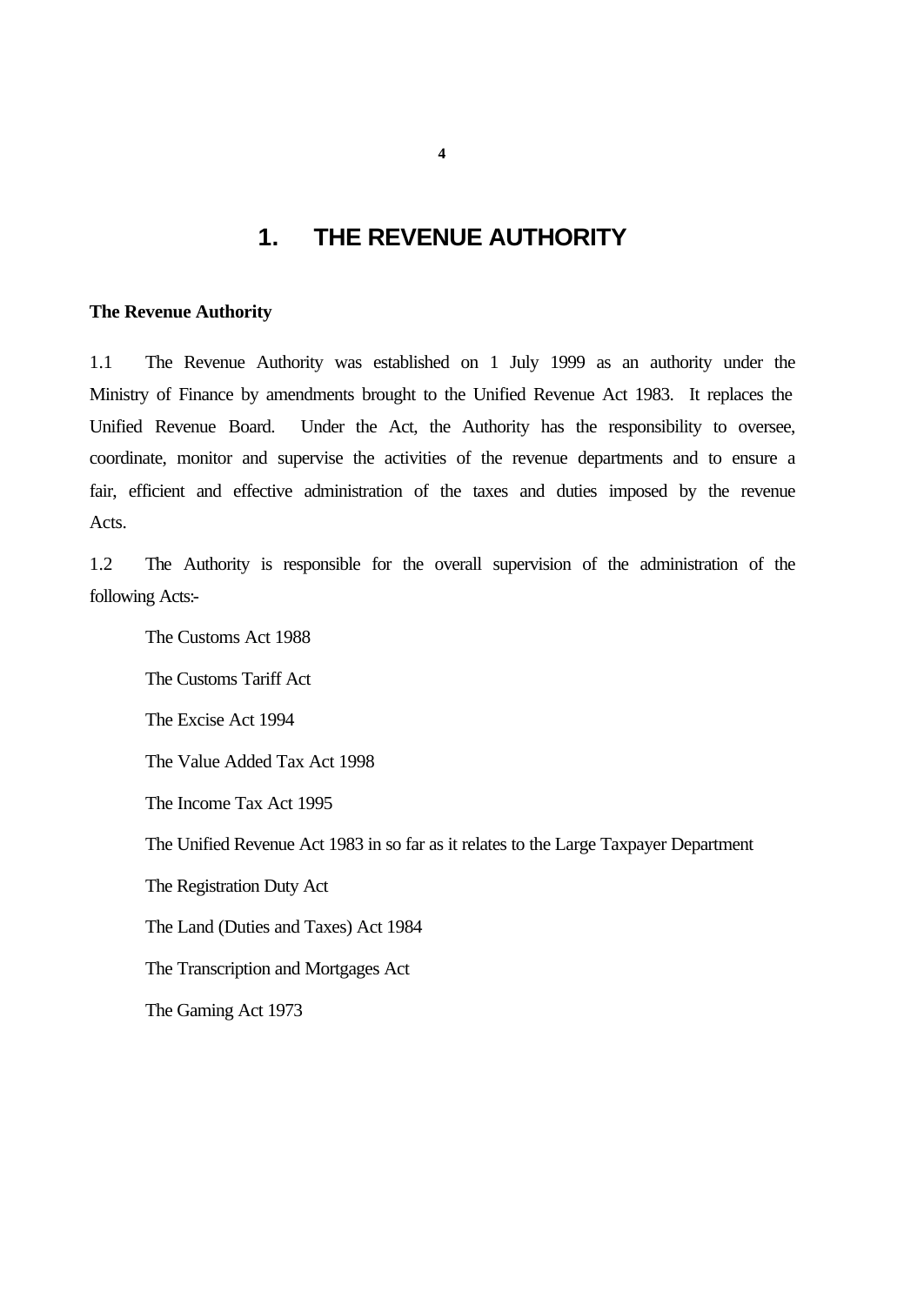# 1. THE REVENUE AUTHORITY

**The Revenue Authority**

1.1 The Revenue Authority was established on 1 July 1999 as an authority under the Ministry of Finance by amendments brought to the Unified Revenue Act 1983. It replaces the Unified Revenue Board. Under the Act, the Authority has the responsibility to oversee, coordinate, monitor and supervise the activities of the revenue departments and to ensure a fair, efficient and effective administration of the taxes and duties imposed by the revenue Acts.

1.2 The Authority is responsible for the overall supervision of the administration of the following Acts:-

The Customs Act 1988

The Customs Tariff Act

The Excise Act 1994

The Value Added Tax Act 1998

The Income Tax Act 1995

The Unified Revenue Act 1983 in so far as it relates to the Large Taxpayer Department

The Registration Duty Act

The Land (Duties and Taxes) Act 1984

The Transcription and Mortgages Act

The Gaming Act 1973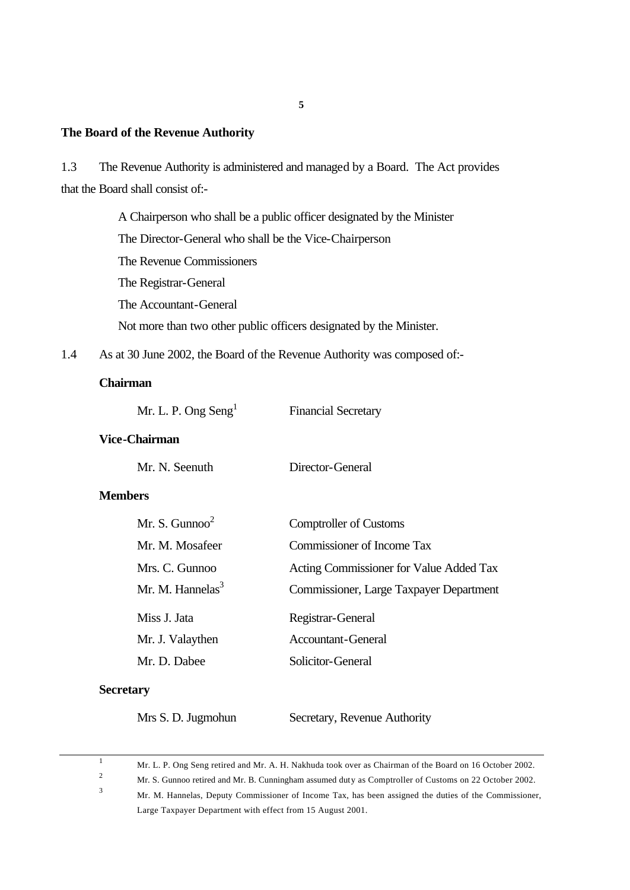## The Board of the Revenue Authority

1.3 The Revenue Authority is administered and managed by a Board. The Act provides that the Board shall consist of:-

- A Chairperson who shall be a public officer designated by the Minister
- The Director-General who shall be the Vice-Chairperson
- The Revenue Commissioners
- The Registrar-General
- The Accountant-General
- Not more than two other public officers designated by the Minister.

1.4 As at 30 June 2002, the Board of the Revenue Authority was composed of:-

**Chairman**

| | |
|---|---|
| Mr. L. P. Ong Seng[1] | Financial Secretary |

**Vice-Chairman**

| | |
|---|---|
| Mr. N. Seenuth | Director-General |

**Members**

| | |
|---|---|
| Mr. S. Gunnoo[2] | Comptroller of Customs |
| Mr. M. Mosafeer | Commissioner of Income Tax |
| Mrs. C. Gunnoo | Acting Commissioner for Value Added Tax |
| Mr. M. Hannelas[3] | Commissioner, Large Taxpayer Department |
| Miss J. Jata | Registrar-General |
| Mr. J. Valaythen | Accountant-General |
| Mr. D. Dabee | Solicitor-General |

**Secretary**

| | |
|---|---|
| Mrs S. D. Jugmohun | Secretary, Revenue Authority |

---

[1] Mr. L. P. Ong Seng retired and Mr. A. H. Nakhuda took over as Chairman of the Board on 16 October 2002.

[2] Mr. S. Gunnoo retired and Mr. B. Cunningham assumed duty as Comptroller of Customs on 22 October 2002.

[3] Mr. M. Hannelas, Deputy Commissioner of Income Tax, has been assigned the duties of the Commissioner, Large Taxpayer Department with effect from 15 August 2001.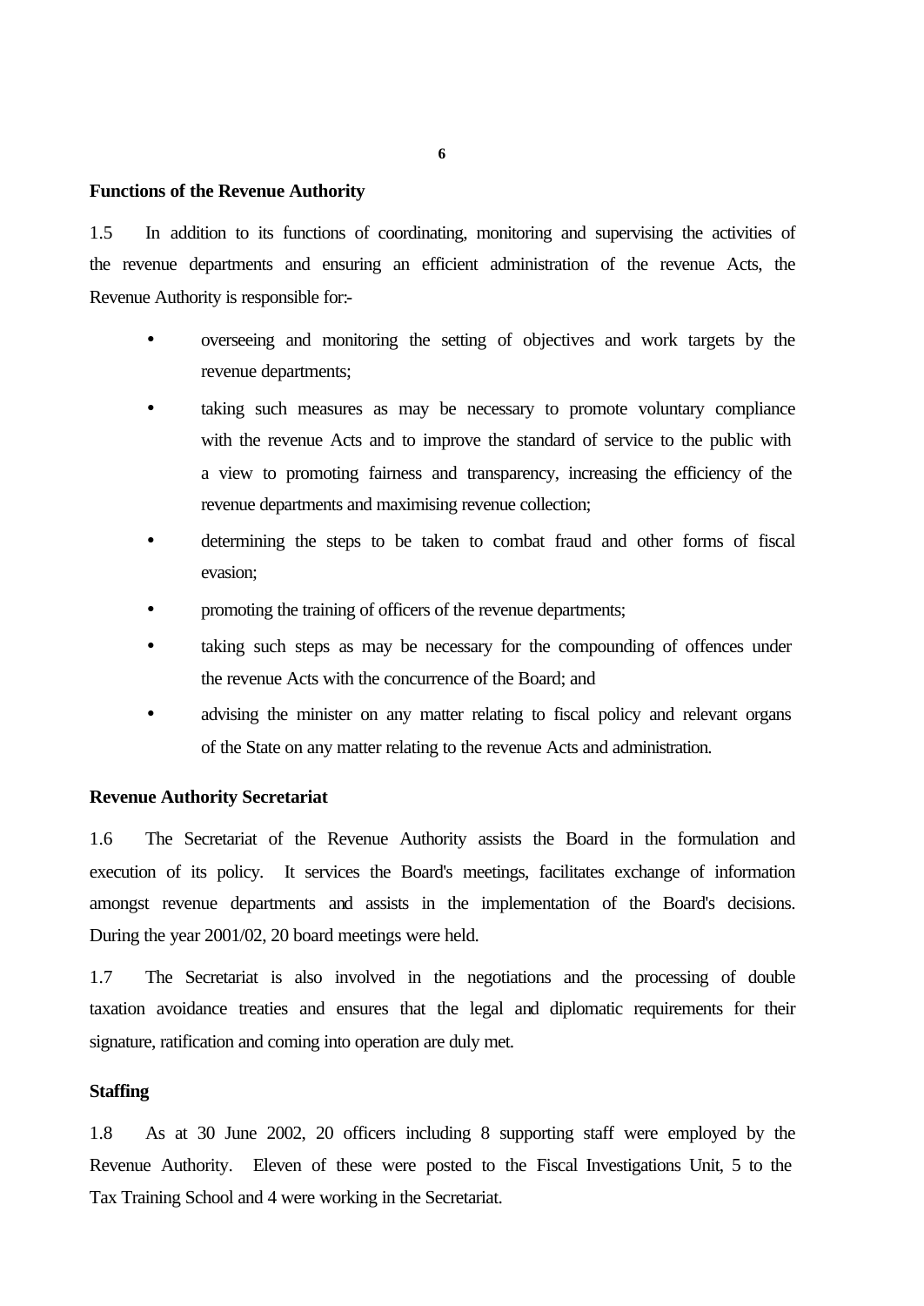### Functions of the Revenue Authority

1.5 In addition to its functions of coordinating, monitoring and supervising the activities of the revenue departments and ensuring an efficient administration of the revenue Acts, the Revenue Authority is responsible for:-

- overseeing and monitoring the setting of objectives and work targets by the revenue departments;
- taking such measures as may be necessary to promote voluntary compliance with the revenue Acts and to improve the standard of service to the public with a view to promoting fairness and transparency, increasing the efficiency of the revenue departments and maximising revenue collection;
- determining the steps to be taken to combat fraud and other forms of fiscal evasion;
- promoting the training of officers of the revenue departments;
- taking such steps as may be necessary for the compounding of offences under the revenue Acts with the concurrence of the Board; and
- advising the minister on any matter relating to fiscal policy and relevant organs of the State on any matter relating to the revenue Acts and administration.

### Revenue Authority Secretariat

1.6 The Secretariat of the Revenue Authority assists the Board in the formulation and execution of its policy. It services the Board's meetings, facilitates exchange of information amongst revenue departments and assists in the implementation of the Board's decisions. During the year 2001/02, 20 board meetings were held.

1.7 The Secretariat is also involved in the negotiations and the processing of double taxation avoidance treaties and ensures that the legal and diplomatic requirements for their signature, ratification and coming into operation are duly met.

### Staffing

1.8 As at 30 June 2002, 20 officers including 8 supporting staff were employed by the Revenue Authority. Eleven of these were posted to the Fiscal Investigations Unit, 5 to the Tax Training School and 4 were working in the Secretariat.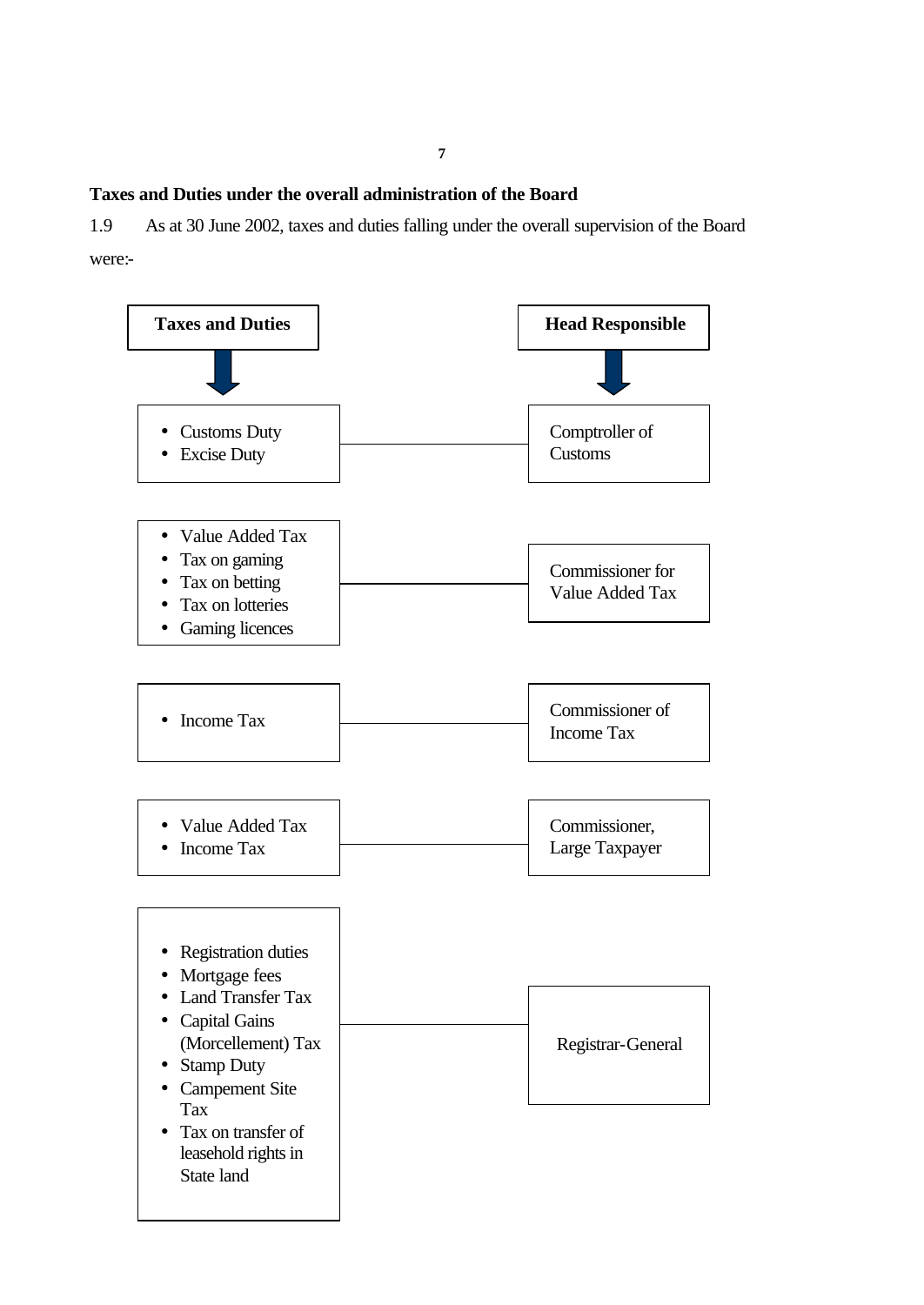**Taxes and Duties under the overall administration of the Board**

1.9 As at 30 June 2002, taxes and duties falling under the overall supervision of the Board were:-

| Taxes and Duties | Head Responsible |
|---|---|
| • Customs Duty<br>• Excise Duty | Comptroller of Customs |
| • Value Added Tax<br>• Tax on gaming<br>• Tax on betting<br>• Tax on lotteries<br>• Gaming licences | Commissioner for Value Added Tax |
| • Income Tax | Commissioner of Income Tax |
| • Value Added Tax<br>• Income Tax | Commissioner, Large Taxpayer |
| • Registration duties<br>• Mortgage fees<br>• Land Transfer Tax<br>• Capital Gains (Morcellement) Tax<br>• Stamp Duty<br>• Campement Site Tax<br>• Tax on transfer of leasehold rights in State land | Registrar-General |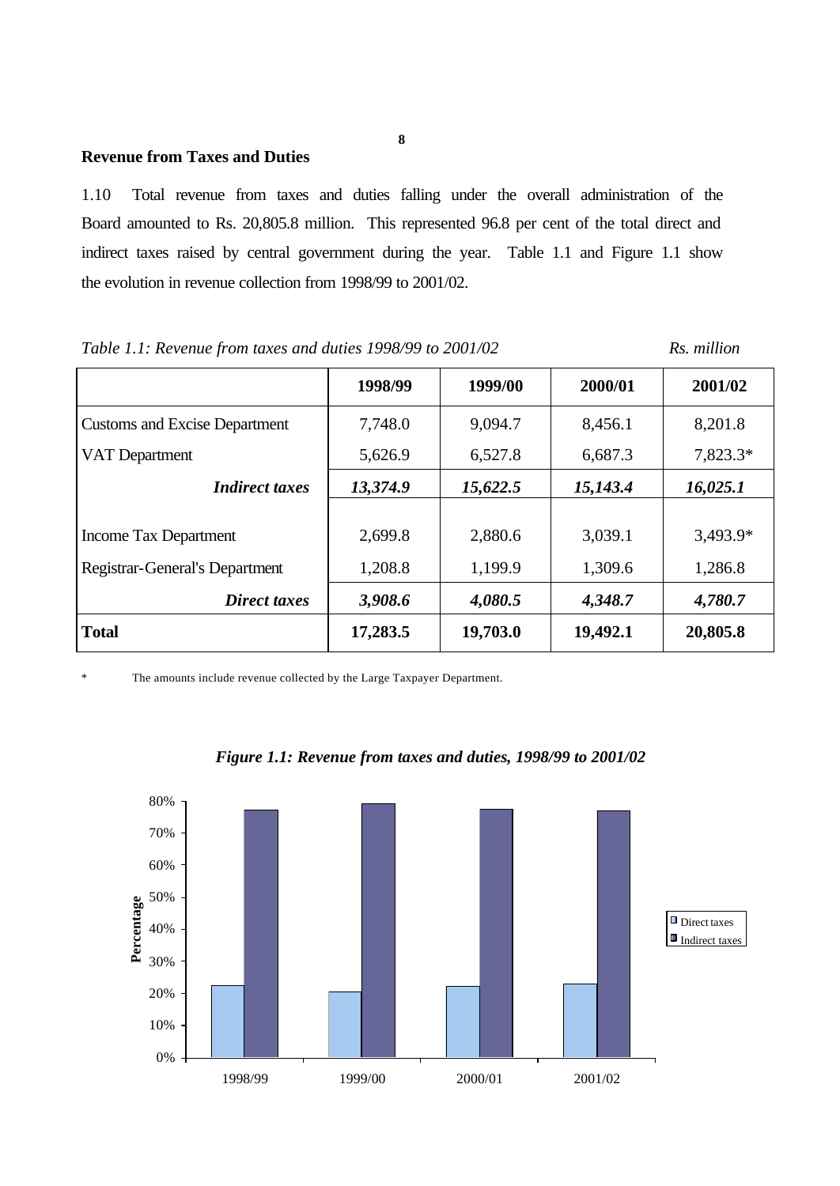## Revenue from Taxes and Duties

1.10 Total revenue from taxes and duties falling under the overall administration of the Board amounted to Rs. 20,805.8 million. This represented 96.8 per cent of the total direct and indirect taxes raised by central government during the year. Table 1.1 and Figure 1.1 show the evolution in revenue collection from 1998/99 to 2001/02.

*Table 1.1: Revenue from taxes and duties 1998/99 to 2001/02* *Rs. million*

| | 1998/99 | 1999/00 | 2000/01 | 2001/02 |
|---|---|---|---|---|
| Customs and Excise Department | 7,748.0 | 9,094.7 | 8,456.1 | 8,201.8 |
| VAT Department | 5,626.9 | 6,527.8 | 6,687.3 | 7,823.3* |
| ***Indirect taxes*** | ***13,374.9*** | ***15,622.5*** | ***15,143.4*** | ***16,025.1*** |
| Income Tax Department | 2,699.8 | 2,880.6 | 3,039.1 | 3,493.9* |
| Registrar-General's Department | 1,208.8 | 1,199.9 | 1,309.6 | 1,286.8 |
| ***Direct taxes*** | ***3,908.6*** | ***4,080.5*** | ***4,348.7*** | ***4,780.7*** |
| **Total** | **17,283.5** | **19,703.0** | **19,492.1** | **20,805.8** |

\* The amounts include revenue collected by the Large Taxpayer Department.

***Figure 1.1: Revenue from taxes and duties, 1998/99 to 2001/02***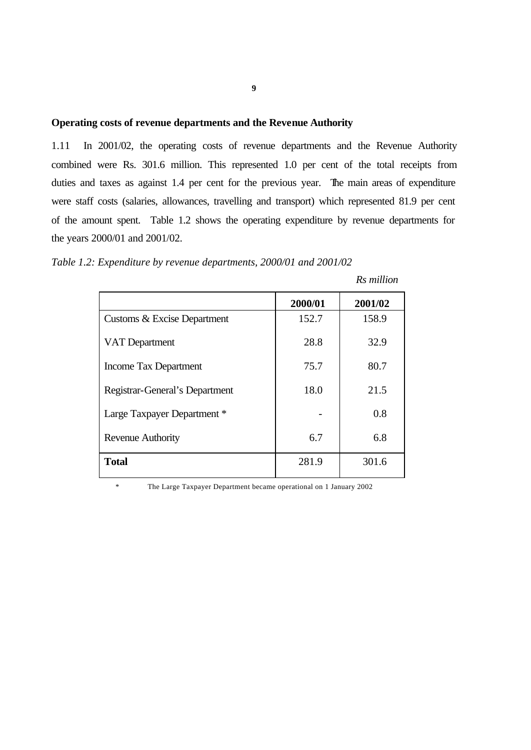## Operating costs of revenue departments and the Revenue Authority

1.11 In 2001/02, the operating costs of revenue departments and the Revenue Authority combined were Rs. 301.6 million. This represented 1.0 per cent of the total receipts from duties and taxes as against 1.4 per cent for the previous year. The main areas of expenditure were staff costs (salaries, allowances, travelling and transport) which represented 81.9 per cent of the amount spent. Table 1.2 shows the operating expenditure by revenue departments for the years 2000/01 and 2001/02.

*Table 1.2: Expenditure by revenue departments, 2000/01 and 2001/02*

*Rs million*

| | 2000/01 | 2001/02 |
|---|---|---|
| Customs & Excise Department | 152.7 | 158.9 |
| VAT Department | 28.8 | 32.9 |
| Income Tax Department | 75.7 | 80.7 |
| Registrar-General's Department | 18.0 | 21.5 |
| Large Taxpayer Department * | - | 0.8 |
| Revenue Authority | 6.7 | 6.8 |
| **Total** | 281.9 | 301.6 |

\* The Large Taxpayer Department became operational on 1 January 2002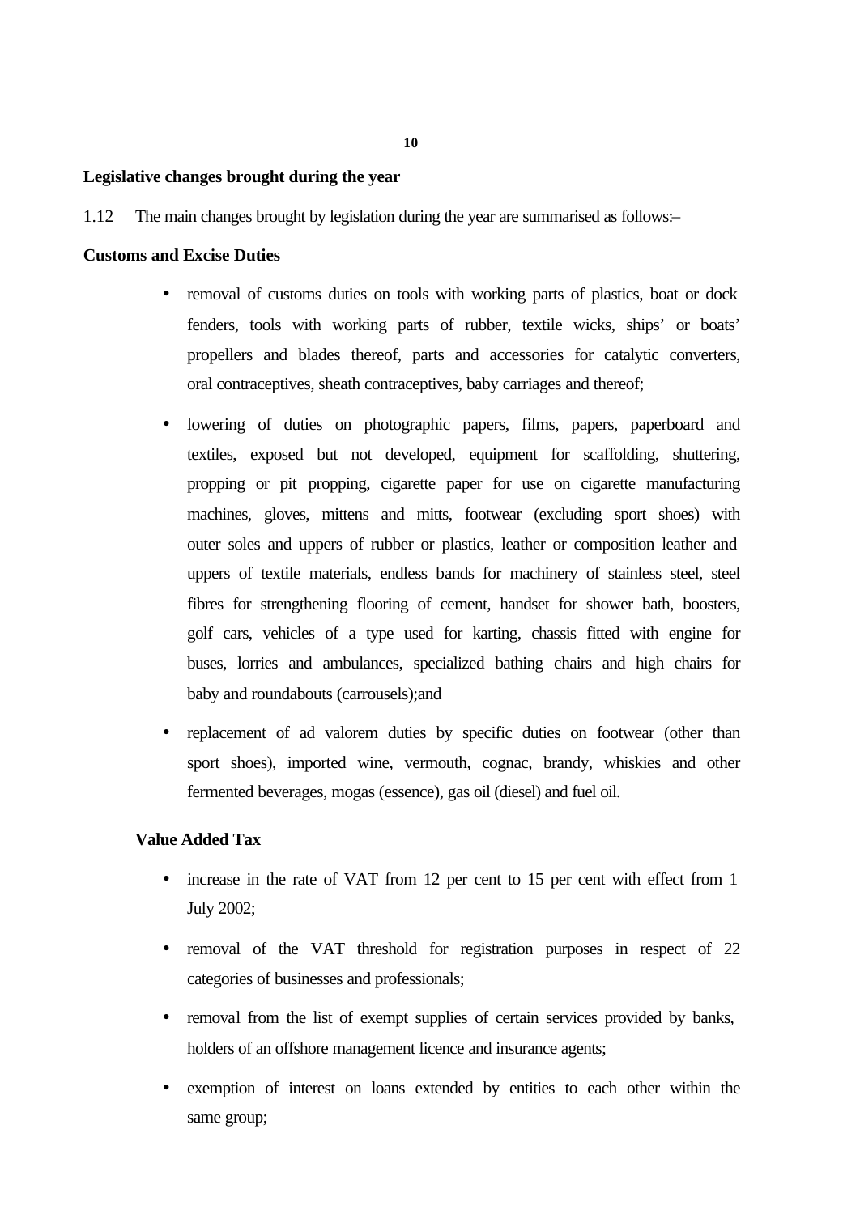**Legislative changes brought during the year**

1.12 The main changes brought by legislation during the year are summarised as follows:–

**Customs and Excise Duties**

- removal of customs duties on tools with working parts of plastics, boat or dock fenders, tools with working parts of rubber, textile wicks, ships' or boats' propellers and blades thereof, parts and accessories for catalytic converters, oral contraceptives, sheath contraceptives, baby carriages and thereof;
- lowering of duties on photographic papers, films, papers, paperboard and textiles, exposed but not developed, equipment for scaffolding, shuttering, propping or pit propping, cigarette paper for use on cigarette manufacturing machines, gloves, mittens and mitts, footwear (excluding sport shoes) with outer soles and uppers of rubber or plastics, leather or composition leather and uppers of textile materials, endless bands for machinery of stainless steel, steel fibres for strengthening flooring of cement, handset for shower bath, boosters, golf cars, vehicles of a type used for karting, chassis fitted with engine for buses, lorries and ambulances, specialized bathing chairs and high chairs for baby and roundabouts (carrousels);and
- replacement of ad valorem duties by specific duties on footwear (other than sport shoes), imported wine, vermouth, cognac, brandy, whiskies and other fermented beverages, mogas (essence), gas oil (diesel) and fuel oil.

**Value Added Tax**

- increase in the rate of VAT from 12 per cent to 15 per cent with effect from 1 July 2002;
- removal of the VAT threshold for registration purposes in respect of 22 categories of businesses and professionals;
- removal from the list of exempt supplies of certain services provided by banks, holders of an offshore management licence and insurance agents;
- exemption of interest on loans extended by entities to each other within the same group;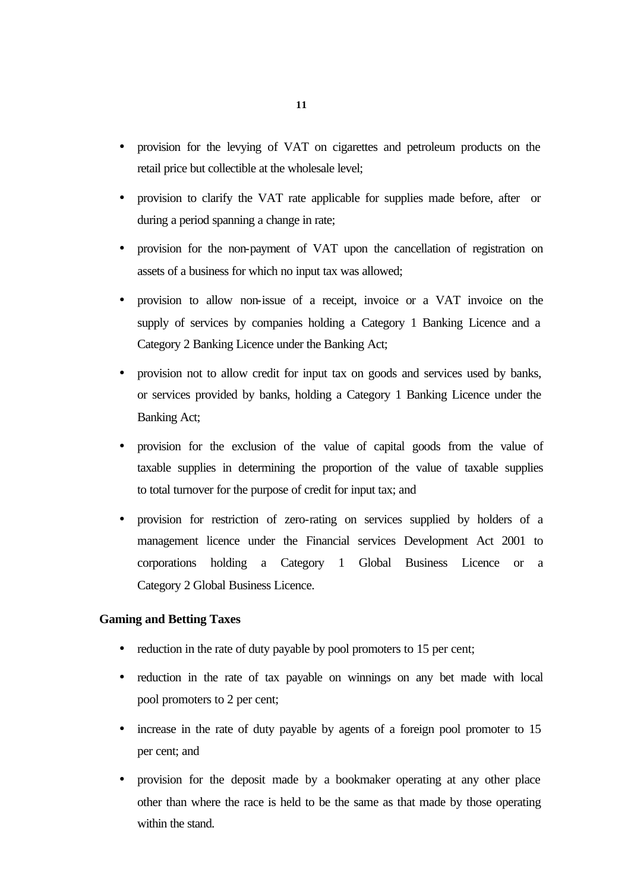- provision for the levying of VAT on cigarettes and petroleum products on the retail price but collectible at the wholesale level;
- provision to clarify the VAT rate applicable for supplies made before, after or during a period spanning a change in rate;
- provision for the non-payment of VAT upon the cancellation of registration on assets of a business for which no input tax was allowed;
- provision to allow non-issue of a receipt, invoice or a VAT invoice on the supply of services by companies holding a Category 1 Banking Licence and a Category 2 Banking Licence under the Banking Act;
- provision not to allow credit for input tax on goods and services used by banks, or services provided by banks, holding a Category 1 Banking Licence under the Banking Act;
- provision for the exclusion of the value of capital goods from the value of taxable supplies in determining the proportion of the value of taxable supplies to total turnover for the purpose of credit for input tax; and
- provision for restriction of zero-rating on services supplied by holders of a management licence under the Financial services Development Act 2001 to corporations holding a Category 1 Global Business Licence or a Category 2 Global Business Licence.

**Gaming and Betting Taxes**

- reduction in the rate of duty payable by pool promoters to 15 per cent;
- reduction in the rate of tax payable on winnings on any bet made with local pool promoters to 2 per cent;
- increase in the rate of duty payable by agents of a foreign pool promoter to 15 per cent; and
- provision for the deposit made by a bookmaker operating at any other place other than where the race is held to be the same as that made by those operating within the stand.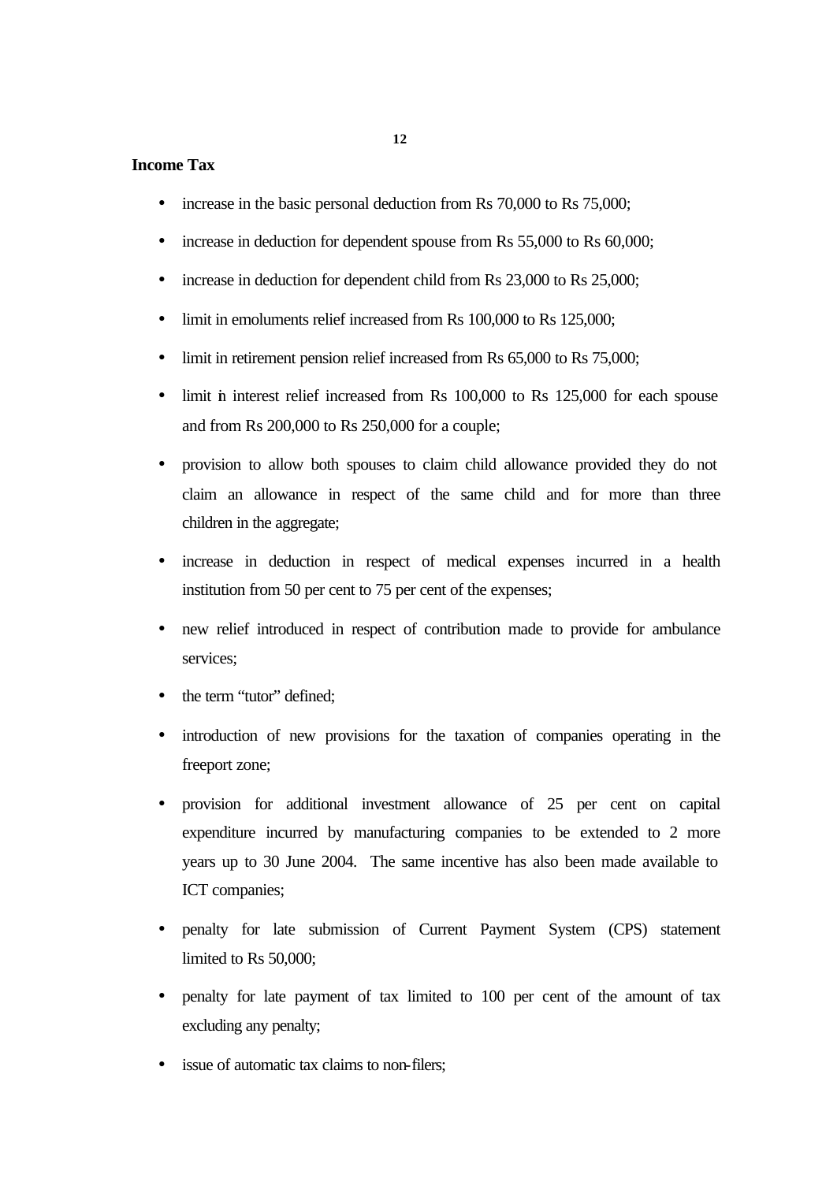**Income Tax**

- increase in the basic personal deduction from Rs 70,000 to Rs 75,000;
- increase in deduction for dependent spouse from Rs 55,000 to Rs 60,000;
- increase in deduction for dependent child from Rs 23,000 to Rs 25,000;
- limit in emoluments relief increased from Rs 100,000 to Rs 125,000;
- limit in retirement pension relief increased from Rs 65,000 to Rs 75,000;
- limit in interest relief increased from Rs 100,000 to Rs 125,000 for each spouse and from Rs 200,000 to Rs 250,000 for a couple;
- provision to allow both spouses to claim child allowance provided they do not claim an allowance in respect of the same child and for more than three children in the aggregate;
- increase in deduction in respect of medical expenses incurred in a health institution from 50 per cent to 75 per cent of the expenses;
- new relief introduced in respect of contribution made to provide for ambulance services;
- the term "tutor" defined;
- introduction of new provisions for the taxation of companies operating in the freeport zone;
- provision for additional investment allowance of 25 per cent on capital expenditure incurred by manufacturing companies to be extended to 2 more years up to 30 June 2004. The same incentive has also been made available to ICT companies;
- penalty for late submission of Current Payment System (CPS) statement limited to Rs 50,000;
- penalty for late payment of tax limited to 100 per cent of the amount of tax excluding any penalty;
- issue of automatic tax claims to non-filers;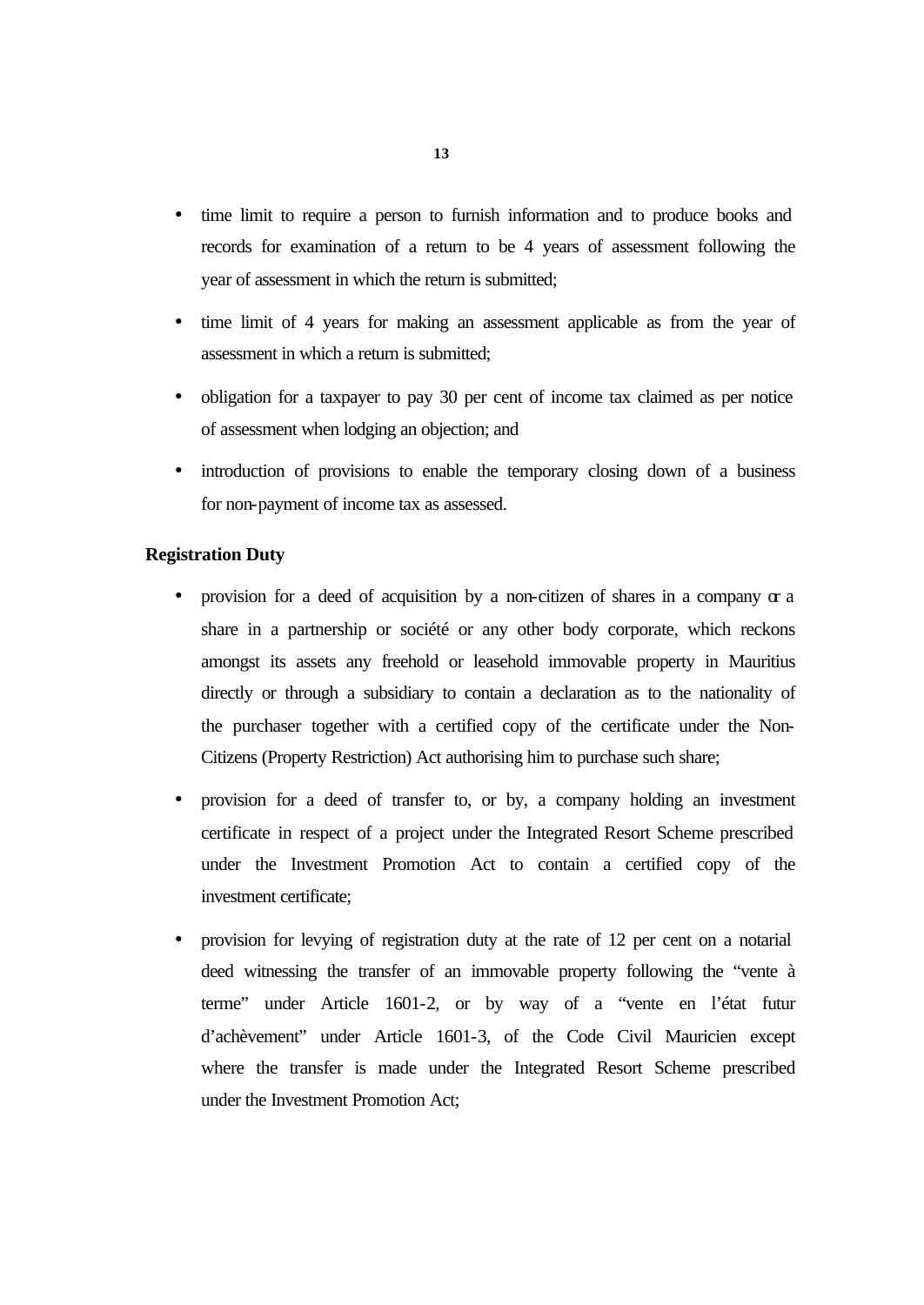- time limit to require a person to furnish information and to produce books and records for examination of a return to be 4 years of assessment following the year of assessment in which the return is submitted;
- time limit of 4 years for making an assessment applicable as from the year of assessment in which a return is submitted;
- obligation for a taxpayer to pay 30 per cent of income tax claimed as per notice of assessment when lodging an objection; and
- introduction of provisions to enable the temporary closing down of a business for non-payment of income tax as assessed.

**Registration Duty**

- provision for a deed of acquisition by a non-citizen of shares in a company or a share in a partnership or société or any other body corporate, which reckons amongst its assets any freehold or leasehold immovable property in Mauritius directly or through a subsidiary to contain a declaration as to the nationality of the purchaser together with a certified copy of the certificate under the Non-Citizens (Property Restriction) Act authorising him to purchase such share;
- provision for a deed of transfer to, or by, a company holding an investment certificate in respect of a project under the Integrated Resort Scheme prescribed under the Investment Promotion Act to contain a certified copy of the investment certificate;
- provision for levying of registration duty at the rate of 12 per cent on a notarial deed witnessing the transfer of an immovable property following the "vente à terme" under Article 1601-2, or by way of a "vente en l'état futur d'achèvement" under Article 1601-3, of the Code Civil Mauricien except where the transfer is made under the Integrated Resort Scheme prescribed under the Investment Promotion Act;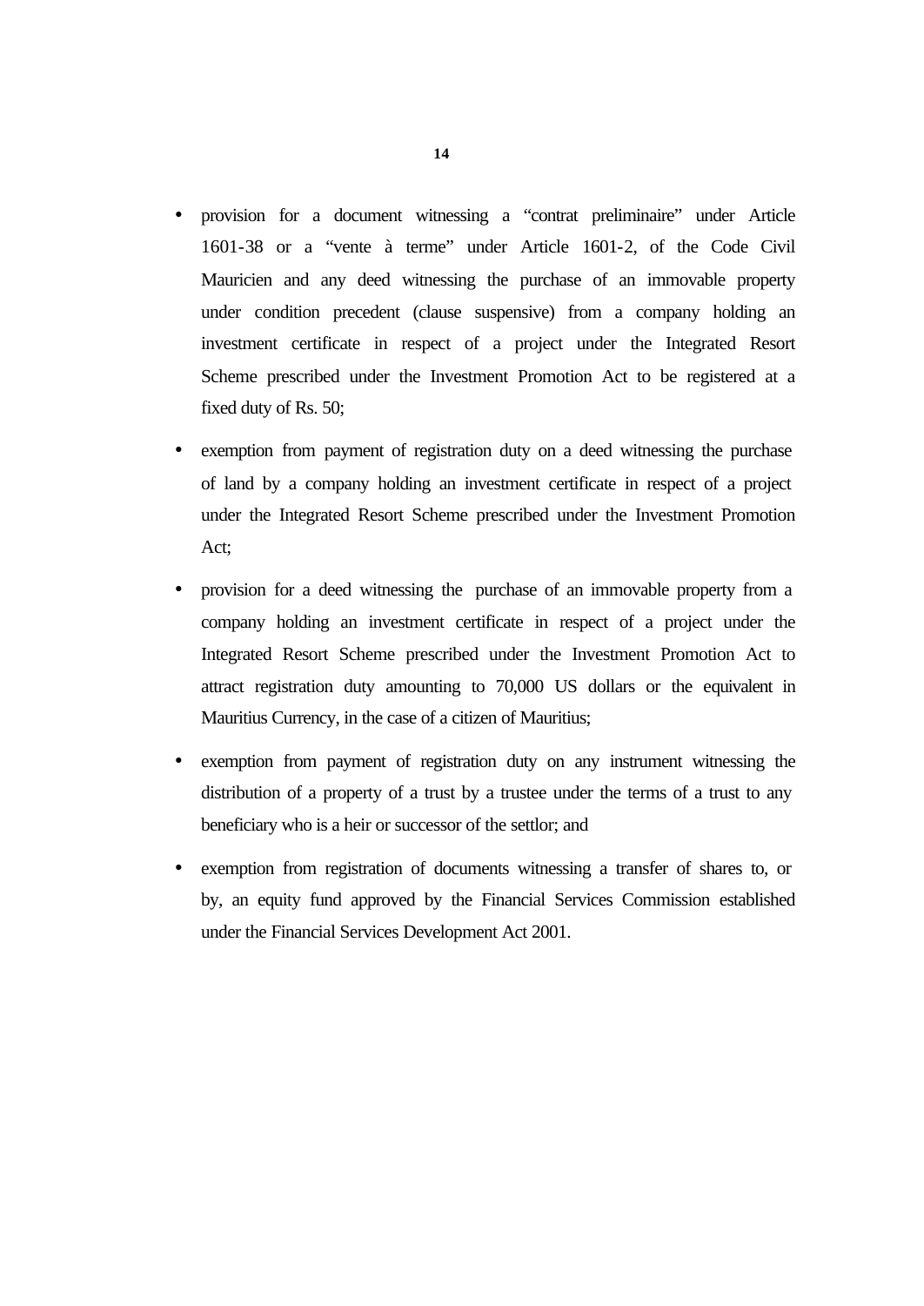- provision for a document witnessing a "contrat preliminaire" under Article 1601-38 or a "vente à terme" under Article 1601-2, of the Code Civil Mauricien and any deed witnessing the purchase of an immovable property under condition precedent (clause suspensive) from a company holding an investment certificate in respect of a project under the Integrated Resort Scheme prescribed under the Investment Promotion Act to be registered at a fixed duty of Rs. 50;

- exemption from payment of registration duty on a deed witnessing the purchase of land by a company holding an investment certificate in respect of a project under the Integrated Resort Scheme prescribed under the Investment Promotion Act;

- provision for a deed witnessing the purchase of an immovable property from a company holding an investment certificate in respect of a project under the Integrated Resort Scheme prescribed under the Investment Promotion Act to attract registration duty amounting to 70,000 US dollars or the equivalent in Mauritius Currency, in the case of a citizen of Mauritius;

- exemption from payment of registration duty on any instrument witnessing the distribution of a property of a trust by a trustee under the terms of a trust to any beneficiary who is a heir or successor of the settlor; and

- exemption from registration of documents witnessing a transfer of shares to, or by, an equity fund approved by the Financial Services Commission established under the Financial Services Development Act 2001.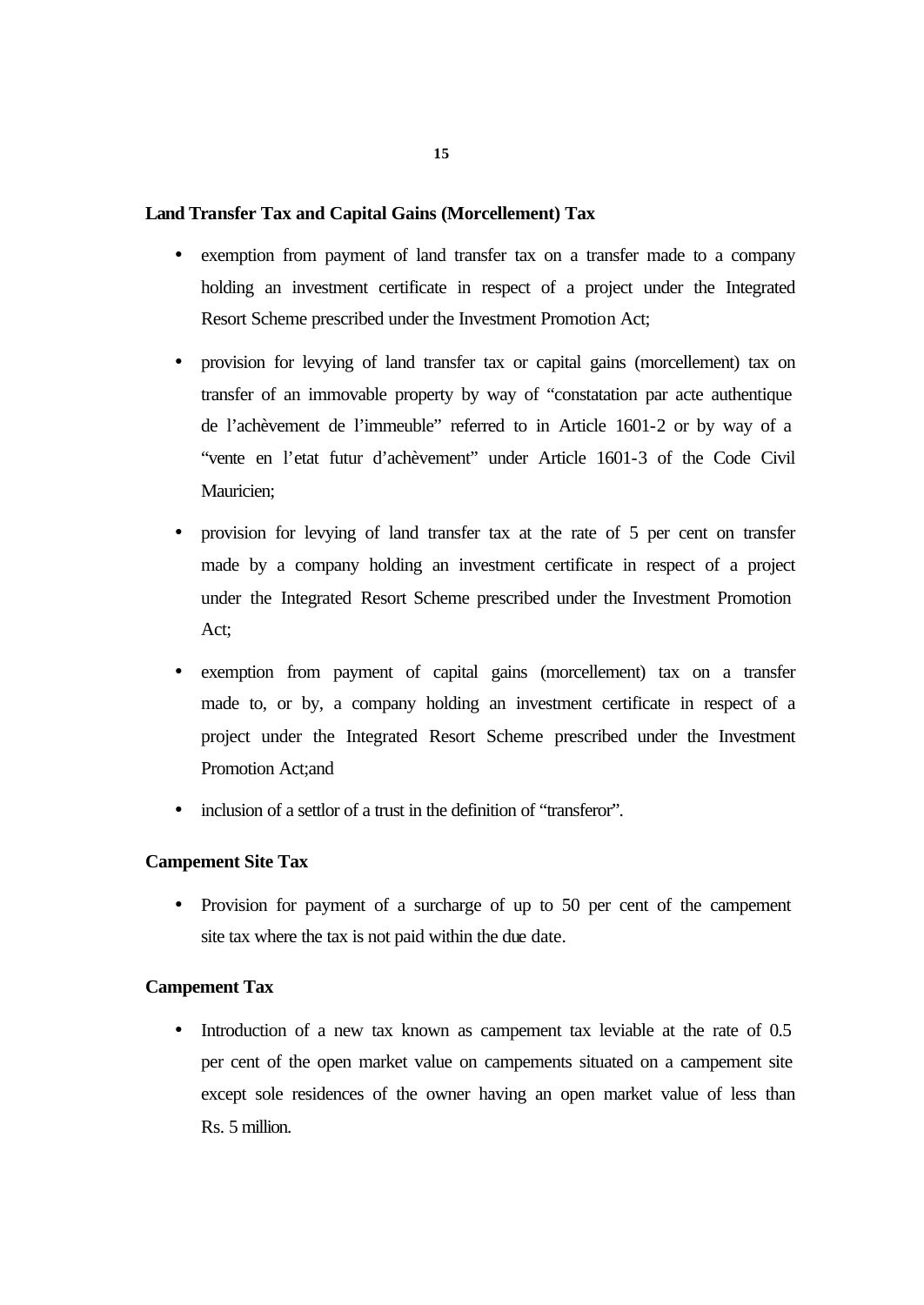**Land Transfer Tax and Capital Gains (Morcellement) Tax**

- exemption from payment of land transfer tax on a transfer made to a company holding an investment certificate in respect of a project under the Integrated Resort Scheme prescribed under the Investment Promotion Act;
- provision for levying of land transfer tax or capital gains (morcellement) tax on transfer of an immovable property by way of "constatation par acte authentique de l'achèvement de l'immeuble" referred to in Article 1601-2 or by way of a "vente en l'etat futur d'achèvement" under Article 1601-3 of the Code Civil Mauricien;
- provision for levying of land transfer tax at the rate of 5 per cent on transfer made by a company holding an investment certificate in respect of a project under the Integrated Resort Scheme prescribed under the Investment Promotion Act;
- exemption from payment of capital gains (morcellement) tax on a transfer made to, or by, a company holding an investment certificate in respect of a project under the Integrated Resort Scheme prescribed under the Investment Promotion Act;and
- inclusion of a settlor of a trust in the definition of "transferor".

**Campement Site Tax**

- Provision for payment of a surcharge of up to 50 per cent of the campement site tax where the tax is not paid within the due date.

**Campement Tax**

- Introduction of a new tax known as campement tax leviable at the rate of 0.5 per cent of the open market value on campements situated on a campement site except sole residences of the owner having an open market value of less than Rs. 5 million.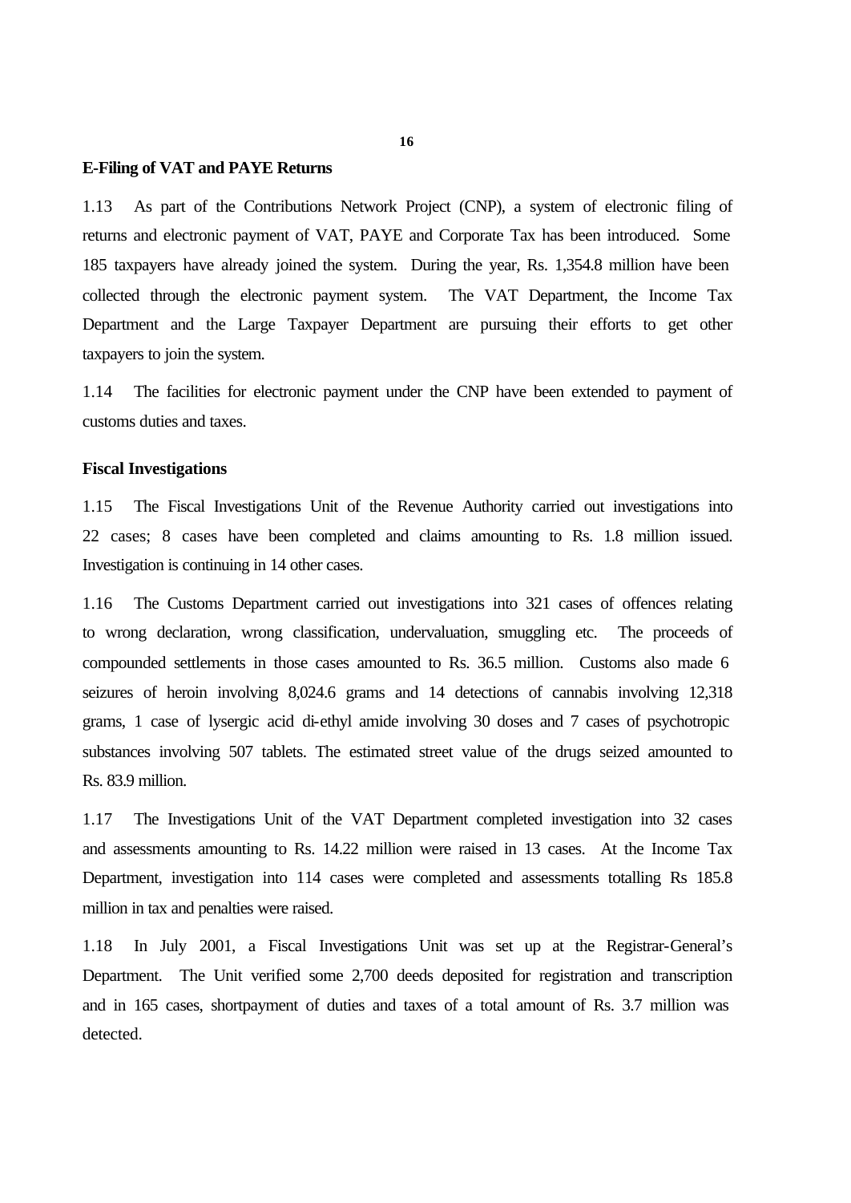**E-Filing of VAT and PAYE Returns**

1.13 As part of the Contributions Network Project (CNP), a system of electronic filing of returns and electronic payment of VAT, PAYE and Corporate Tax has been introduced. Some 185 taxpayers have already joined the system. During the year, Rs. 1,354.8 million have been collected through the electronic payment system. The VAT Department, the Income Tax Department and the Large Taxpayer Department are pursuing their efforts to get other taxpayers to join the system.

1.14 The facilities for electronic payment under the CNP have been extended to payment of customs duties and taxes.

**Fiscal Investigations**

1.15 The Fiscal Investigations Unit of the Revenue Authority carried out investigations into 22 cases; 8 cases have been completed and claims amounting to Rs. 1.8 million issued. Investigation is continuing in 14 other cases.

1.16 The Customs Department carried out investigations into 321 cases of offences relating to wrong declaration, wrong classification, undervaluation, smuggling etc. The proceeds of compounded settlements in those cases amounted to Rs. 36.5 million. Customs also made 6 seizures of heroin involving 8,024.6 grams and 14 detections of cannabis involving 12,318 grams, 1 case of lysergic acid di-ethyl amide involving 30 doses and 7 cases of psychotropic substances involving 507 tablets. The estimated street value of the drugs seized amounted to Rs. 83.9 million.

1.17 The Investigations Unit of the VAT Department completed investigation into 32 cases and assessments amounting to Rs. 14.22 million were raised in 13 cases. At the Income Tax Department, investigation into 114 cases were completed and assessments totalling Rs 185.8 million in tax and penalties were raised.

1.18 In July 2001, a Fiscal Investigations Unit was set up at the Registrar-General's Department. The Unit verified some 2,700 deeds deposited for registration and transcription and in 165 cases, shortpayment of duties and taxes of a total amount of Rs. 3.7 million was detected.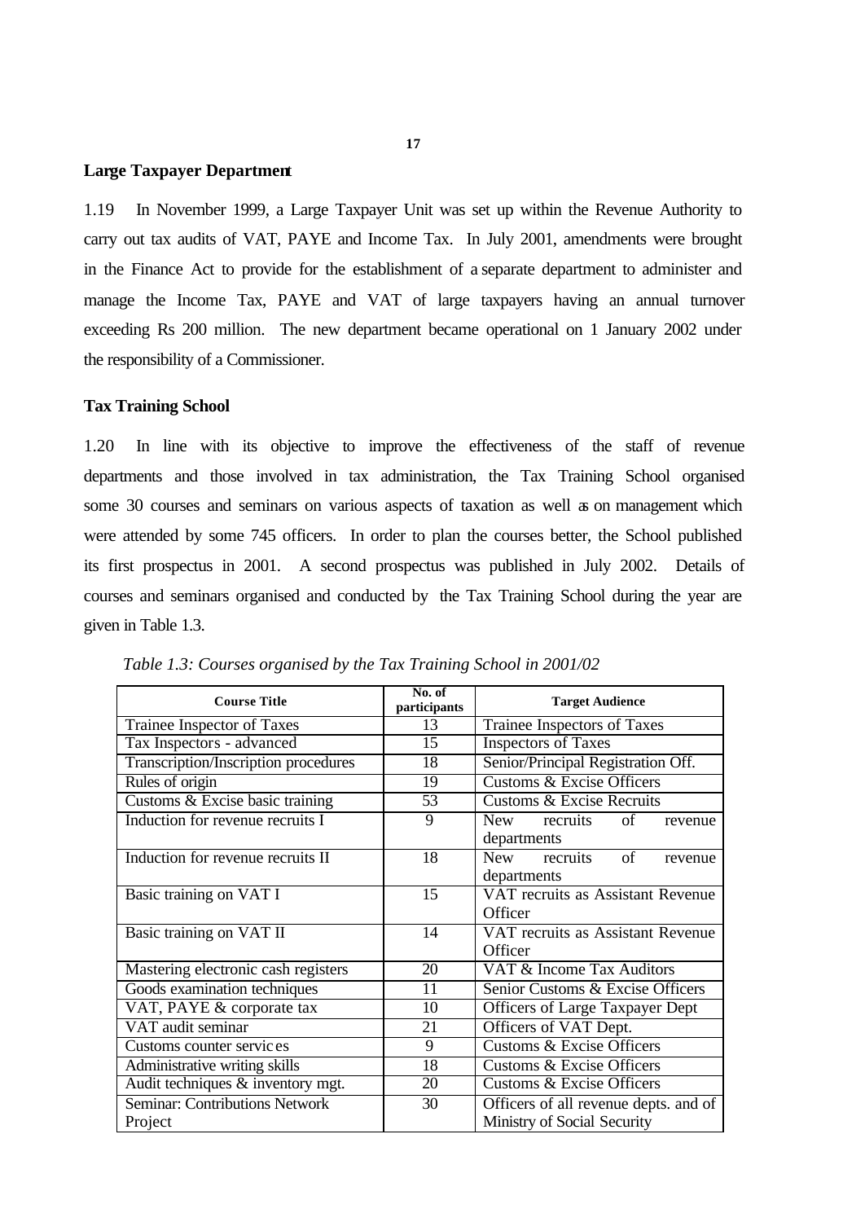**Large Taxpayer Department**

1.19 In November 1999, a Large Taxpayer Unit was set up within the Revenue Authority to carry out tax audits of VAT, PAYE and Income Tax. In July 2001, amendments were brought in the Finance Act to provide for the establishment of a separate department to administer and manage the Income Tax, PAYE and VAT of large taxpayers having an annual turnover exceeding Rs 200 million. The new department became operational on 1 January 2002 under the responsibility of a Commissioner.

**Tax Training School**

1.20 In line with its objective to improve the effectiveness of the staff of revenue departments and those involved in tax administration, the Tax Training School organised some 30 courses and seminars on various aspects of taxation as well as on management which were attended by some 745 officers. In order to plan the courses better, the School published its first prospectus in 2001. A second prospectus was published in July 2002. Details of courses and seminars organised and conducted by the Tax Training School during the year are given in Table 1.3.

*Table 1.3: Courses organised by the Tax Training School in 2001/02*

| Course Title | No. of participants | Target Audience |
|---|---|---|
| Trainee Inspector of Taxes | 13 | Trainee Inspectors of Taxes |
| Tax Inspectors - advanced | 15 | Inspectors of Taxes |
| Transcription/Inscription procedures | 18 | Senior/Principal Registration Off. |
| Rules of origin | 19 | Customs & Excise Officers |
| Customs & Excise basic training | 53 | Customs & Excise Recruits |
| Induction for revenue recruits I | 9 | New recruits of revenue departments |
| Induction for revenue recruits II | 18 | New recruits of revenue departments |
| Basic training on VAT I | 15 | VAT recruits as Assistant Revenue Officer |
| Basic training on VAT II | 14 | VAT recruits as Assistant Revenue Officer |
| Mastering electronic cash registers | 20 | VAT & Income Tax Auditors |
| Goods examination techniques | 11 | Senior Customs & Excise Officers |
| VAT, PAYE & corporate tax | 10 | Officers of Large Taxpayer Dept |
| VAT audit seminar | 21 | Officers of VAT Dept. |
| Customs counter services | 9 | Customs & Excise Officers |
| Administrative writing skills | 18 | Customs & Excise Officers |
| Audit techniques & inventory mgt. | 20 | Customs & Excise Officers |
| Seminar: Contributions Network Project | 30 | Officers of all revenue depts. and of Ministry of Social Security |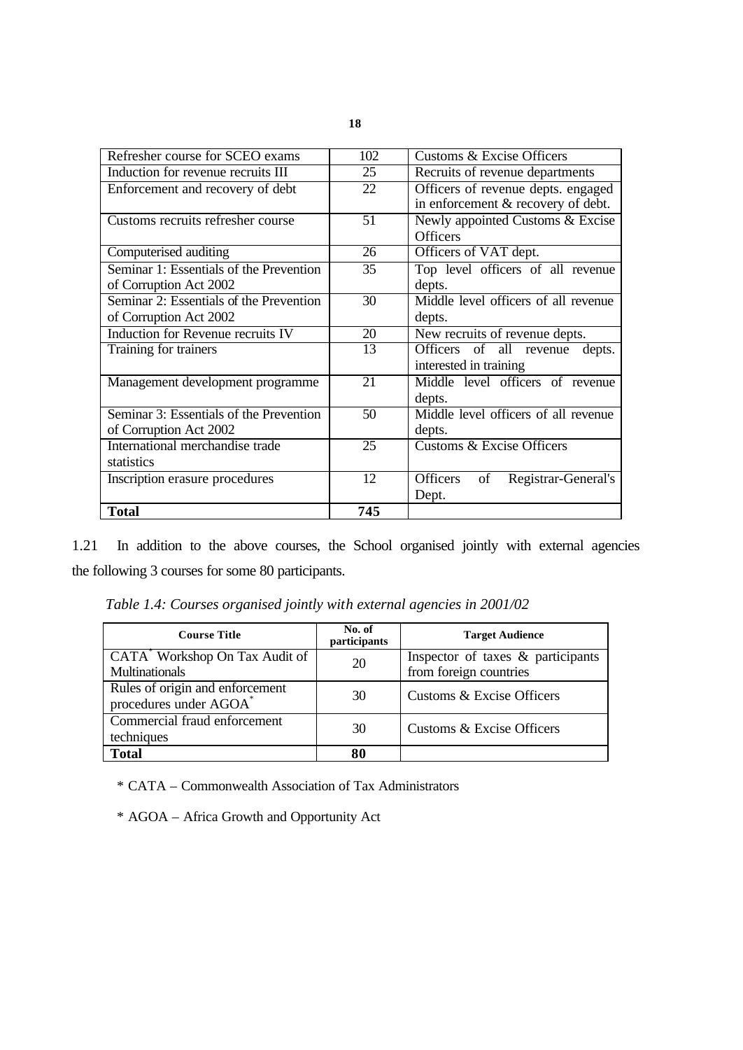| | | |
|---|---|---|
| Refresher course for SCEO exams | 102 | Customs & Excise Officers |
| Induction for revenue recruits III | 25 | Recruits of revenue departments |
| Enforcement and recovery of debt | 22 | Officers of revenue depts. engaged in enforcement & recovery of debt. |
| Customs recruits refresher course | 51 | Newly appointed Customs & Excise Officers |
| Computerised auditing | 26 | Officers of VAT dept. |
| Seminar 1: Essentials of the Prevention of Corruption Act 2002 | 35 | Top level officers of all revenue depts. |
| Seminar 2: Essentials of the Prevention of Corruption Act 2002 | 30 | Middle level officers of all revenue depts. |
| Induction for Revenue recruits IV | 20 | New recruits of revenue depts. |
| Training for trainers | 13 | Officers of all revenue depts. interested in training |
| Management development programme | 21 | Middle level officers of revenue depts. |
| Seminar 3: Essentials of the Prevention of Corruption Act 2002 | 50 | Middle level officers of all revenue depts. |
| International merchandise trade statistics | 25 | Customs & Excise Officers |
| Inscription erasure procedures | 12 | Officers of Registrar-General's Dept. |
| **Total** | **745** | |

1.21 In addition to the above courses, the School organised jointly with external agencies the following 3 courses for some 80 participants.

*Table 1.4: Courses organised jointly with external agencies in 2001/02*

| Course Title | No. of participants | Target Audience |
|---|---|---|
| CATA* Workshop On Tax Audit of Multinationals | 20 | Inspector of taxes & participants from foreign countries |
| Rules of origin and enforcement procedures under AGOA* | 30 | Customs & Excise Officers |
| Commercial fraud enforcement techniques | 30 | Customs & Excise Officers |
| **Total** | **80** | |

\* CATA – Commonwealth Association of Tax Administrators

\* AGOA – Africa Growth and Opportunity Act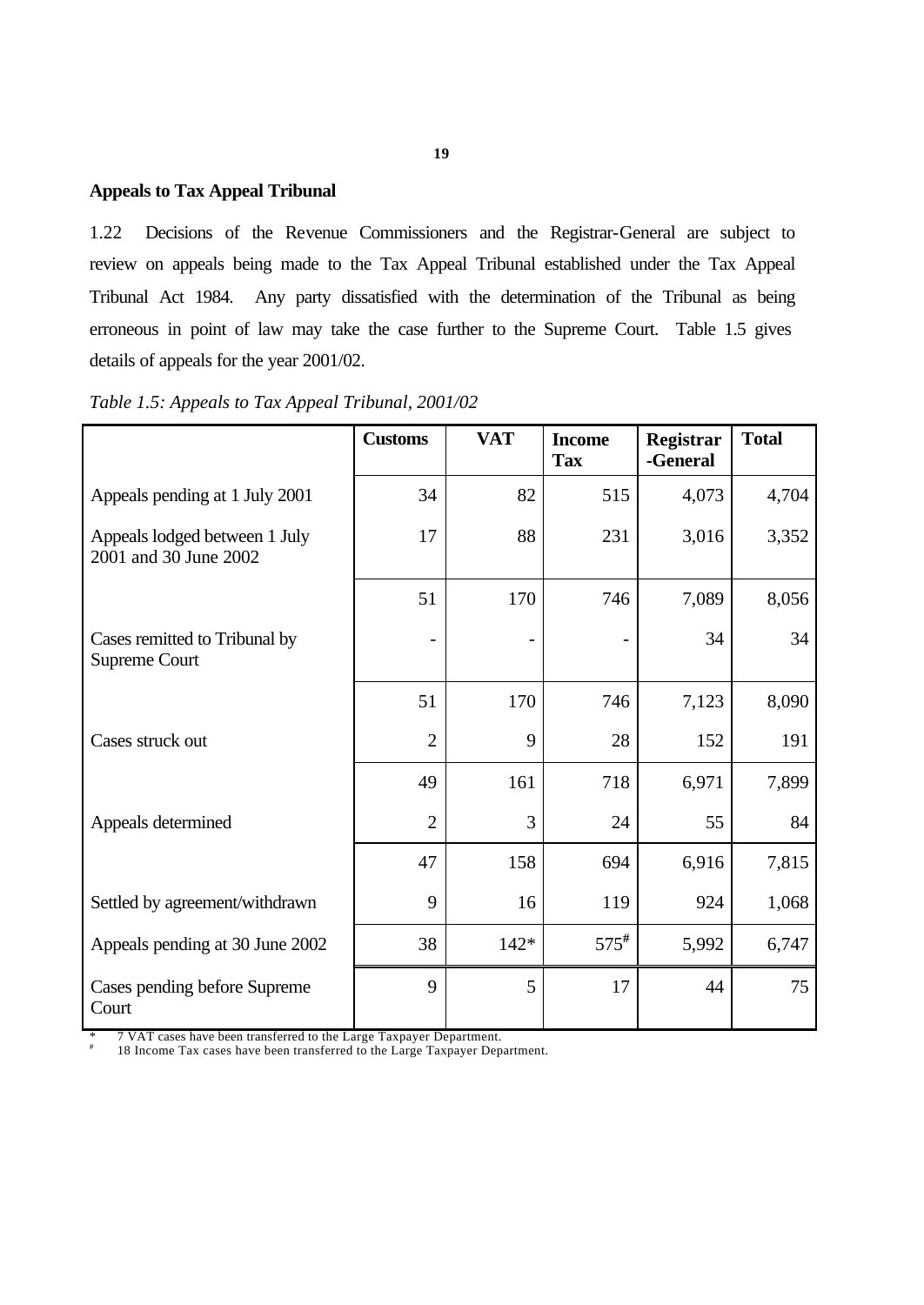**Appeals to Tax Appeal Tribunal**

1.22 Decisions of the Revenue Commissioners and the Registrar-General are subject to review on appeals being made to the Tax Appeal Tribunal established under the Tax Appeal Tribunal Act 1984. Any party dissatisfied with the determination of the Tribunal as being erroneous in point of law may take the case further to the Supreme Court. Table 1.5 gives details of appeals for the year 2001/02.

*Table 1.5: Appeals to Tax Appeal Tribunal, 2001/02*

| | **Customs** | **VAT** | **Income Tax** | **Registrar -General** | **Total** |
|---|---|---|---|---|---|
| Appeals pending at 1 July 2001 | 34 | 82 | 515 | 4,073 | 4,704 |
| Appeals lodged between 1 July 2001 and 30 June 2002 | 17 | 88 | 231 | 3,016 | 3,352 |
| | 51 | 170 | 746 | 7,089 | 8,056 |
| Cases remitted to Tribunal by Supreme Court | - | - | - | 34 | 34 |
| | 51 | 170 | 746 | 7,123 | 8,090 |
| Cases struck out | 2 | 9 | 28 | 152 | 191 |
| | 49 | 161 | 718 | 6,971 | 7,899 |
| Appeals determined | 2 | 3 | 24 | 55 | 84 |
| | 47 | 158 | 694 | 6,916 | 7,815 |
| Settled by agreement/withdrawn | 9 | 16 | 119 | 924 | 1,068 |
| Appeals pending at 30 June 2002 | 38 | 142* | 575# | 5,992 | 6,747 |
| Cases pending before Supreme Court | 9 | 5 | 17 | 44 | 75 |

\* 7 VAT cases have been transferred to the Large Taxpayer Department.

\# 18 Income Tax cases have been transferred to the Large Taxpayer Department.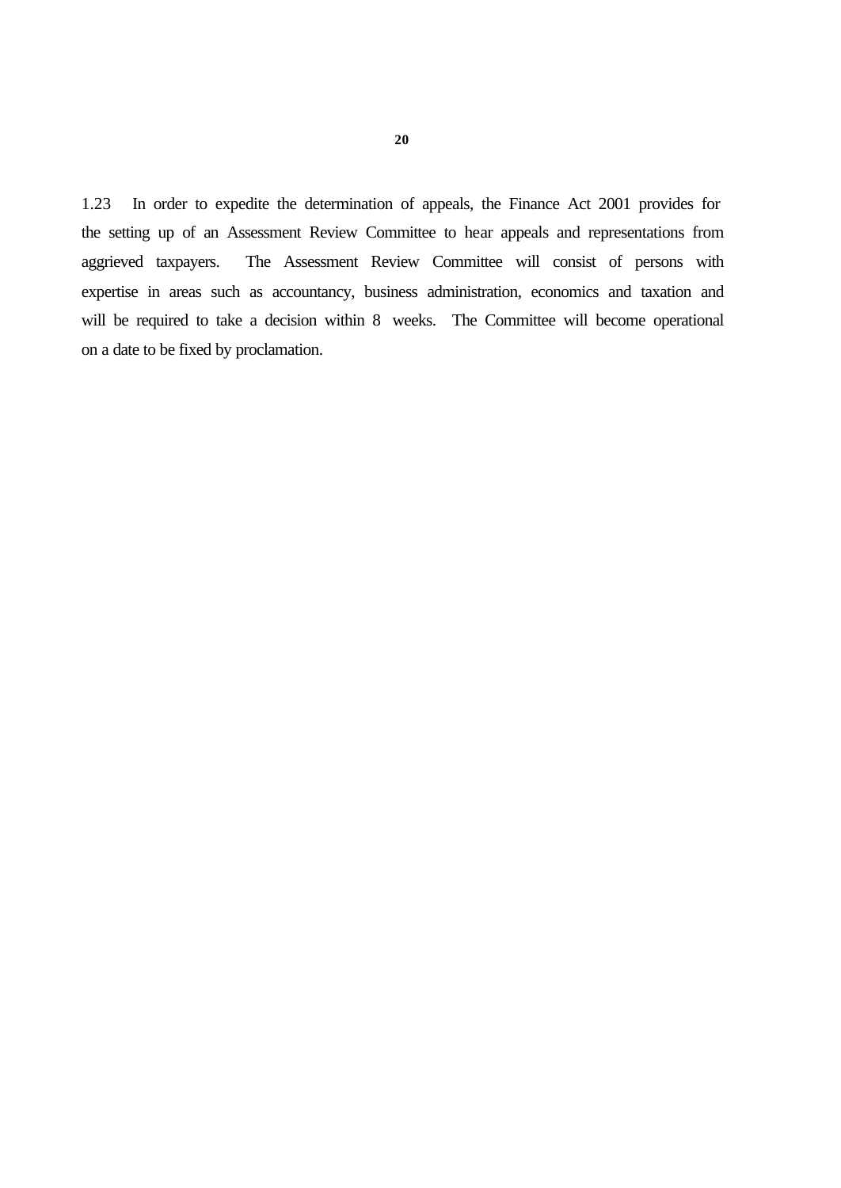1.23 In order to expedite the determination of appeals, the Finance Act 2001 provides for the setting up of an Assessment Review Committee to hear appeals and representations from aggrieved taxpayers. The Assessment Review Committee will consist of persons with expertise in areas such as accountancy, business administration, economics and taxation and will be required to take a decision within 8 weeks. The Committee will become operational on a date to be fixed by proclamation.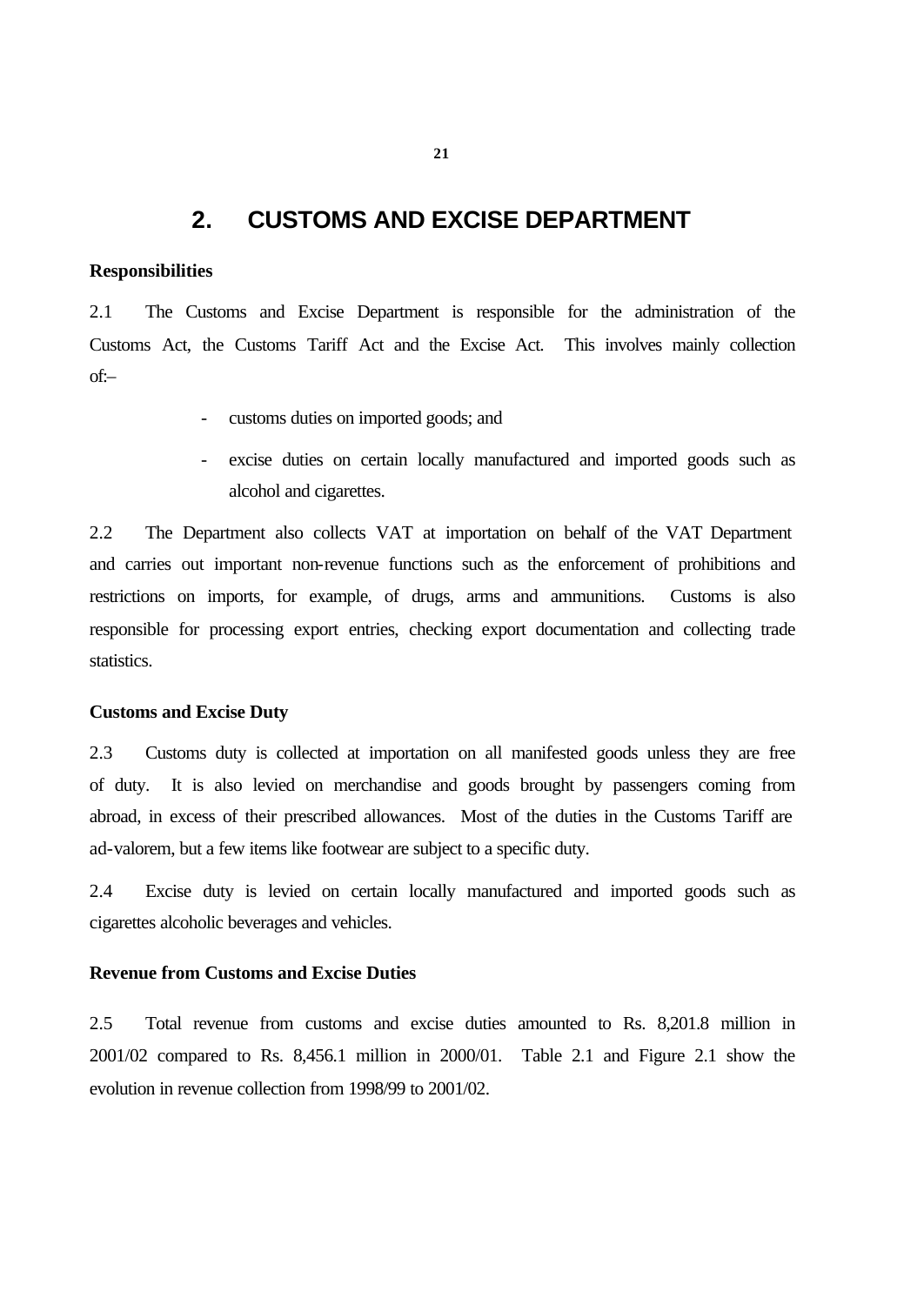# 2. CUSTOMS AND EXCISE DEPARTMENT

**Responsibilities**

2.1 The Customs and Excise Department is responsible for the administration of the Customs Act, the Customs Tariff Act and the Excise Act. This involves mainly collection of:–

- customs duties on imported goods; and
- excise duties on certain locally manufactured and imported goods such as alcohol and cigarettes.

2.2 The Department also collects VAT at importation on behalf of the VAT Department and carries out important non-revenue functions such as the enforcement of prohibitions and restrictions on imports, for example, of drugs, arms and ammunitions. Customs is also responsible for processing export entries, checking export documentation and collecting trade statistics.

**Customs and Excise Duty**

2.3 Customs duty is collected at importation on all manifested goods unless they are free of duty. It is also levied on merchandise and goods brought by passengers coming from abroad, in excess of their prescribed allowances. Most of the duties in the Customs Tariff are ad-valorem, but a few items like footwear are subject to a specific duty.

2.4 Excise duty is levied on certain locally manufactured and imported goods such as cigarettes alcoholic beverages and vehicles.

**Revenue from Customs and Excise Duties**

2.5 Total revenue from customs and excise duties amounted to Rs. 8,201.8 million in 2001/02 compared to Rs. 8,456.1 million in 2000/01. Table 2.1 and Figure 2.1 show the evolution in revenue collection from 1998/99 to 2001/02.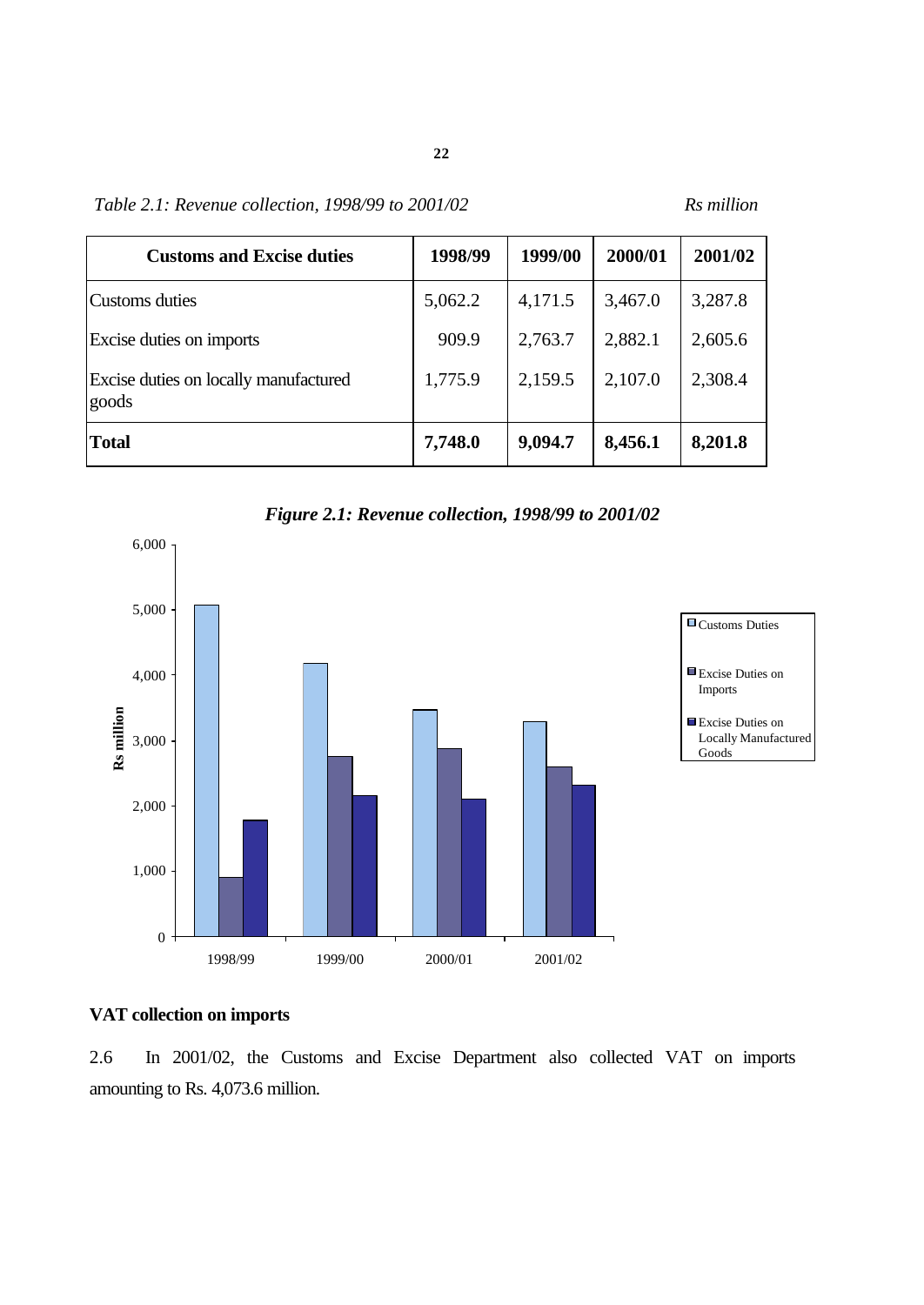*Table 2.1: Revenue collection, 1998/99 to 2001/02* *Rs million*

| Customs and Excise duties | 1998/99 | 1999/00 | 2000/01 | 2001/02 |
|---|---|---|---|---|
| Customs duties | 5,062.2 | 4,171.5 | 3,467.0 | 3,287.8 |
| Excise duties on imports | 909.9 | 2,763.7 | 2,882.1 | 2,605.6 |
| Excise duties on locally manufactured goods | 1,775.9 | 2,159.5 | 2,107.0 | 2,308.4 |
| **Total** | **7,748.0** | **9,094.7** | **8,456.1** | **8,201.8** |

***Figure 2.1: Revenue collection, 1998/99 to 2001/02***

### VAT collection on imports

2.6 In 2001/02, the Customs and Excise Department also collected VAT on imports amounting to Rs. 4,073.6 million.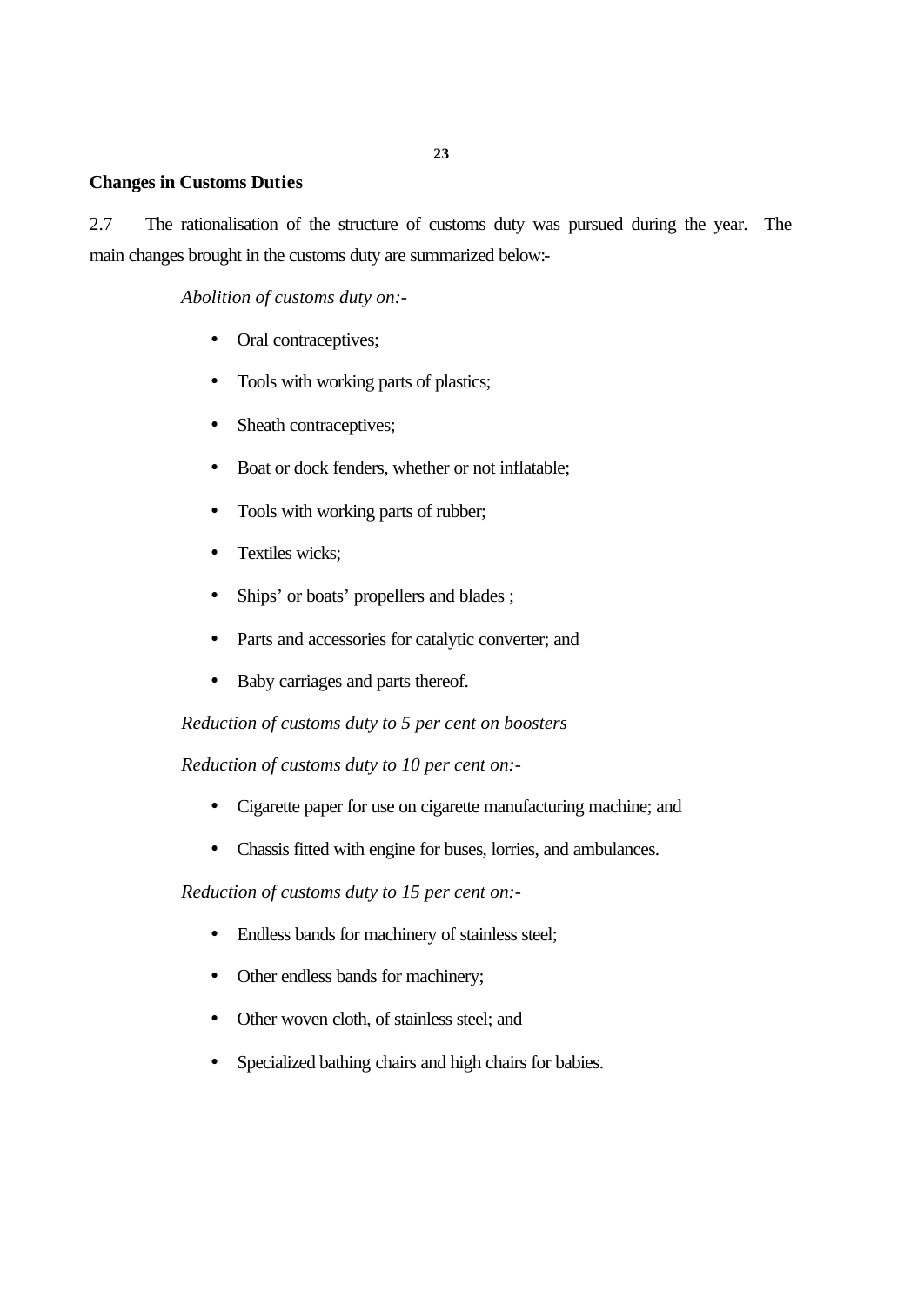**Changes in Customs Duties**

2.7 The rationalisation of the structure of customs duty was pursued during the year. The main changes brought in the customs duty are summarized below:-

*Abolition of customs duty on:-*

- Oral contraceptives;
- Tools with working parts of plastics;
- Sheath contraceptives;
- Boat or dock fenders, whether or not inflatable;
- Tools with working parts of rubber;
- Textiles wicks;
- Ships' or boats' propellers and blades ;
- Parts and accessories for catalytic converter; and
- Baby carriages and parts thereof.

*Reduction of customs duty to 5 per cent on boosters*

*Reduction of customs duty to 10 per cent on:-*

- Cigarette paper for use on cigarette manufacturing machine; and
- Chassis fitted with engine for buses, lorries, and ambulances.

*Reduction of customs duty to 15 per cent on:-*

- Endless bands for machinery of stainless steel;
- Other endless bands for machinery;
- Other woven cloth, of stainless steel; and
- Specialized bathing chairs and high chairs for babies.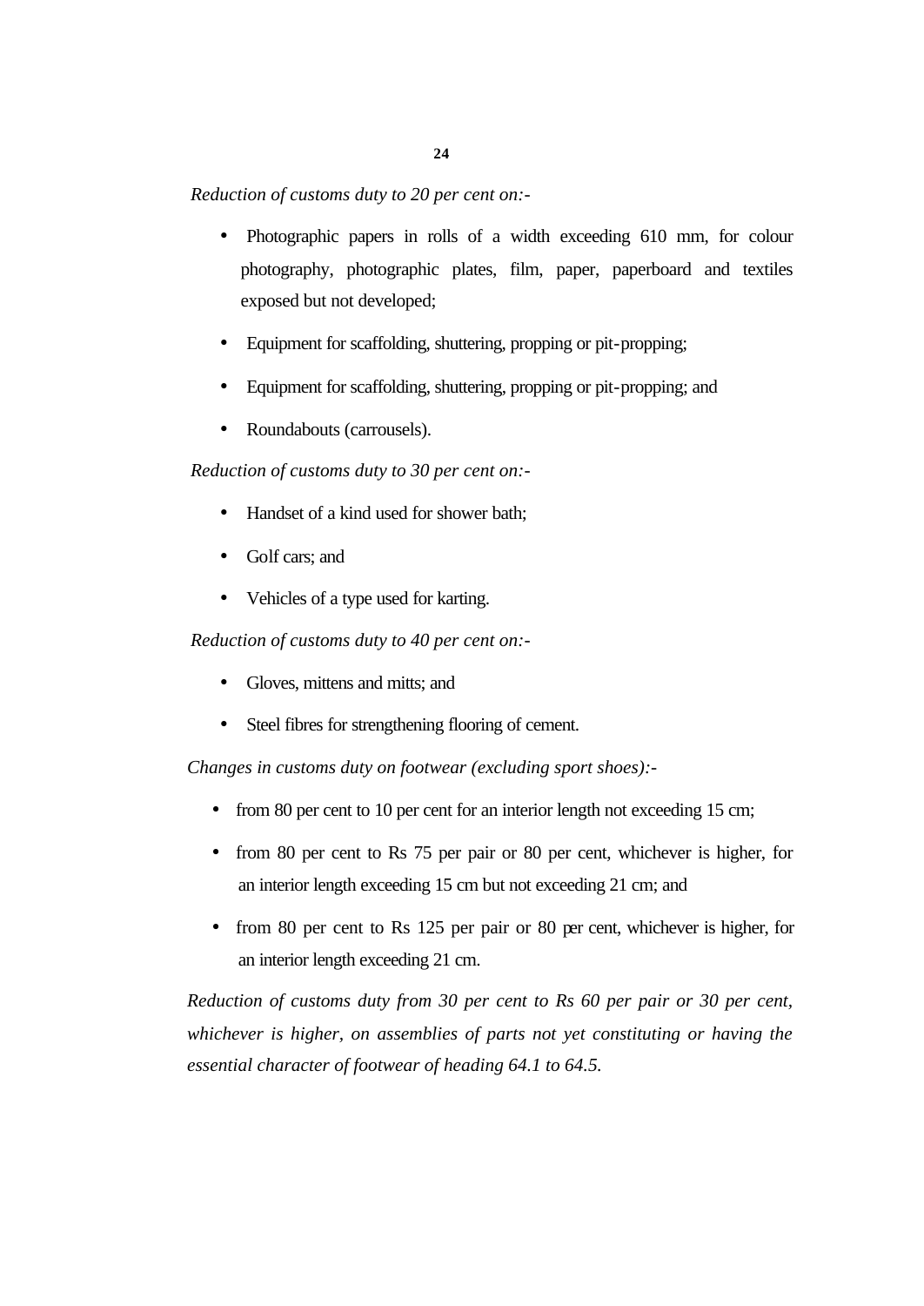*Reduction of customs duty to 20 per cent on:-*

- Photographic papers in rolls of a width exceeding 610 mm, for colour photography, photographic plates, film, paper, paperboard and textiles exposed but not developed;
- Equipment for scaffolding, shuttering, propping or pit-propping;
- Equipment for scaffolding, shuttering, propping or pit-propping; and
- Roundabouts (carrousels).

*Reduction of customs duty to 30 per cent on:-*

- Handset of a kind used for shower bath;
- Golf cars; and
- Vehicles of a type used for karting.

*Reduction of customs duty to 40 per cent on:-*

- Gloves, mittens and mitts; and
- Steel fibres for strengthening flooring of cement.

*Changes in customs duty on footwear (excluding sport shoes):-*

- from 80 per cent to 10 per cent for an interior length not exceeding 15 cm;
- from 80 per cent to Rs 75 per pair or 80 per cent, whichever is higher, for an interior length exceeding 15 cm but not exceeding 21 cm; and
- from 80 per cent to Rs 125 per pair or 80 per cent, whichever is higher, for an interior length exceeding 21 cm.

*Reduction of customs duty from 30 per cent to Rs 60 per pair or 30 per cent, whichever is higher, on assemblies of parts not yet constituting or having the essential character of footwear of heading 64.1 to 64.5.*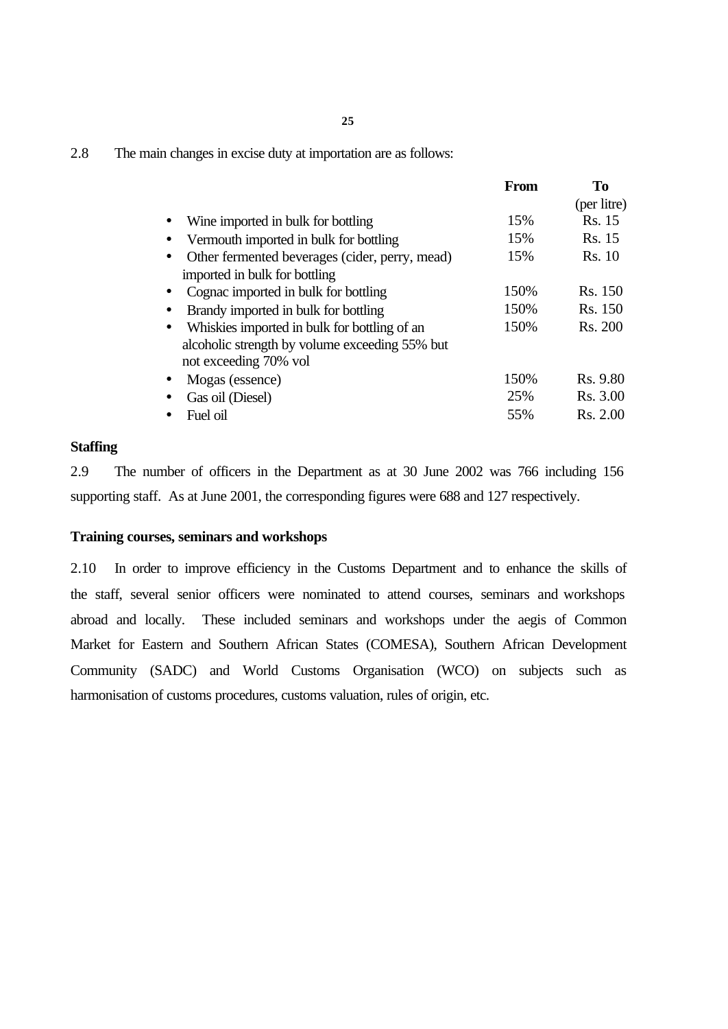2.8 The main changes in excise duty at importation are as follows:

| | From | To (per litre) |
|---|---|---|
| • Wine imported in bulk for bottling | 15% | Rs. 15 |
| • Vermouth imported in bulk for bottling | 15% | Rs. 15 |
| • Other fermented beverages (cider, perry, mead) imported in bulk for bottling | 15% | Rs. 10 |
| • Cognac imported in bulk for bottling | 150% | Rs. 150 |
| • Brandy imported in bulk for bottling | 150% | Rs. 150 |
| • Whiskies imported in bulk for bottling of an alcoholic strength by volume exceeding 55% but not exceeding 70% vol | 150% | Rs. 200 |
| • Mogas (essence) | 150% | Rs. 9.80 |
| • Gas oil (Diesel) | 25% | Rs. 3.00 |
| • Fuel oil | 55% | Rs. 2.00 |

**Staffing**

2.9 The number of officers in the Department as at 30 June 2002 was 766 including 156 supporting staff. As at June 2001, the corresponding figures were 688 and 127 respectively.

**Training courses, seminars and workshops**

2.10 In order to improve efficiency in the Customs Department and to enhance the skills of the staff, several senior officers were nominated to attend courses, seminars and workshops abroad and locally. These included seminars and workshops under the aegis of Common Market for Eastern and Southern African States (COMESA), Southern African Development Community (SADC) and World Customs Organisation (WCO) on subjects such as harmonisation of customs procedures, customs valuation, rules of origin, etc.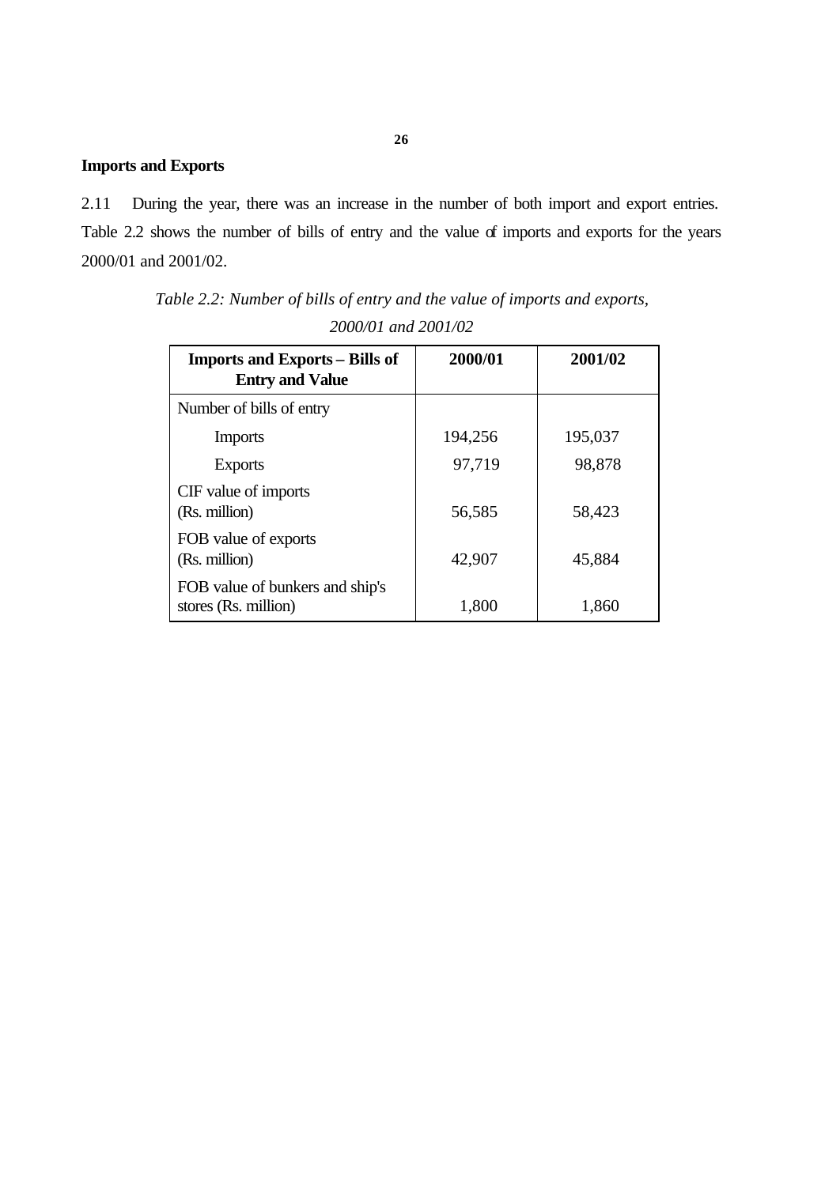## Imports and Exports

2.11 During the year, there was an increase in the number of both import and export entries. Table 2.2 shows the number of bills of entry and the value of imports and exports for the years 2000/01 and 2001/02.

*Table 2.2: Number of bills of entry and the value of imports and exports, 2000/01 and 2001/02*

| **Imports and Exports – Bills of Entry and Value** | **2000/01** | **2001/02** |
|---|---|---|
| Number of bills of entry | | |
| Imports | 194,256 | 195,037 |
| Exports | 97,719 | 98,878 |
| CIF value of imports (Rs. million) | 56,585 | 58,423 |
| FOB value of exports (Rs. million) | 42,907 | 45,884 |
| FOB value of bunkers and ship's stores (Rs. million) | 1,800 | 1,860 |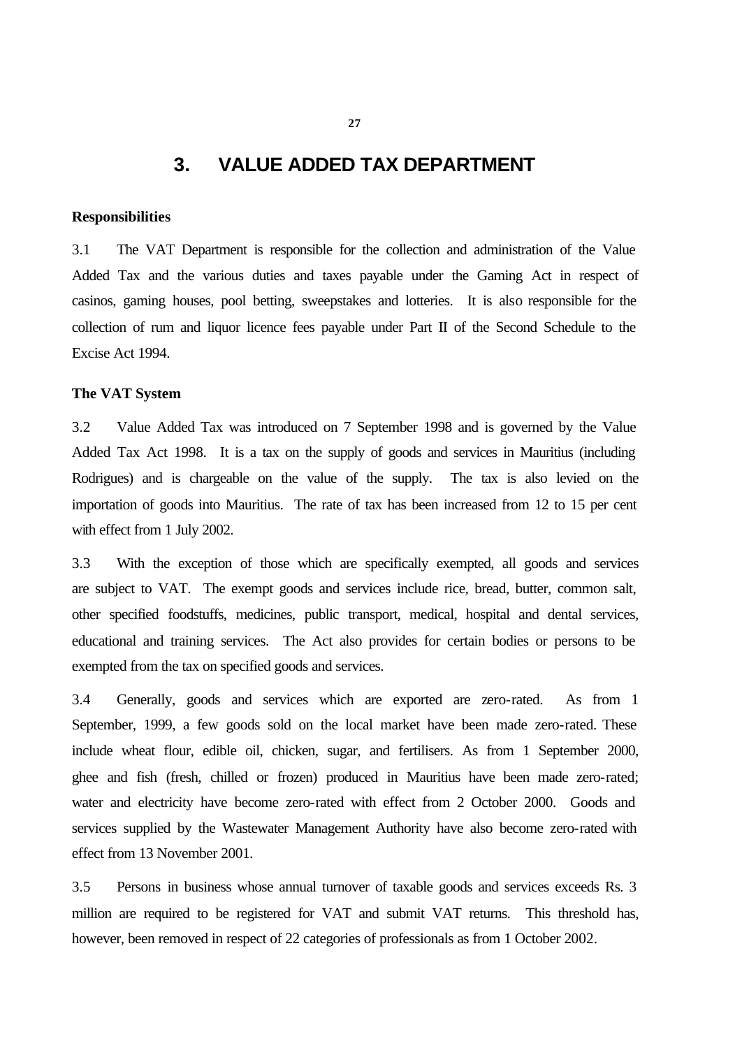# 3. VALUE ADDED TAX DEPARTMENT

**Responsibilities**

3.1 The VAT Department is responsible for the collection and administration of the Value Added Tax and the various duties and taxes payable under the Gaming Act in respect of casinos, gaming houses, pool betting, sweepstakes and lotteries. It is also responsible for the collection of rum and liquor licence fees payable under Part II of the Second Schedule to the Excise Act 1994.

**The VAT System**

3.2 Value Added Tax was introduced on 7 September 1998 and is governed by the Value Added Tax Act 1998. It is a tax on the supply of goods and services in Mauritius (including Rodrigues) and is chargeable on the value of the supply. The tax is also levied on the importation of goods into Mauritius. The rate of tax has been increased from 12 to 15 per cent with effect from 1 July 2002.

3.3 With the exception of those which are specifically exempted, all goods and services are subject to VAT. The exempt goods and services include rice, bread, butter, common salt, other specified foodstuffs, medicines, public transport, medical, hospital and dental services, educational and training services. The Act also provides for certain bodies or persons to be exempted from the tax on specified goods and services.

3.4 Generally, goods and services which are exported are zero-rated. As from 1 September, 1999, a few goods sold on the local market have been made zero-rated. These include wheat flour, edible oil, chicken, sugar, and fertilisers. As from 1 September 2000, ghee and fish (fresh, chilled or frozen) produced in Mauritius have been made zero-rated; water and electricity have become zero-rated with effect from 2 October 2000. Goods and services supplied by the Wastewater Management Authority have also become zero-rated with effect from 13 November 2001.

3.5 Persons in business whose annual turnover of taxable goods and services exceeds Rs. 3 million are required to be registered for VAT and submit VAT returns. This threshold has, however, been removed in respect of 22 categories of professionals as from 1 October 2002.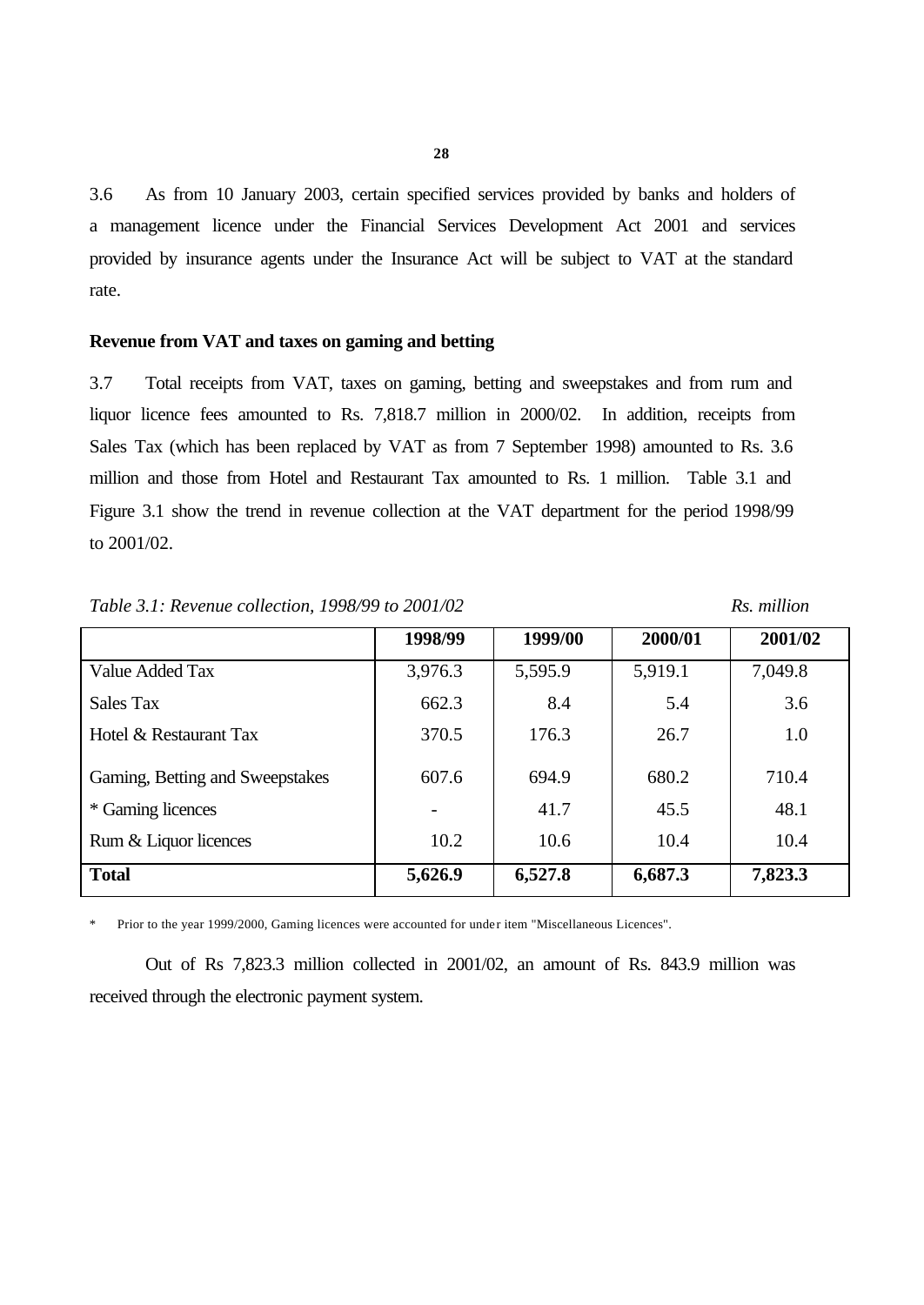3.6 As from 10 January 2003, certain specified services provided by banks and holders of a management licence under the Financial Services Development Act 2001 and services provided by insurance agents under the Insurance Act will be subject to VAT at the standard rate.

**Revenue from VAT and taxes on gaming and betting**

3.7 Total receipts from VAT, taxes on gaming, betting and sweepstakes and from rum and liquor licence fees amounted to Rs. 7,818.7 million in 2000/02. In addition, receipts from Sales Tax (which has been replaced by VAT as from 7 September 1998) amounted to Rs. 3.6 million and those from Hotel and Restaurant Tax amounted to Rs. 1 million. Table 3.1 and Figure 3.1 show the trend in revenue collection at the VAT department for the period 1998/99 to 2001/02.

*Table 3.1: Revenue collection, 1998/99 to 2001/02* *Rs. million*

| | 1998/99 | 1999/00 | 2000/01 | 2001/02 |
|---|---|---|---|---|
| Value Added Tax | 3,976.3 | 5,595.9 | 5,919.1 | 7,049.8 |
| Sales Tax | 662.3 | 8.4 | 5.4 | 3.6 |
| Hotel & Restaurant Tax | 370.5 | 176.3 | 26.7 | 1.0 |
| Gaming, Betting and Sweepstakes | 607.6 | 694.9 | 680.2 | 710.4 |
| * Gaming licences | - | 41.7 | 45.5 | 48.1 |
| Rum & Liquor licences | 10.2 | 10.6 | 10.4 | 10.4 |
| **Total** | **5,626.9** | **6,527.8** | **6,687.3** | **7,823.3** |

\* Prior to the year 1999/2000, Gaming licences were accounted for under item "Miscellaneous Licences".

Out of Rs 7,823.3 million collected in 2001/02, an amount of Rs. 843.9 million was received through the electronic payment system.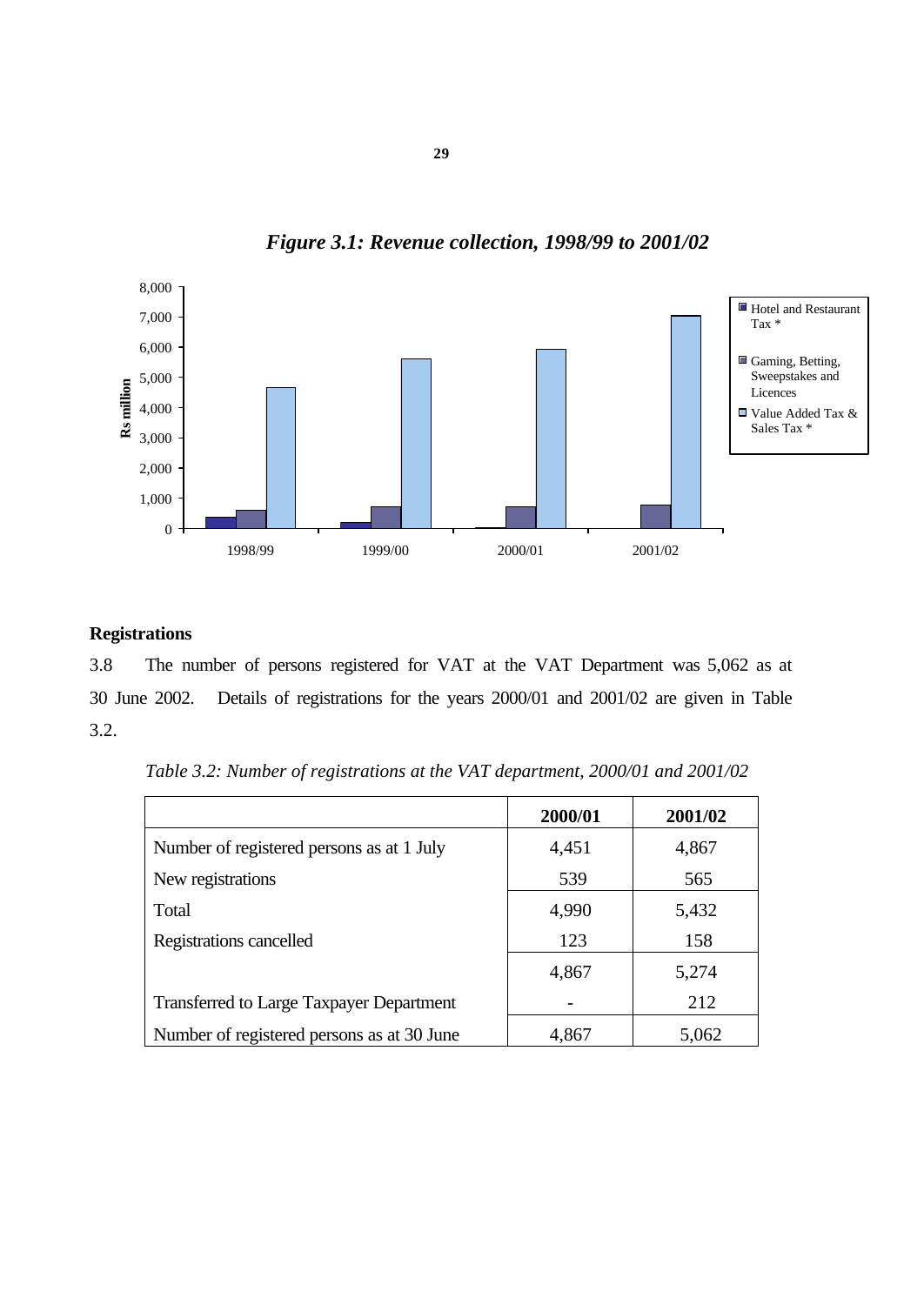*Figure 3.1: Revenue collection, 1998/99 to 2001/02*

## Registrations

3.8 The number of persons registered for VAT at the VAT Department was 5,062 as at 30 June 2002. Details of registrations for the years 2000/01 and 2001/02 are given in Table 3.2.

*Table 3.2: Number of registrations at the VAT department, 2000/01 and 2001/02*

| | 2000/01 | 2001/02 |
|---|---|---|
| Number of registered persons as at 1 July | 4,451 | 4,867 |
| New registrations | 539 | 565 |
| Total | 4,990 | 5,432 |
| Registrations cancelled | 123 | 158 |
| | 4,867 | 5,274 |
| Transferred to Large Taxpayer Department | - | 212 |
| Number of registered persons as at 30 June | 4,867 | 5,062 |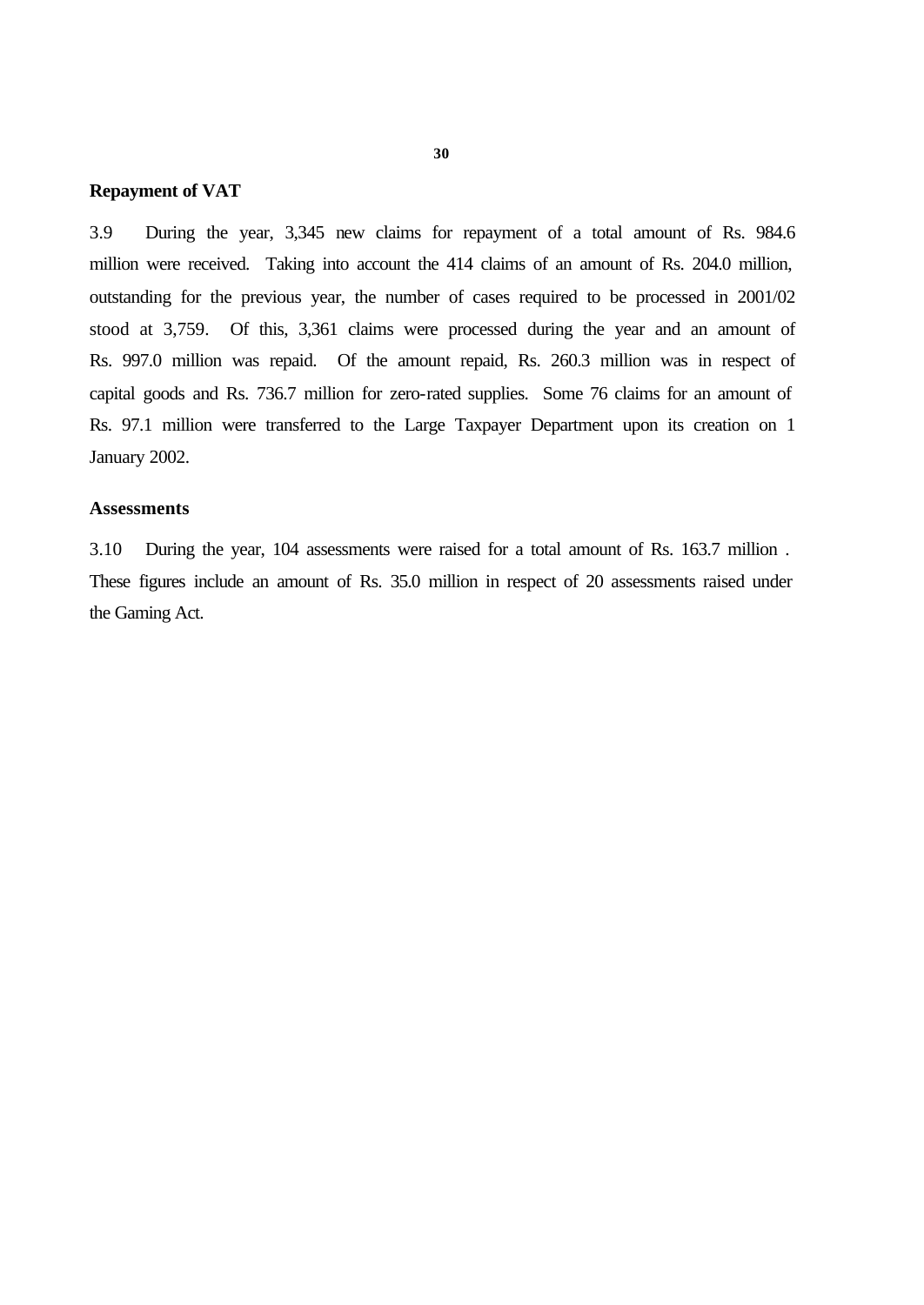## Repayment of VAT

3.9 During the year, 3,345 new claims for repayment of a total amount of Rs. 984.6 million were received. Taking into account the 414 claims of an amount of Rs. 204.0 million, outstanding for the previous year, the number of cases required to be processed in 2001/02 stood at 3,759. Of this, 3,361 claims were processed during the year and an amount of Rs. 997.0 million was repaid. Of the amount repaid, Rs. 260.3 million was in respect of capital goods and Rs. 736.7 million for zero-rated supplies. Some 76 claims for an amount of Rs. 97.1 million were transferred to the Large Taxpayer Department upon its creation on 1 January 2002.

## Assessments

3.10 During the year, 104 assessments were raised for a total amount of Rs. 163.7 million . These figures include an amount of Rs. 35.0 million in respect of 20 assessments raised under the Gaming Act.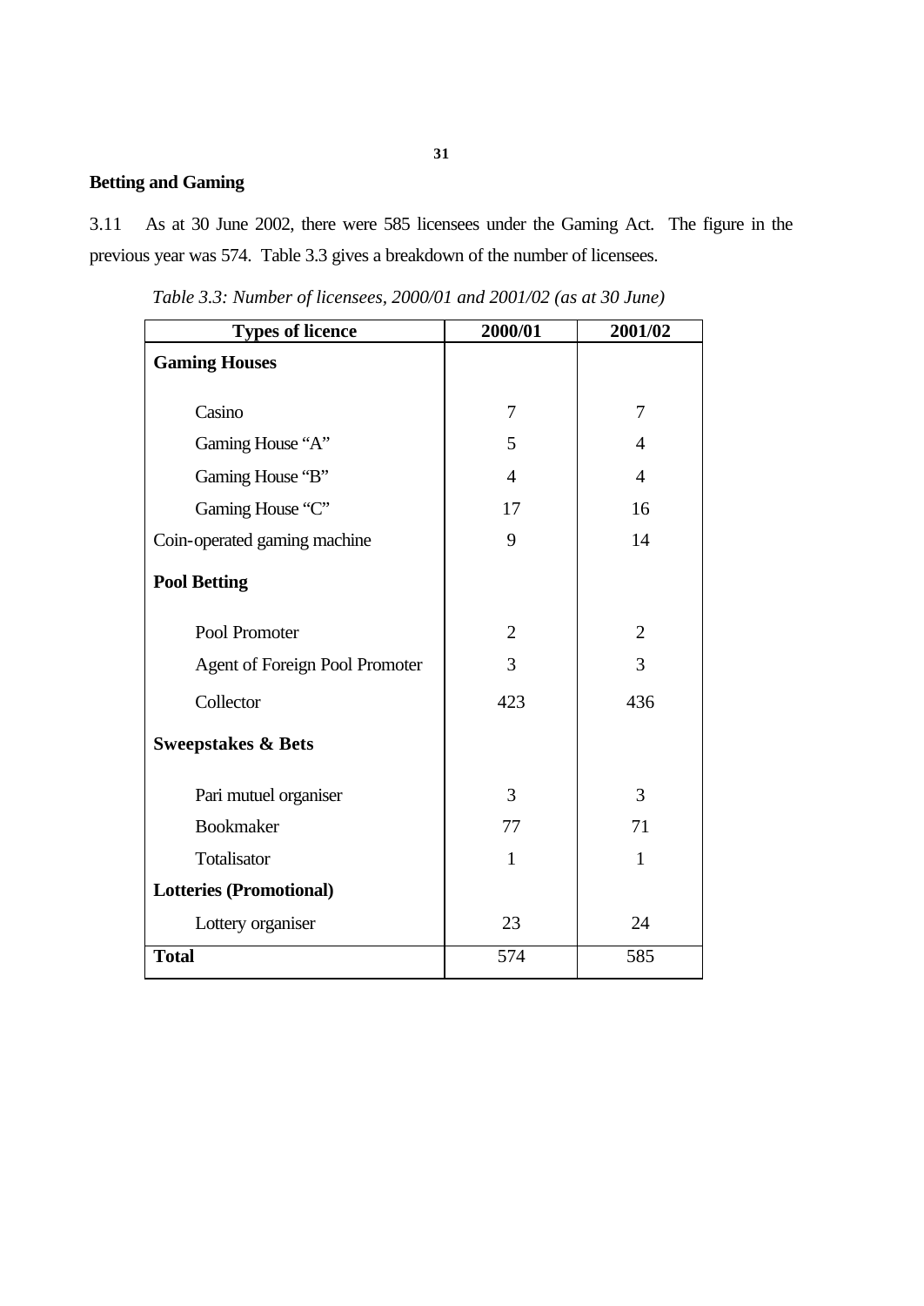## Betting and Gaming

3.11 As at 30 June 2002, there were 585 licensees under the Gaming Act. The figure in the previous year was 574. Table 3.3 gives a breakdown of the number of licensees.

*Table 3.3: Number of licensees, 2000/01 and 2001/02 (as at 30 June)*

| Types of licence | 2000/01 | 2001/02 |
|---|---|---|
| **Gaming Houses** | | |
| Casino | 7 | 7 |
| Gaming House "A" | 5 | 4 |
| Gaming House "B" | 4 | 4 |
| Gaming House "C" | 17 | 16 |
| Coin-operated gaming machine | 9 | 14 |
| **Pool Betting** | | |
| Pool Promoter | 2 | 2 |
| Agent of Foreign Pool Promoter | 3 | 3 |
| Collector | 423 | 436 |
| **Sweepstakes & Bets** | | |
| Pari mutuel organiser | 3 | 3 |
| Bookmaker | 77 | 71 |
| Totalisator | 1 | 1 |
| **Lotteries (Promotional)** | | |
| Lottery organiser | 23 | 24 |
| **Total** | 574 | 585 |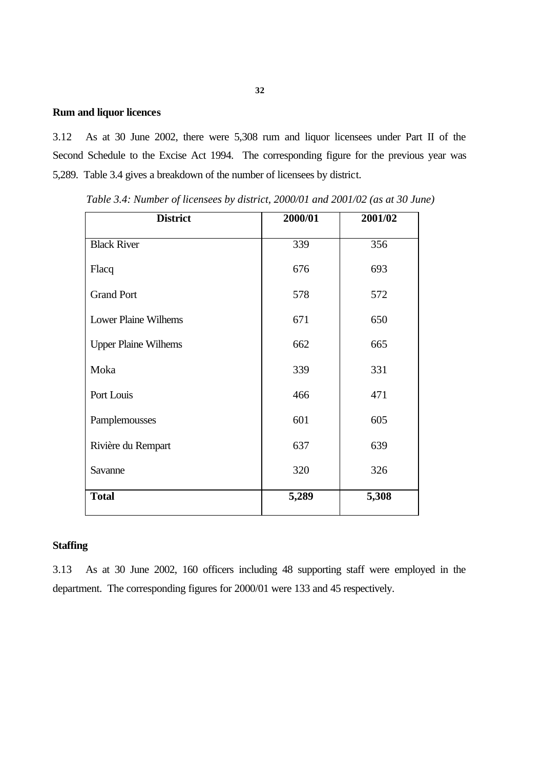## Rum and liquor licences

3.12 As at 30 June 2002, there were 5,308 rum and liquor licensees under Part II of the Second Schedule to the Excise Act 1994. The corresponding figure for the previous year was 5,289. Table 3.4 gives a breakdown of the number of licensees by district.

*Table 3.4: Number of licensees by district, 2000/01 and 2001/02 (as at 30 June)*

| District | 2000/01 | 2001/02 |
|---|---|---|
| Black River | 339 | 356 |
| Flacq | 676 | 693 |
| Grand Port | 578 | 572 |
| Lower Plaine Wilhems | 671 | 650 |
| Upper Plaine Wilhems | 662 | 665 |
| Moka | 339 | 331 |
| Port Louis | 466 | 471 |
| Pamplemousses | 601 | 605 |
| Rivière du Rempart | 637 | 639 |
| Savanne | 320 | 326 |
| **Total** | **5,289** | **5,308** |

## Staffing

3.13 As at 30 June 2002, 160 officers including 48 supporting staff were employed in the department. The corresponding figures for 2000/01 were 133 and 45 respectively.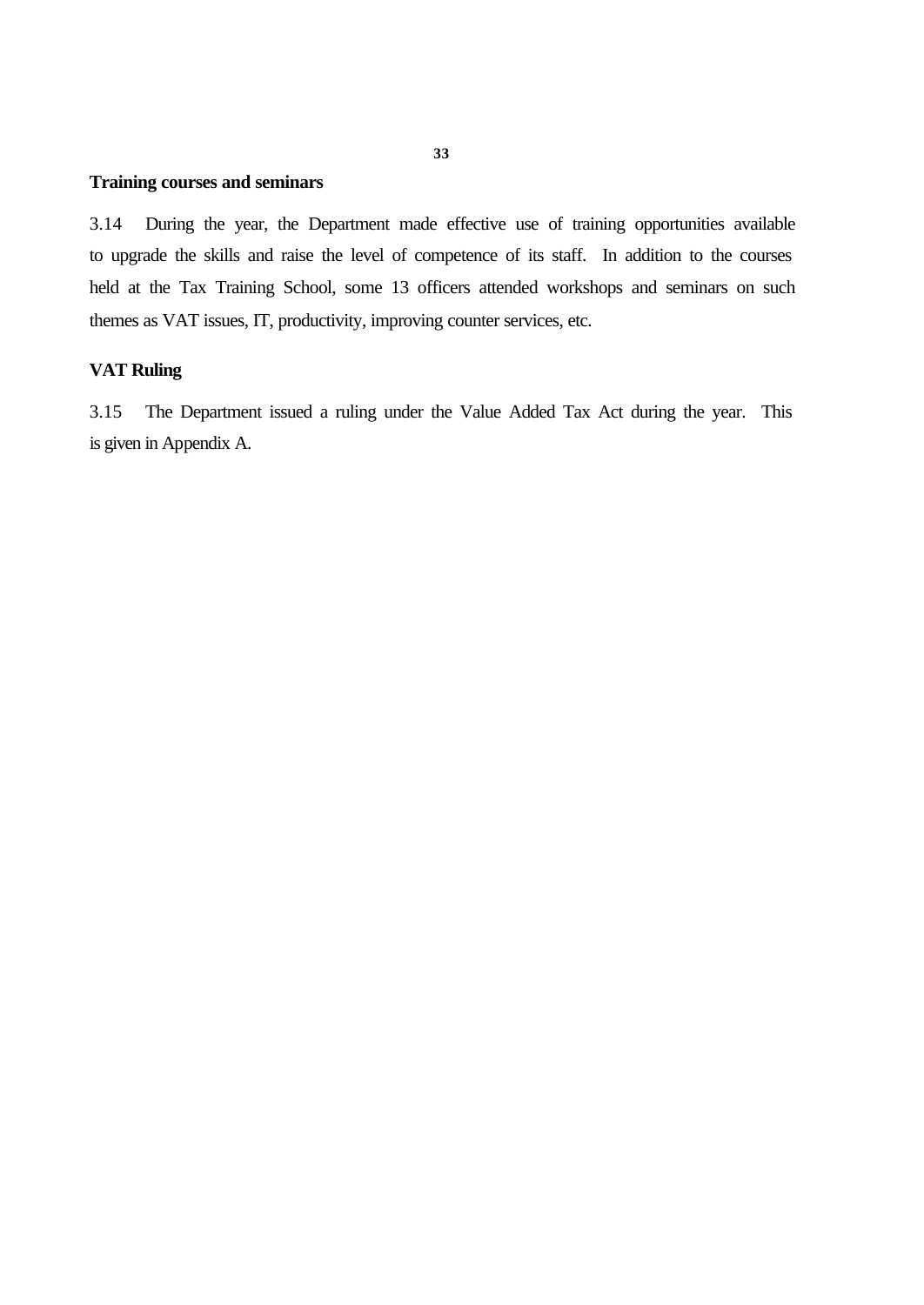**Training courses and seminars**

3.14 During the year, the Department made effective use of training opportunities available to upgrade the skills and raise the level of competence of its staff. In addition to the courses held at the Tax Training School, some 13 officers attended workshops and seminars on such themes as VAT issues, IT, productivity, improving counter services, etc.

**VAT Ruling**

3.15 The Department issued a ruling under the Value Added Tax Act during the year. This is given in Appendix A.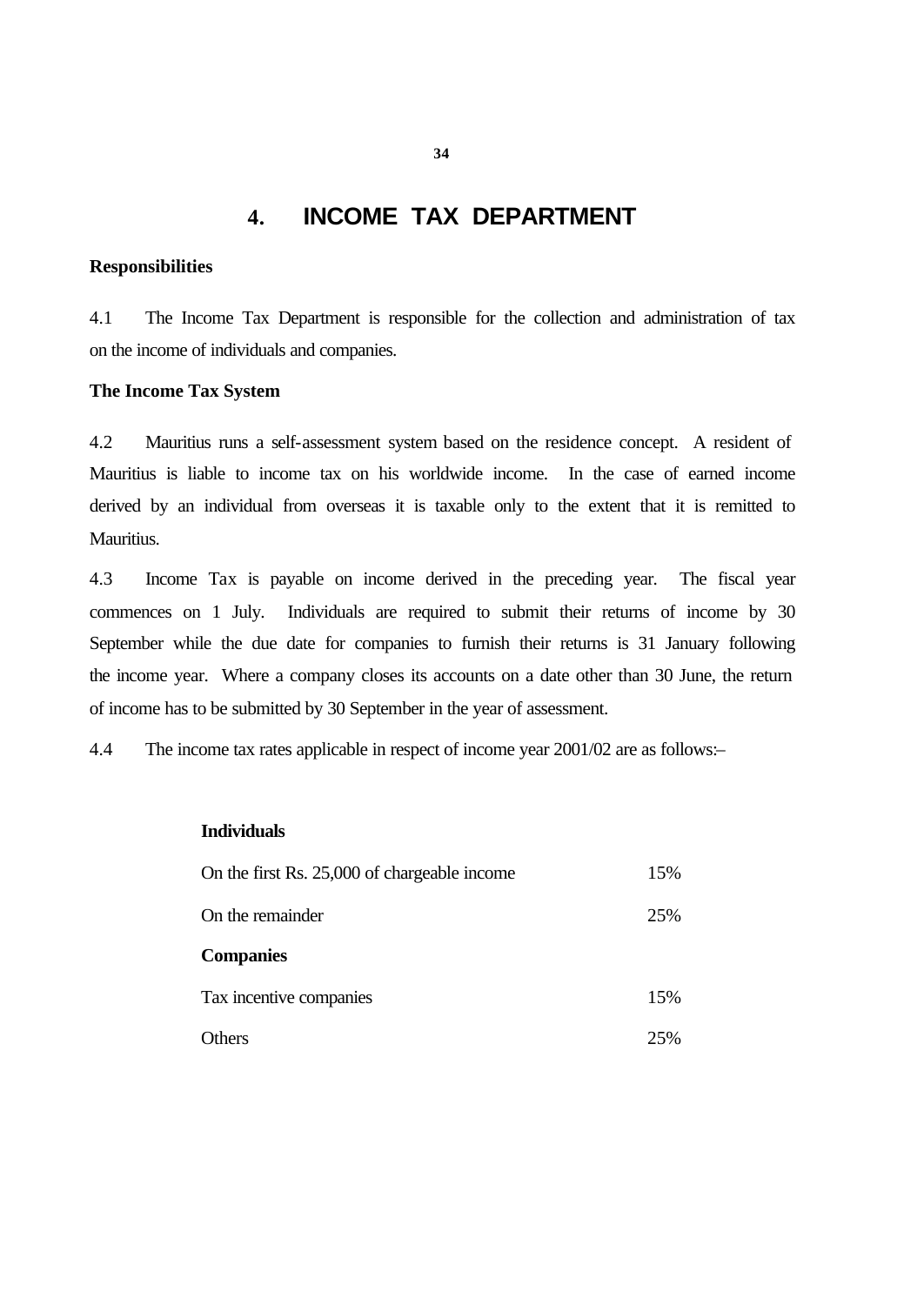# 4. INCOME TAX DEPARTMENT

**Responsibilities**

4.1 The Income Tax Department is responsible for the collection and administration of tax on the income of individuals and companies.

**The Income Tax System**

4.2 Mauritius runs a self-assessment system based on the residence concept. A resident of Mauritius is liable to income tax on his worldwide income. In the case of earned income derived by an individual from overseas it is taxable only to the extent that it is remitted to Mauritius.

4.3 Income Tax is payable on income derived in the preceding year. The fiscal year commences on 1 July. Individuals are required to submit their returns of income by 30 September while the due date for companies to furnish their returns is 31 January following the income year. Where a company closes its accounts on a date other than 30 June, the return of income has to be submitted by 30 September in the year of assessment.

4.4 The income tax rates applicable in respect of income year 2001/02 are as follows:–

| | |
|---|---|
| **Individuals** | |
| On the first Rs. 25,000 of chargeable income | 15% |
| On the remainder | 25% |
| **Companies** | |
| Tax incentive companies | 15% |
| Others | 25% |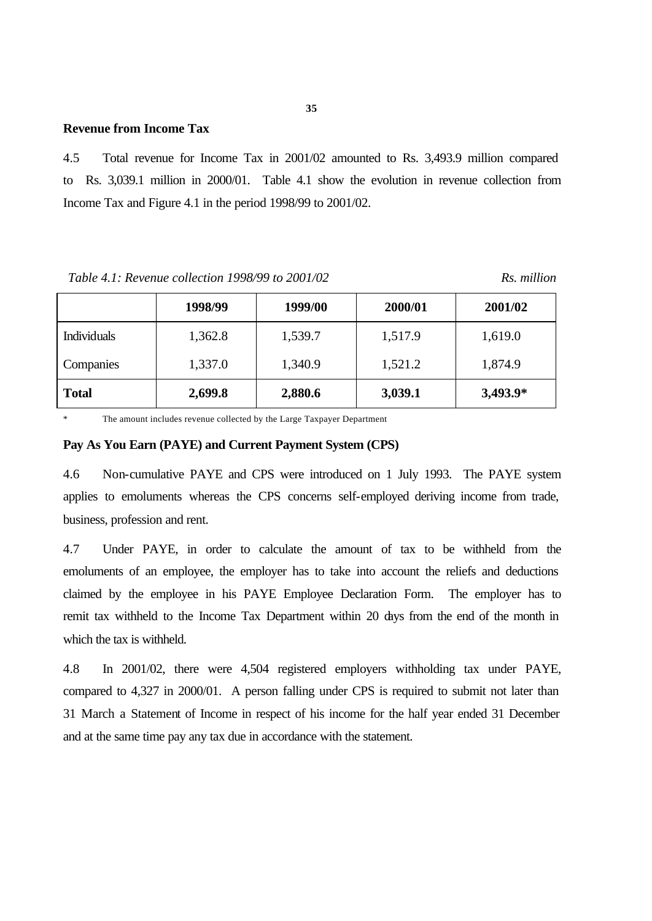**Revenue from Income Tax**

4.5 Total revenue for Income Tax in 2001/02 amounted to Rs. 3,493.9 million compared to Rs. 3,039.1 million in 2000/01. Table 4.1 show the evolution in revenue collection from Income Tax and Figure 4.1 in the period 1998/99 to 2001/02.

*Table 4.1: Revenue collection 1998/99 to 2001/02* *Rs. million*

| | 1998/99 | 1999/00 | 2000/01 | 2001/02 |
|---|---|---|---|---|
| Individuals | 1,362.8 | 1,539.7 | 1,517.9 | 1,619.0 |
| Companies | 1,337.0 | 1,340.9 | 1,521.2 | 1,874.9 |
| **Total** | **2,699.8** | **2,880.6** | **3,039.1** | **3,493.9*** |

\* The amount includes revenue collected by the Large Taxpayer Department

**Pay As You Earn (PAYE) and Current Payment System (CPS)**

4.6 Non-cumulative PAYE and CPS were introduced on 1 July 1993. The PAYE system applies to emoluments whereas the CPS concerns self-employed deriving income from trade, business, profession and rent.

4.7 Under PAYE, in order to calculate the amount of tax to be withheld from the emoluments of an employee, the employer has to take into account the reliefs and deductions claimed by the employee in his PAYE Employee Declaration Form. The employer has to remit tax withheld to the Income Tax Department within 20 days from the end of the month in which the tax is withheld.

4.8 In 2001/02, there were 4,504 registered employers withholding tax under PAYE, compared to 4,327 in 2000/01. A person falling under CPS is required to submit not later than 31 March a Statement of Income in respect of his income for the half year ended 31 December and at the same time pay any tax due in accordance with the statement.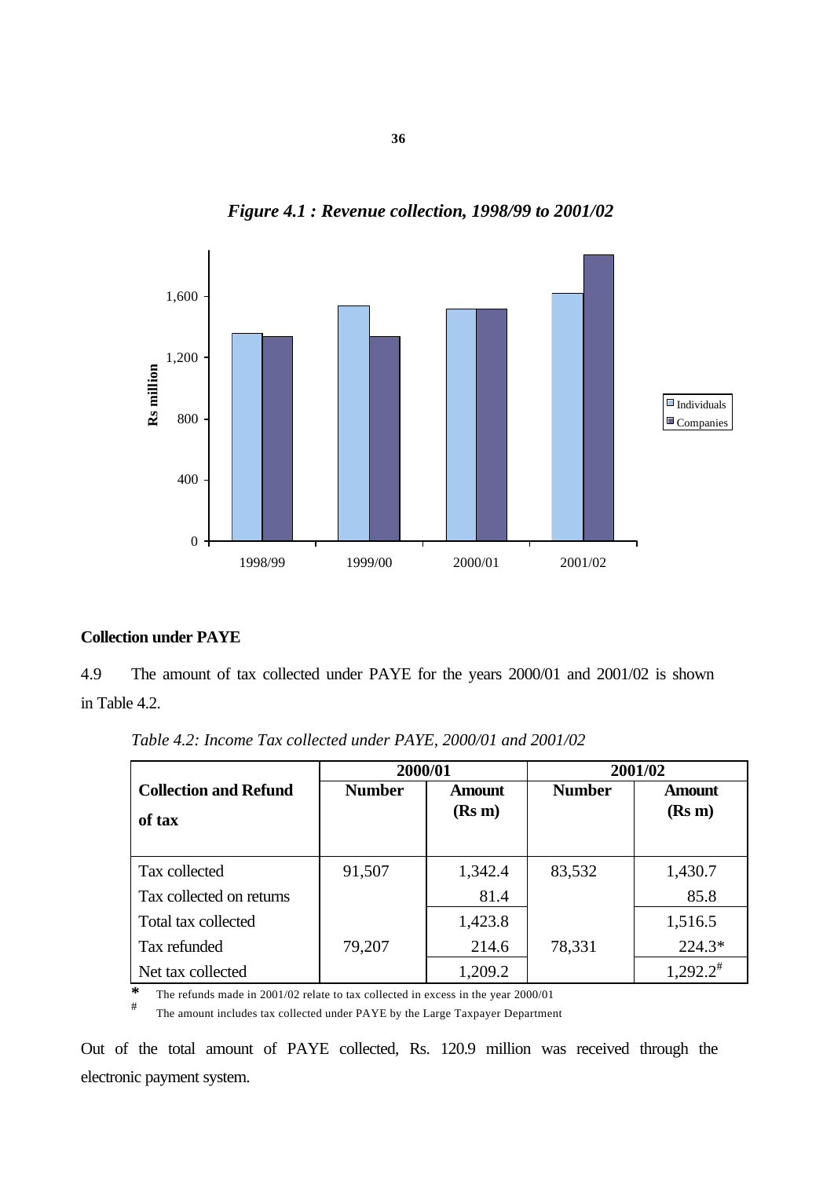*Figure 4.1 : Revenue collection, 1998/99 to 2001/02*

### Collection under PAYE

4.9 The amount of tax collected under PAYE for the years 2000/01 and 2001/02 is shown in Table 4.2.

*Table 4.2: Income Tax collected under PAYE, 2000/01 and 2001/02*

| Collection and Refund of tax | 2000/01 | | 2001/02 | |
|---|---|---|---|---|
| | Number | Amount (Rs m) | Number | Amount (Rs m) |
| Tax collected | 91,507 | 1,342.4 | 83,532 | 1,430.7 |
| Tax collected on returns | | 81.4 | | 85.8 |
| Total tax collected | | 1,423.8 | | 1,516.5 |
| Tax refunded | 79,207 | 214.6 | 78,331 | 224.3* |
| Net tax collected | | 1,209.2 | | 1,292.2# |

\* The refunds made in 2001/02 relate to tax collected in excess in the year 2000/01

\# The amount includes tax collected under PAYE by the Large Taxpayer Department

Out of the total amount of PAYE collected, Rs. 120.9 million was received through the electronic payment system.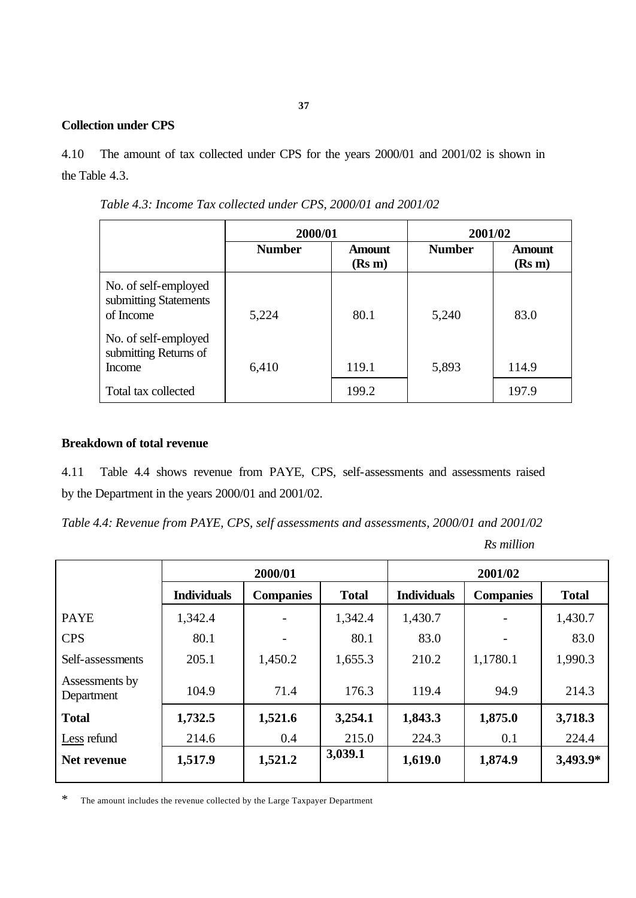**Collection under CPS**

4.10 The amount of tax collected under CPS for the years 2000/01 and 2001/02 is shown in the Table 4.3.

*Table 4.3: Income Tax collected under CPS, 2000/01 and 2001/02*

| | 2000/01 | | 2001/02 | |
|---|---|---|---|---|
| | **Number** | **Amount (Rs m)** | **Number** | **Amount (Rs m)** |
| No. of self-employed submitting Statements of Income | 5,224 | 80.1 | 5,240 | 83.0 |
| No. of self-employed submitting Returns of Income | 6,410 | 119.1 | 5,893 | 114.9 |
| Total tax collected | | 199.2 | | 197.9 |

**Breakdown of total revenue**

4.11 Table 4.4 shows revenue from PAYE, CPS, self-assessments and assessments raised by the Department in the years 2000/01 and 2001/02.

*Table 4.4: Revenue from PAYE, CPS, self assessments and assessments, 2000/01 and 2001/02*

*Rs million*

| | 2000/01 | | | 2001/02 | | |
|---|---|---|---|---|---|---|
| | **Individuals** | **Companies** | **Total** | **Individuals** | **Companies** | **Total** |
| PAYE | 1,342.4 | - | 1,342.4 | 1,430.7 | - | 1,430.7 |
| CPS | 80.1 | - | 80.1 | 83.0 | - | 83.0 |
| Self-assessments | 205.1 | 1,450.2 | 1,655.3 | 210.2 | 1,1780.1 | 1,990.3 |
| Assessments by Department | 104.9 | 71.4 | 176.3 | 119.4 | 94.9 | 214.3 |
| **Total** | **1,732.5** | **1,521.6** | **3,254.1** | **1,843.3** | **1,875.0** | **3,718.3** |
| Less refund | 214.6 | 0.4 | 215.0 | 224.3 | 0.1 | 224.4 |
| **Net revenue** | **1,517.9** | **1,521.2** | **3,039.1** | **1,619.0** | **1,874.9** | **3,493.9*** |

\* The amount includes the revenue collected by the Large Taxpayer Department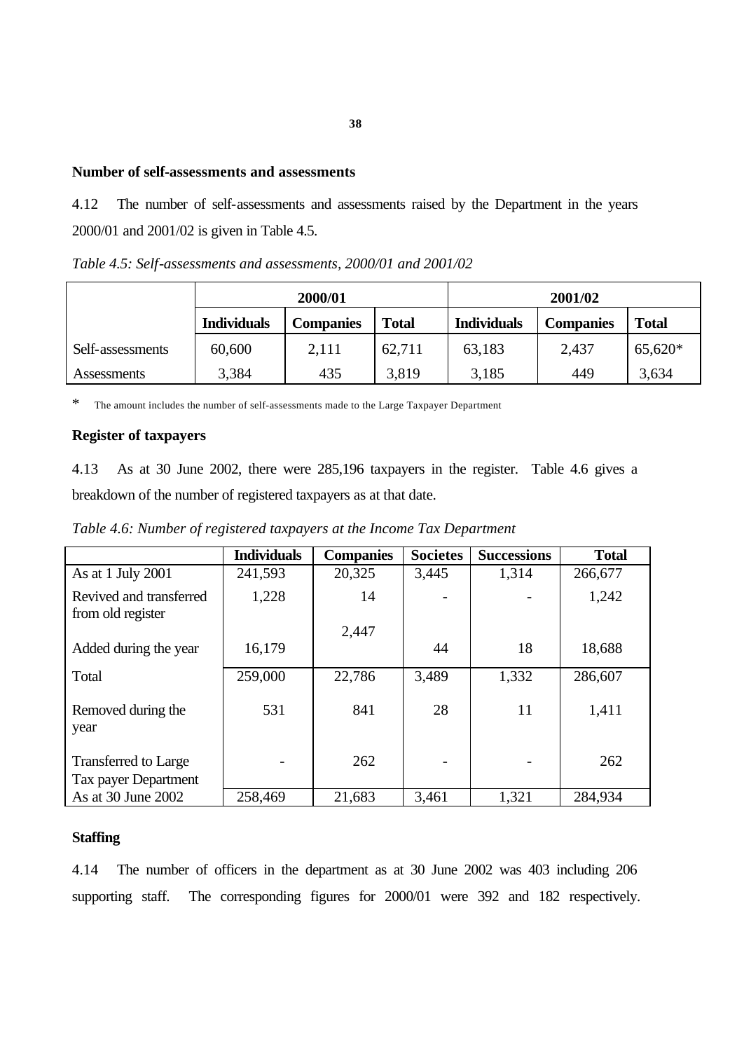**Number of self-assessments and assessments**

4.12 The number of self-assessments and assessments raised by the Department in the years 2000/01 and 2001/02 is given in Table 4.5.

*Table 4.5: Self-assessments and assessments, 2000/01 and 2001/02*

| | 2000/01 | | | 2001/02 | | |
|---|---|---|---|---|---|---|
| | **Individuals** | **Companies** | **Total** | **Individuals** | **Companies** | **Total** |
| Self-assessments | 60,600 | 2,111 | 62,711 | 63,183 | 2,437 | 65,620* |
| Assessments | 3,384 | 435 | 3,819 | 3,185 | 449 | 3,634 |

\* The amount includes the number of self-assessments made to the Large Taxpayer Department

**Register of taxpayers**

4.13 As at 30 June 2002, there were 285,196 taxpayers in the register. Table 4.6 gives a breakdown of the number of registered taxpayers as at that date.

*Table 4.6: Number of registered taxpayers at the Income Tax Department*

| | **Individuals** | **Companies** | **Societes** | **Successions** | **Total** |
|---|---|---|---|---|---|
| As at 1 July 2001 | 241,593 | 20,325 | 3,445 | 1,314 | 266,677 |
| Revived and transferred from old register | 1,228 | 14 | - | - | 1,242 |
| Added during the year | 16,179 | 2,447 | 44 | 18 | 18,688 |
| Total | 259,000 | 22,786 | 3,489 | 1,332 | 286,607 |
| Removed during the year | 531 | 841 | 28 | 11 | 1,411 |
| Transferred to Large Tax payer Department | - | 262 | - | - | 262 |
| As at 30 June 2002 | 258,469 | 21,683 | 3,461 | 1,321 | 284,934 |

**Staffing**

4.14 The number of officers in the department as at 30 June 2002 was 403 including 206 supporting staff. The corresponding figures for 2000/01 were 392 and 182 respectively.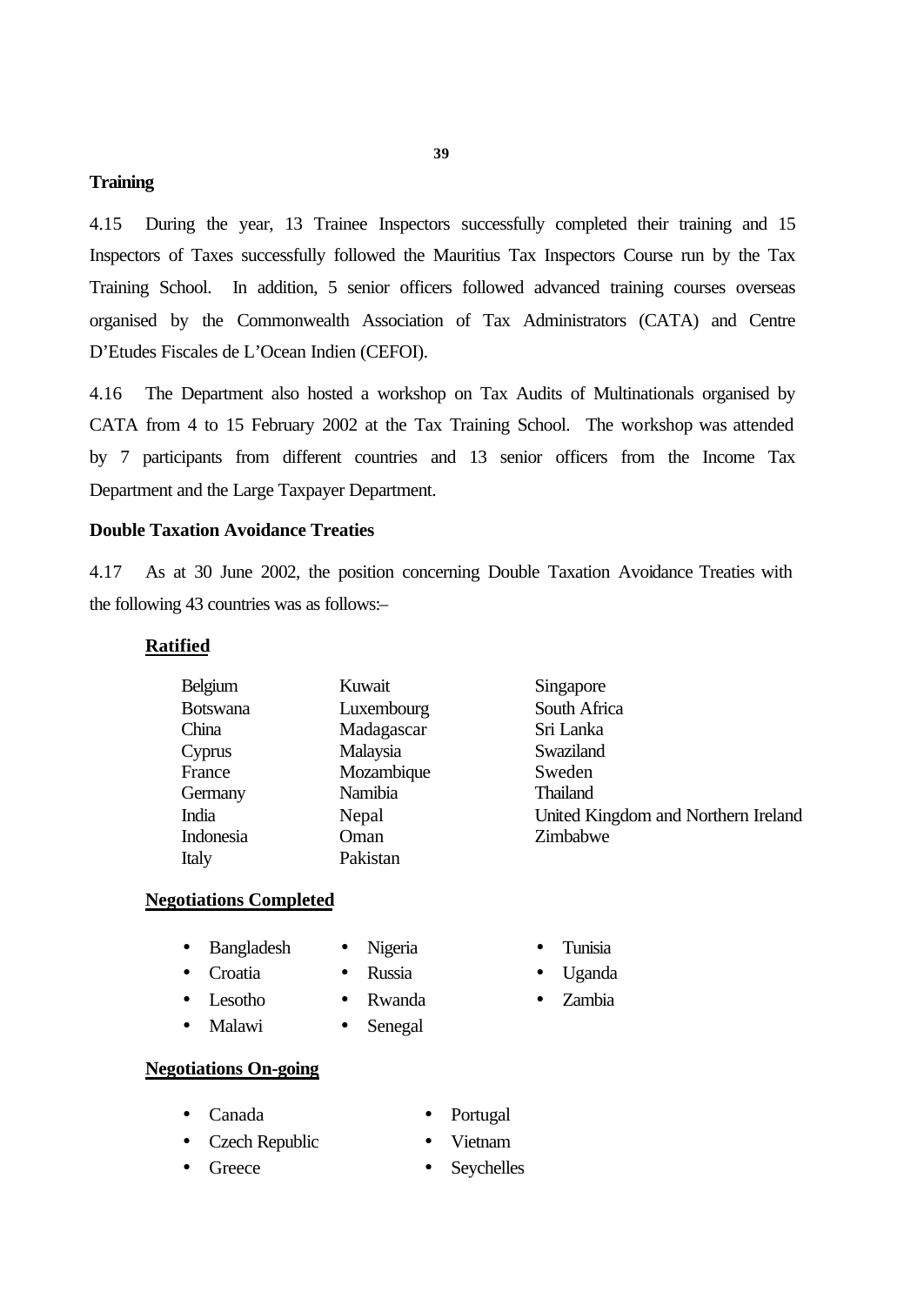### Training

4.15 During the year, 13 Trainee Inspectors successfully completed their training and 15 Inspectors of Taxes successfully followed the Mauritius Tax Inspectors Course run by the Tax Training School. In addition, 5 senior officers followed advanced training courses overseas organised by the Commonwealth Association of Tax Administrators (CATA) and Centre D'Etudes Fiscales de L'Ocean Indien (CEFOI).

4.16 The Department also hosted a workshop on Tax Audits of Multinationals organised by CATA from 4 to 15 February 2002 at the Tax Training School. The workshop was attended by 7 participants from different countries and 13 senior officers from the Income Tax Department and the Large Taxpayer Department.

### Double Taxation Avoidance Treaties

4.17 As at 30 June 2002, the position concerning Double Taxation Avoidance Treaties with the following 43 countries was as follows:–

**Ratified**

| | | |
|---|---|---|
| Belgium | Kuwait | Singapore |
| Botswana | Luxembourg | South Africa |
| China | Madagascar | Sri Lanka |
| Cyprus | Malaysia | Swaziland |
| France | Mozambique | Sweden |
| Germany | Namibia | Thailand |
| India | Nepal | United Kingdom and Northern Ireland |
| Indonesia | Oman | Zimbabwe |
| Italy | Pakistan | |

**Negotiations Completed**

- Bangladesh
- Croatia
- Lesotho
- Malawi
- Nigeria
- Russia
- Rwanda
- Senegal
- Tunisia
- Uganda
- Zambia

**Negotiations On-going**

- Canada
- Czech Republic
- Greece
- Portugal
- Vietnam
- Seychelles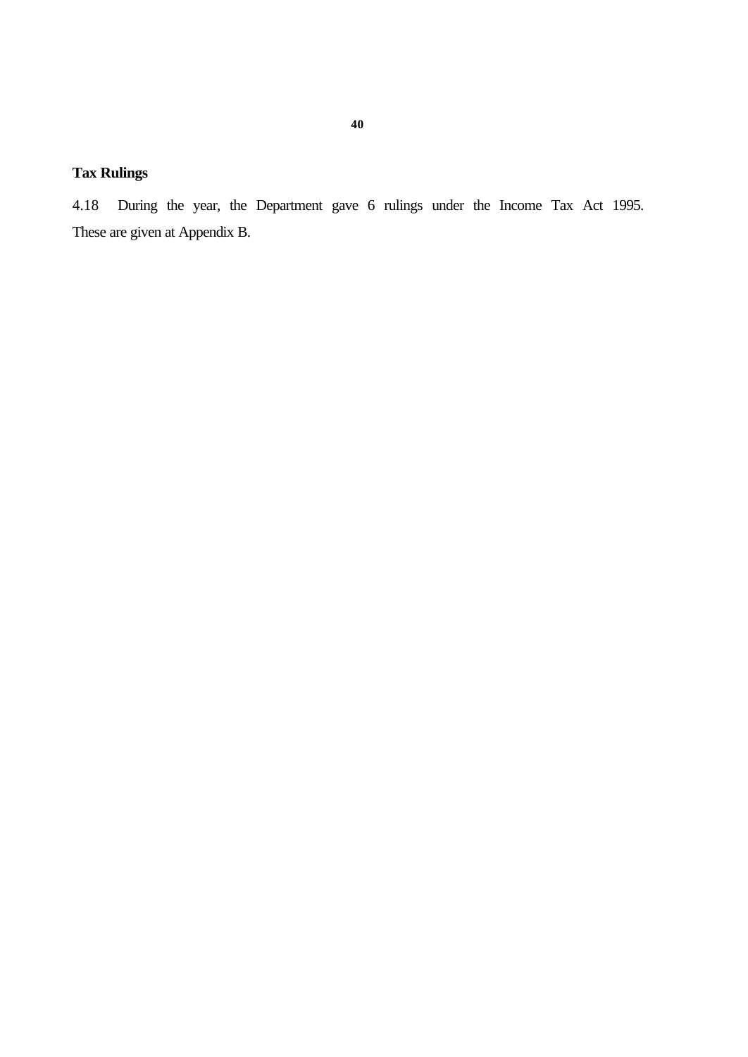**Tax Rulings**

4.18 During the year, the Department gave 6 rulings under the Income Tax Act 1995. These are given at Appendix B.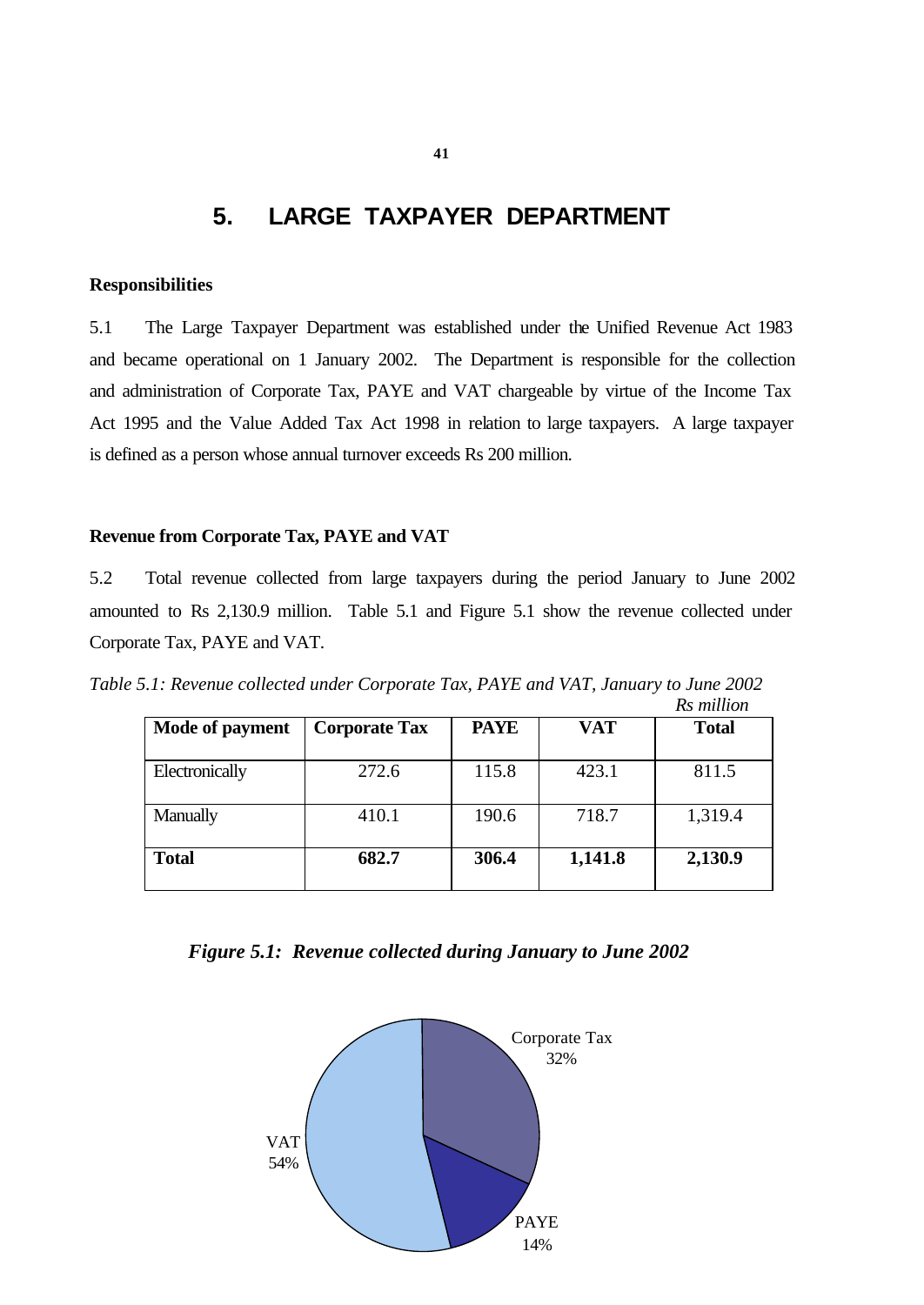# 5. LARGE TAXPAYER DEPARTMENT

**Responsibilities**

5.1 The Large Taxpayer Department was established under the Unified Revenue Act 1983 and became operational on 1 January 2002. The Department is responsible for the collection and administration of Corporate Tax, PAYE and VAT chargeable by virtue of the Income Tax Act 1995 and the Value Added Tax Act 1998 in relation to large taxpayers. A large taxpayer is defined as a person whose annual turnover exceeds Rs 200 million.

**Revenue from Corporate Tax, PAYE and VAT**

5.2 Total revenue collected from large taxpayers during the period January to June 2002 amounted to Rs 2,130.9 million. Table 5.1 and Figure 5.1 show the revenue collected under Corporate Tax, PAYE and VAT.

*Table 5.1: Revenue collected under Corporate Tax, PAYE and VAT, January to June 2002*

*Rs million*

| Mode of payment | Corporate Tax | PAYE | VAT | Total |
|---|---|---|---|---|
| Electronically | 272.6 | 115.8 | 423.1 | 811.5 |
| Manually | 410.1 | 190.6 | 718.7 | 1,319.4 |
| **Total** | **682.7** | **306.4** | **1,141.8** | **2,130.9** |

***Figure 5.1: Revenue collected during January to June 2002***

Corporate Tax 32%

PAYE 14%

VAT 54%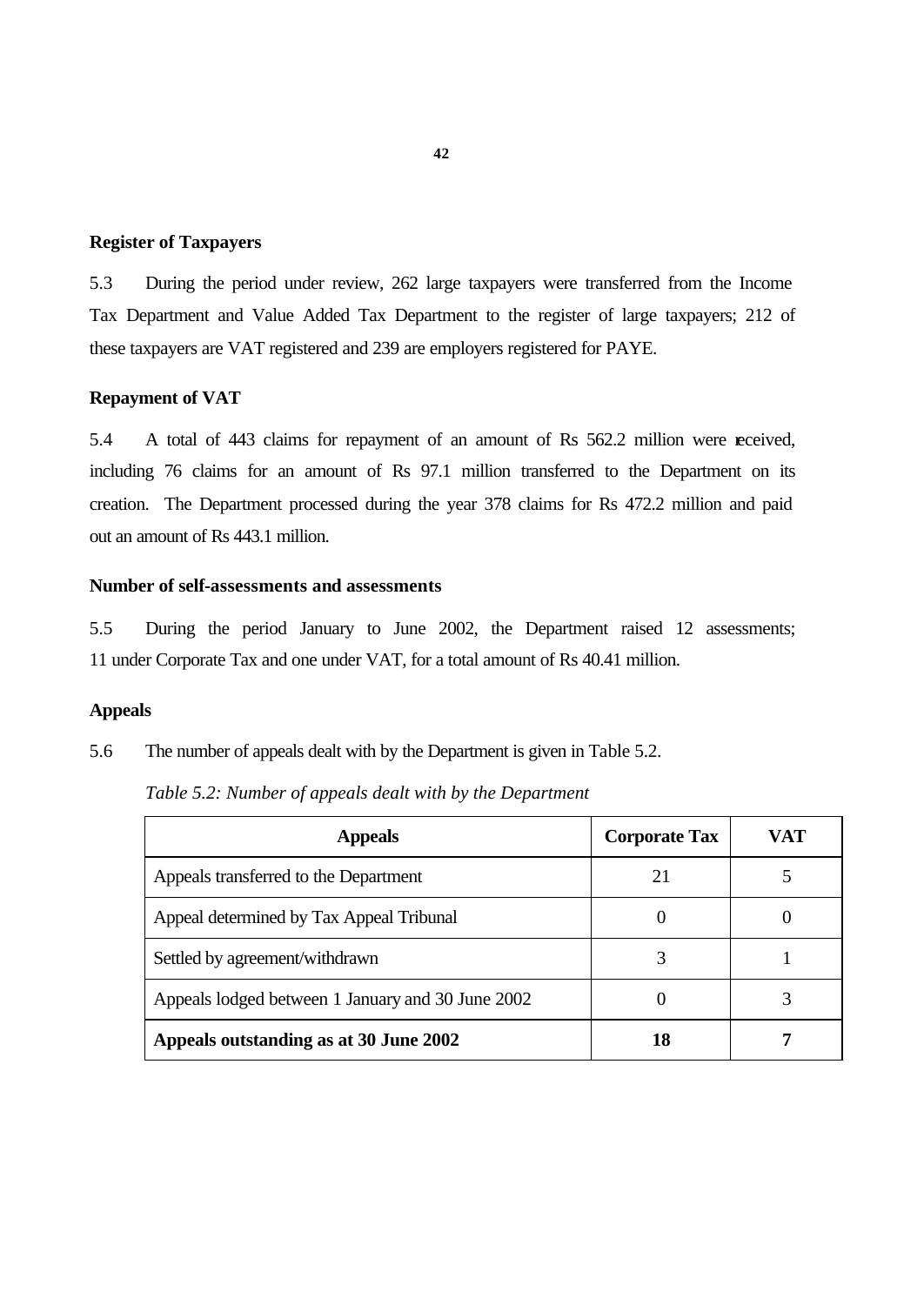### Register of Taxpayers

5.3 During the period under review, 262 large taxpayers were transferred from the Income Tax Department and Value Added Tax Department to the register of large taxpayers; 212 of these taxpayers are VAT registered and 239 are employers registered for PAYE.

### Repayment of VAT

5.4 A total of 443 claims for repayment of an amount of Rs 562.2 million were received, including 76 claims for an amount of Rs 97.1 million transferred to the Department on its creation. The Department processed during the year 378 claims for Rs 472.2 million and paid out an amount of Rs 443.1 million.

### Number of self-assessments and assessments

5.5 During the period January to June 2002, the Department raised 12 assessments; 11 under Corporate Tax and one under VAT, for a total amount of Rs 40.41 million.

### Appeals

5.6 The number of appeals dealt with by the Department is given in Table 5.2.

*Table 5.2: Number of appeals dealt with by the Department*

| Appeals | Corporate Tax | VAT |
|---|---|---|
| Appeals transferred to the Department | 21 | 5 |
| Appeal determined by Tax Appeal Tribunal | 0 | 0 |
| Settled by agreement/withdrawn | 3 | 1 |
| Appeals lodged between 1 January and 30 June 2002 | 0 | 3 |
| **Appeals outstanding as at 30 June 2002** | **18** | **7** |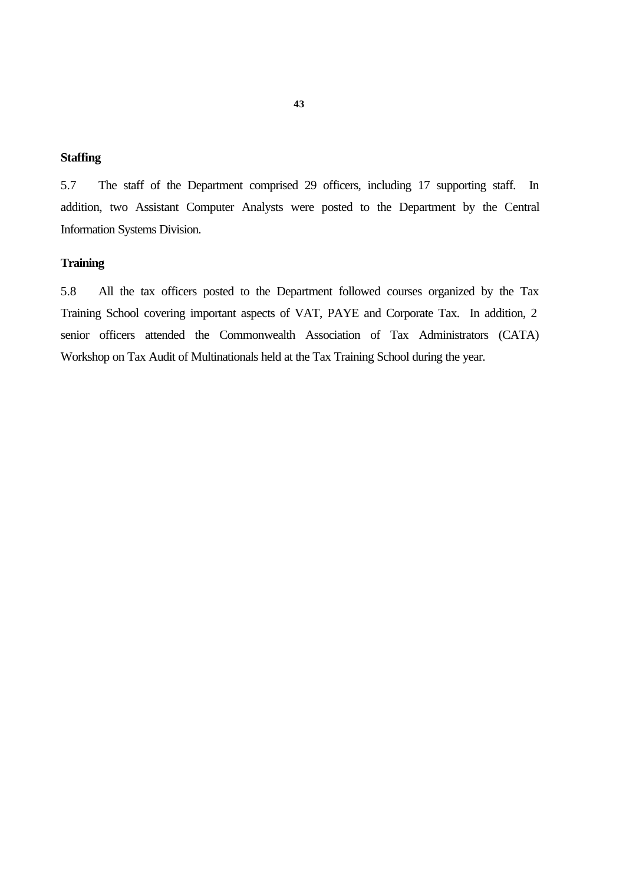**Staffing**

5.7 The staff of the Department comprised 29 officers, including 17 supporting staff. In addition, two Assistant Computer Analysts were posted to the Department by the Central Information Systems Division.

**Training**

5.8 All the tax officers posted to the Department followed courses organized by the Tax Training School covering important aspects of VAT, PAYE and Corporate Tax. In addition, 2 senior officers attended the Commonwealth Association of Tax Administrators (CATA) Workshop on Tax Audit of Multinationals held at the Tax Training School during the year.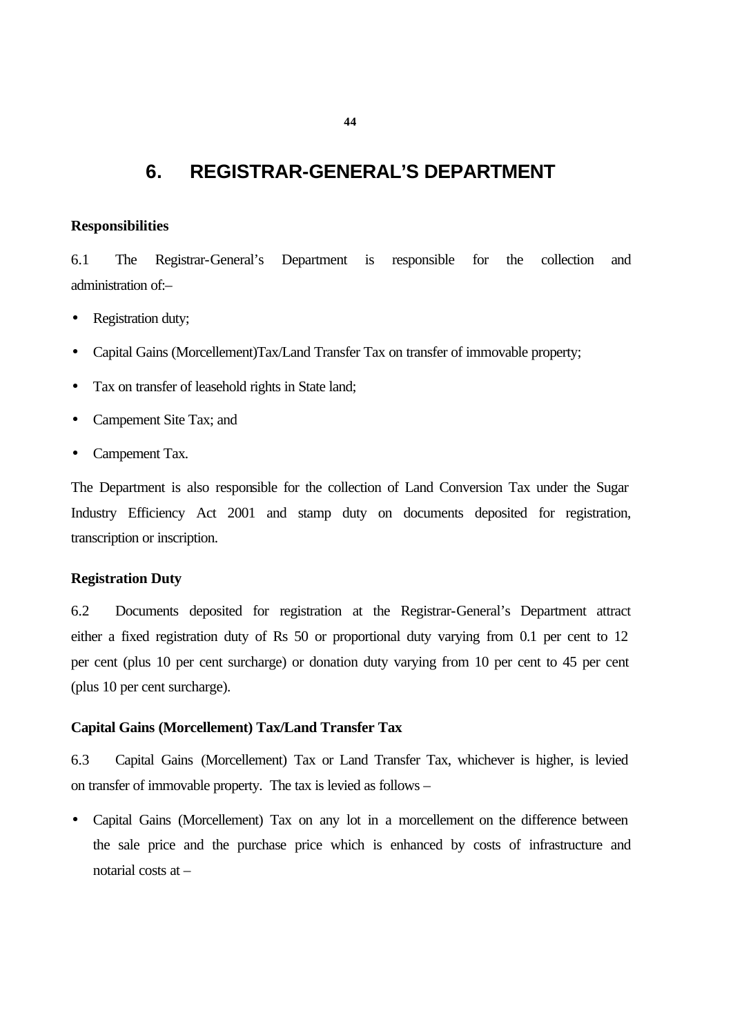## 6. REGISTRAR-GENERAL'S DEPARTMENT

**Responsibilities**

6.1 The Registrar-General's Department is responsible for the collection and administration of:–

- Registration duty;
- Capital Gains (Morcellement)Tax/Land Transfer Tax on transfer of immovable property;
- Tax on transfer of leasehold rights in State land;
- Campement Site Tax; and
- Campement Tax.

The Department is also responsible for the collection of Land Conversion Tax under the Sugar Industry Efficiency Act 2001 and stamp duty on documents deposited for registration, transcription or inscription.

**Registration Duty**

6.2 Documents deposited for registration at the Registrar-General's Department attract either a fixed registration duty of Rs 50 or proportional duty varying from 0.1 per cent to 12 per cent (plus 10 per cent surcharge) or donation duty varying from 10 per cent to 45 per cent (plus 10 per cent surcharge).

**Capital Gains (Morcellement) Tax/Land Transfer Tax**

6.3 Capital Gains (Morcellement) Tax or Land Transfer Tax, whichever is higher, is levied on transfer of immovable property. The tax is levied as follows –

- Capital Gains (Morcellement) Tax on any lot in a morcellement on the difference between the sale price and the purchase price which is enhanced by costs of infrastructure and notarial costs at –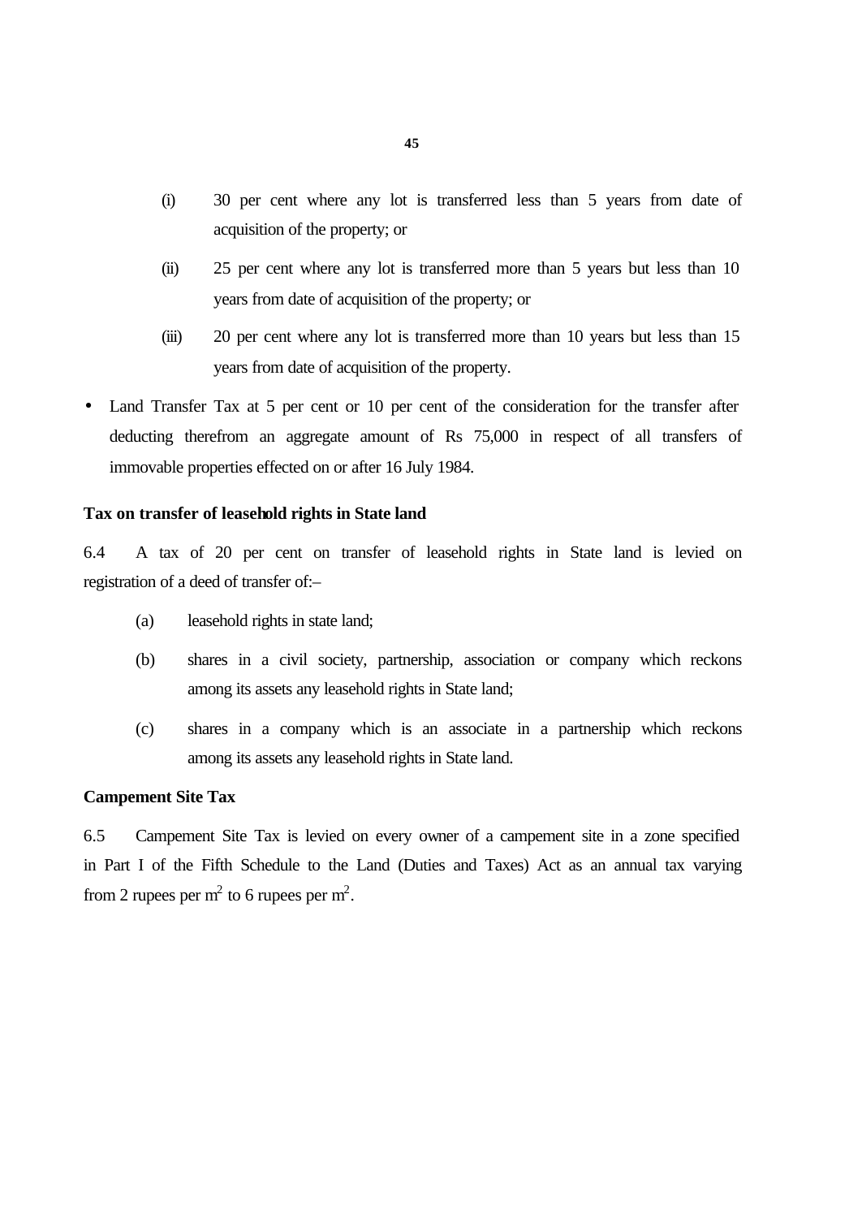(i) 30 per cent where any lot is transferred less than 5 years from date of acquisition of the property; or

(ii) 25 per cent where any lot is transferred more than 5 years but less than 10 years from date of acquisition of the property; or

(iii) 20 per cent where any lot is transferred more than 10 years but less than 15 years from date of acquisition of the property.

- Land Transfer Tax at 5 per cent or 10 per cent of the consideration for the transfer after deducting therefrom an aggregate amount of Rs 75,000 in respect of all transfers of immovable properties effected on or after 16 July 1984.

**Tax on transfer of leasehold rights in State land**

6.4 A tax of 20 per cent on transfer of leasehold rights in State land is levied on registration of a deed of transfer of:–

(a) leasehold rights in state land;

(b) shares in a civil society, partnership, association or company which reckons among its assets any leasehold rights in State land;

(c) shares in a company which is an associate in a partnership which reckons among its assets any leasehold rights in State land.

**Campement Site Tax**

6.5 Campement Site Tax is levied on every owner of a campement site in a zone specified in Part I of the Fifth Schedule to the Land (Duties and Taxes) Act as an annual tax varying from 2 rupees per $m^2$ to 6 rupees per $m^2$.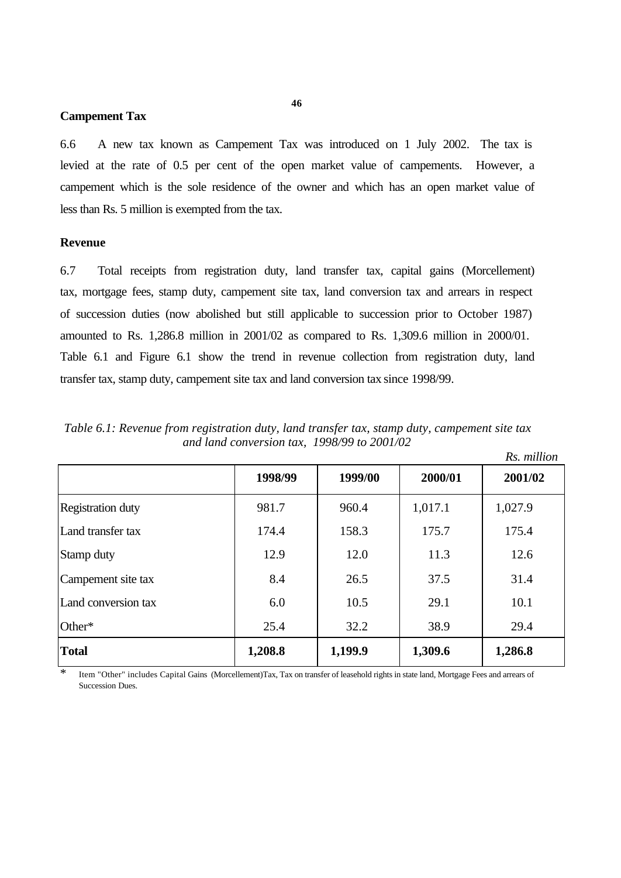### Campement Tax

6.6 A new tax known as Campement Tax was introduced on 1 July 2002. The tax is levied at the rate of 0.5 per cent of the open market value of campements. However, a campement which is the sole residence of the owner and which has an open market value of less than Rs. 5 million is exempted from the tax.

### Revenue

6.7 Total receipts from registration duty, land transfer tax, capital gains (Morcellement) tax, mortgage fees, stamp duty, campement site tax, land conversion tax and arrears in respect of succession duties (now abolished but still applicable to succession prior to October 1987) amounted to Rs. 1,286.8 million in 2001/02 as compared to Rs. 1,309.6 million in 2000/01. Table 6.1 and Figure 6.1 show the trend in revenue collection from registration duty, land transfer tax, stamp duty, campement site tax and land conversion tax since 1998/99.

*Table 6.1: Revenue from registration duty, land transfer tax, stamp duty, campement site tax and land conversion tax, 1998/99 to 2001/02*

*Rs. million*

| | 1998/99 | 1999/00 | 2000/01 | 2001/02 |
|---|---|---|---|---|
| Registration duty | 981.7 | 960.4 | 1,017.1 | 1,027.9 |
| Land transfer tax | 174.4 | 158.3 | 175.7 | 175.4 |
| Stamp duty | 12.9 | 12.0 | 11.3 | 12.6 |
| Campement site tax | 8.4 | 26.5 | 37.5 | 31.4 |
| Land conversion tax | 6.0 | 10.5 | 29.1 | 10.1 |
| Other* | 25.4 | 32.2 | 38.9 | 29.4 |
| **Total** | **1,208.8** | **1,199.9** | **1,309.6** | **1,286.8** |

\* Item "Other" includes Capital Gains (Morcellement)Tax, Tax on transfer of leasehold rights in state land, Mortgage Fees and arrears of Succession Dues.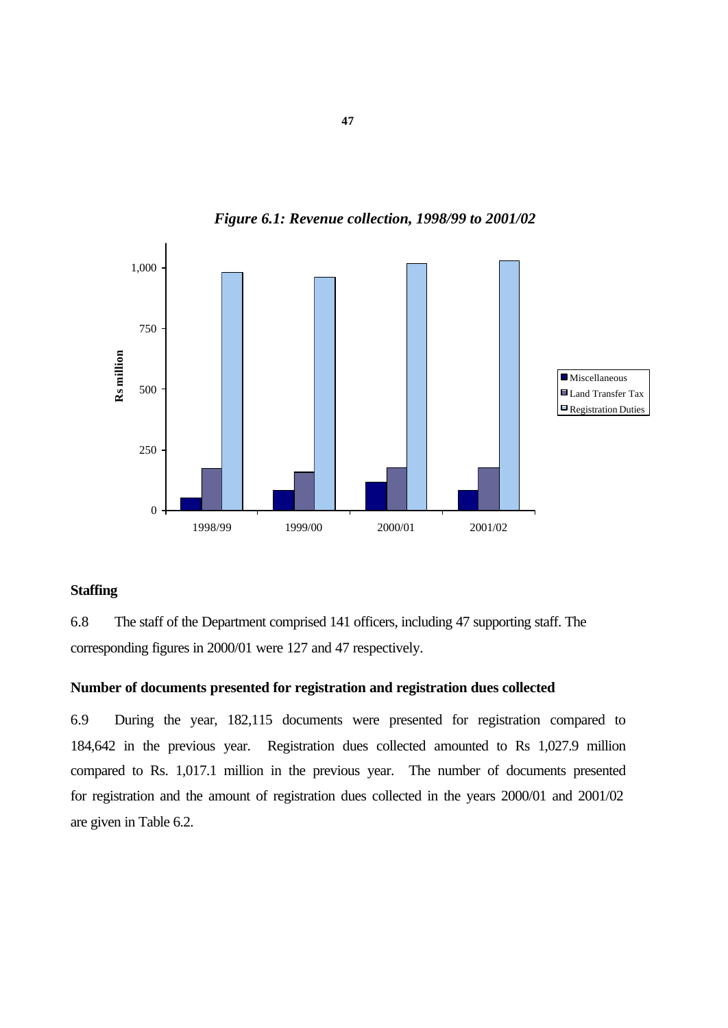*Figure 6.1: Revenue collection, 1998/99 to 2001/02*

### Staffing

6.8 The staff of the Department comprised 141 officers, including 47 supporting staff. The corresponding figures in 2000/01 were 127 and 47 respectively.

### Number of documents presented for registration and registration dues collected

6.9 During the year, 182,115 documents were presented for registration compared to 184,642 in the previous year. Registration dues collected amounted to Rs 1,027.9 million compared to Rs. 1,017.1 million in the previous year. The number of documents presented for registration and the amount of registration dues collected in the years 2000/01 and 2001/02 are given in Table 6.2.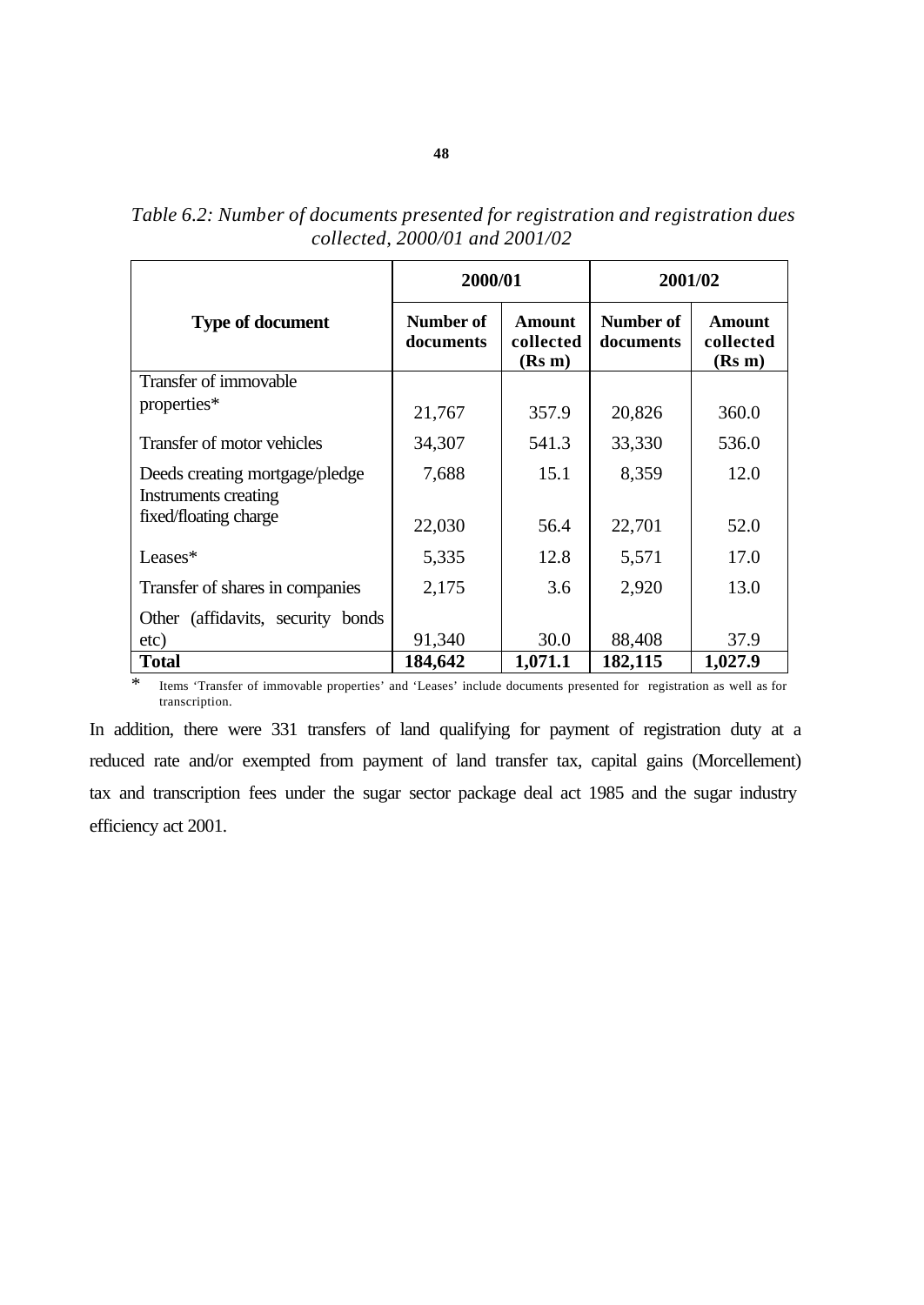*Table 6.2: Number of documents presented for registration and registration dues collected, 2000/01 and 2001/02*

| Type of document | 2000/01 | | 2001/02 | |
|---|---|---|---|---|
| | **Number of documents** | **Amount collected (Rs m)** | **Number of documents** | **Amount collected (Rs m)** |
| Transfer of immovable properties* | 21,767 | 357.9 | 20,826 | 360.0 |
| Transfer of motor vehicles | 34,307 | 541.3 | 33,330 | 536.0 |
| Deeds creating mortgage/pledge | 7,688 | 15.1 | 8,359 | 12.0 |
| Instruments creating fixed/floating charge | 22,030 | 56.4 | 22,701 | 52.0 |
| Leases* | 5,335 | 12.8 | 5,571 | 17.0 |
| Transfer of shares in companies | 2,175 | 3.6 | 2,920 | 13.0 |
| Other (affidavits, security bonds etc) | 91,340 | 30.0 | 88,408 | 37.9 |
| **Total** | **184,642** | **1,071.1** | **182,115** | **1,027.9** |

\* Items 'Transfer of immovable properties' and 'Leases' include documents presented for registration as well as for transcription.

In addition, there were 331 transfers of land qualifying for payment of registration duty at a reduced rate and/or exempted from payment of land transfer tax, capital gains (Morcellement) tax and transcription fees under the sugar sector package deal act 1985 and the sugar industry efficiency act 2001.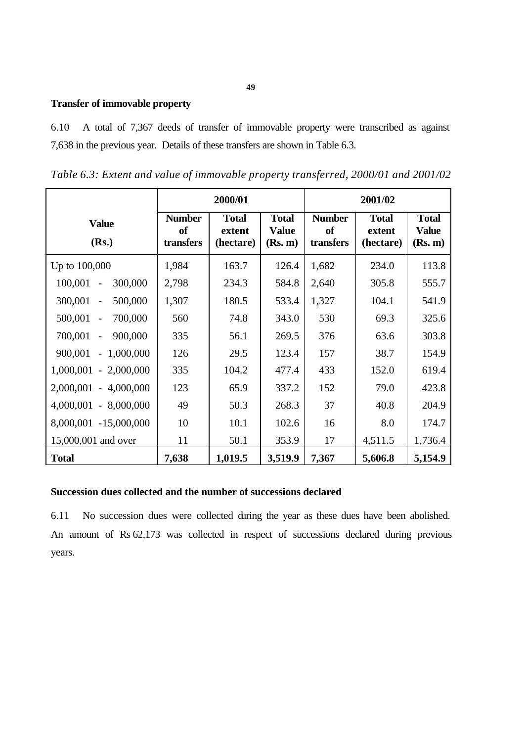**Transfer of immovable property**

6.10 A total of 7,367 deeds of transfer of immovable property were transcribed as against 7,638 in the previous year. Details of these transfers are shown in Table 6.3.

*Table 6.3: Extent and value of immovable property transferred, 2000/01 and 2001/02*

| Value (Rs.) | 2000/01 | | | 2001/02 | | |
|---|---|---|---|---|---|---|
| | **Number of transfers** | **Total extent (hectare)** | **Total Value (Rs. m)** | **Number of transfers** | **Total extent (hectare)** | **Total Value (Rs. m)** |
| Up to 100,000 | 1,984 | 163.7 | 126.4 | 1,682 | 234.0 | 113.8 |
| 100,001 - 300,000 | 2,798 | 234.3 | 584.8 | 2,640 | 305.8 | 555.7 |
| 300,001 - 500,000 | 1,307 | 180.5 | 533.4 | 1,327 | 104.1 | 541.9 |
| 500,001 - 700,000 | 560 | 74.8 | 343.0 | 530 | 69.3 | 325.6 |
| 700,001 - 900,000 | 335 | 56.1 | 269.5 | 376 | 63.6 | 303.8 |
| 900,001 - 1,000,000 | 126 | 29.5 | 123.4 | 157 | 38.7 | 154.9 |
| 1,000,001 - 2,000,000 | 335 | 104.2 | 477.4 | 433 | 152.0 | 619.4 |
| 2,000,001 - 4,000,000 | 123 | 65.9 | 337.2 | 152 | 79.0 | 423.8 |
| 4,000,001 - 8,000,000 | 49 | 50.3 | 268.3 | 37 | 40.8 | 204.9 |
| 8,000,001 -15,000,000 | 10 | 10.1 | 102.6 | 16 | 8.0 | 174.7 |
| 15,000,001 and over | 11 | 50.1 | 353.9 | 17 | 4,511.5 | 1,736.4 |
| **Total** | **7,638** | **1,019.5** | **3,519.9** | **7,367** | **5,606.8** | **5,154.9** |

**Succession dues collected and the number of successions declared**

6.11 No succession dues were collected during the year as these dues have been abolished. An amount of Rs 62,173 was collected in respect of successions declared during previous years.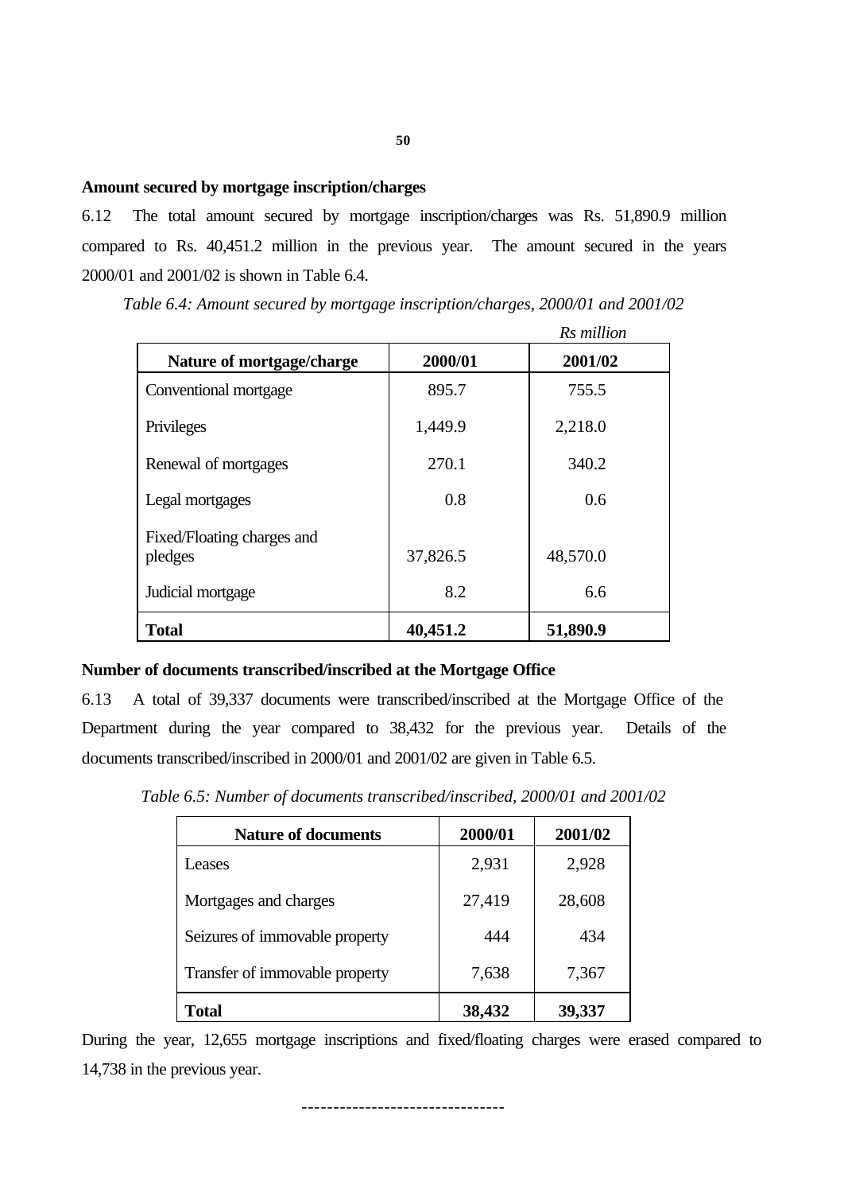**Amount secured by mortgage inscription/charges**

6.12 The total amount secured by mortgage inscription/charges was Rs. 51,890.9 million compared to Rs. 40,451.2 million in the previous year. The amount secured in the years 2000/01 and 2001/02 is shown in Table 6.4.

*Table 6.4: Amount secured by mortgage inscription/charges, 2000/01 and 2001/02*

*Rs million*

| Nature of mortgage/charge | 2000/01 | 2001/02 |
|---|---|---|
| Conventional mortgage | 895.7 | 755.5 |
| Privileges | 1,449.9 | 2,218.0 |
| Renewal of mortgages | 270.1 | 340.2 |
| Legal mortgages | 0.8 | 0.6 |
| Fixed/Floating charges and pledges | 37,826.5 | 48,570.0 |
| Judicial mortgage | 8.2 | 6.6 |
| **Total** | **40,451.2** | **51,890.9** |

**Number of documents transcribed/inscribed at the Mortgage Office**

6.13 A total of 39,337 documents were transcribed/inscribed at the Mortgage Office of the Department during the year compared to 38,432 for the previous year. Details of the documents transcribed/inscribed in 2000/01 and 2001/02 are given in Table 6.5.

*Table 6.5: Number of documents transcribed/inscribed, 2000/01 and 2001/02*

| Nature of documents | 2000/01 | 2001/02 |
|---|---|---|
| Leases | 2,931 | 2,928 |
| Mortgages and charges | 27,419 | 28,608 |
| Seizures of immovable property | 444 | 434 |
| Transfer of immovable property | 7,638 | 7,367 |
| **Total** | **38,432** | **39,337** |

During the year, 12,655 mortgage inscriptions and fixed/floating charges were erased compared to 14,738 in the previous year.

-------------------------------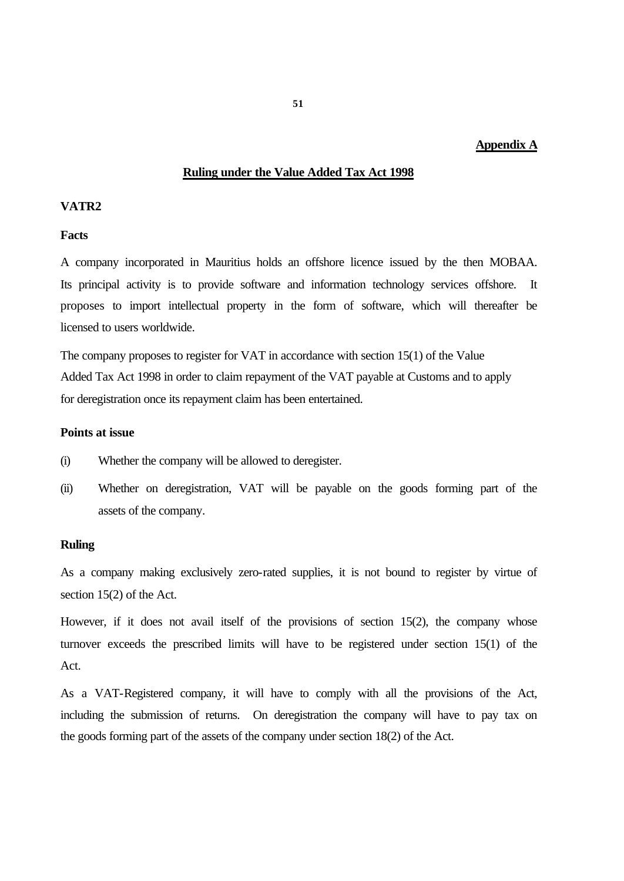**Appendix A**

## Ruling under the Value Added Tax Act 1998

### VATR2

### Facts

A company incorporated in Mauritius holds an offshore licence issued by the then MOBAA. Its principal activity is to provide software and information technology services offshore. It proposes to import intellectual property in the form of software, which will thereafter be licensed to users worldwide.

The company proposes to register for VAT in accordance with section 15(1) of the Value Added Tax Act 1998 in order to claim repayment of the VAT payable at Customs and to apply for deregistration once its repayment claim has been entertained.

### Points at issue

(i) Whether the company will be allowed to deregister.

(ii) Whether on deregistration, VAT will be payable on the goods forming part of the assets of the company.

### Ruling

As a company making exclusively zero-rated supplies, it is not bound to register by virtue of section 15(2) of the Act.

However, if it does not avail itself of the provisions of section 15(2), the company whose turnover exceeds the prescribed limits will have to be registered under section 15(1) of the Act.

As a VAT-Registered company, it will have to comply with all the provisions of the Act, including the submission of returns. On deregistration the company will have to pay tax on the goods forming part of the assets of the company under section 18(2) of the Act.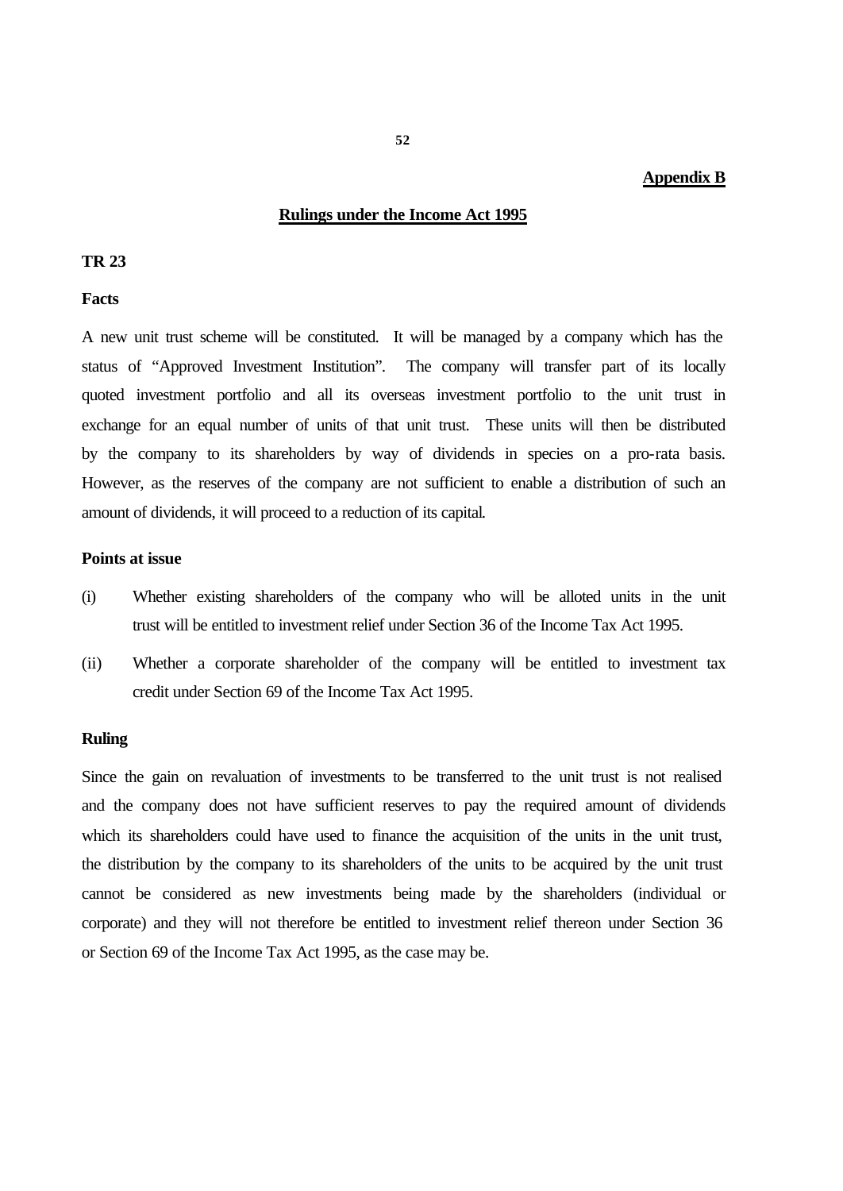**Appendix B**

## Rulings under the Income Act 1995

### TR 23

**Facts**

A new unit trust scheme will be constituted. It will be managed by a company which has the status of "Approved Investment Institution". The company will transfer part of its locally quoted investment portfolio and all its overseas investment portfolio to the unit trust in exchange for an equal number of units of that unit trust. These units will then be distributed by the company to its shareholders by way of dividends in species on a pro-rata basis. However, as the reserves of the company are not sufficient to enable a distribution of such an amount of dividends, it will proceed to a reduction of its capital.

**Points at issue**

(i) Whether existing shareholders of the company who will be alloted units in the unit trust will be entitled to investment relief under Section 36 of the Income Tax Act 1995.

(ii) Whether a corporate shareholder of the company will be entitled to investment tax credit under Section 69 of the Income Tax Act 1995.

**Ruling**

Since the gain on revaluation of investments to be transferred to the unit trust is not realised and the company does not have sufficient reserves to pay the required amount of dividends which its shareholders could have used to finance the acquisition of the units in the unit trust, the distribution by the company to its shareholders of the units to be acquired by the unit trust cannot be considered as new investments being made by the shareholders (individual or corporate) and they will not therefore be entitled to investment relief thereon under Section 36 or Section 69 of the Income Tax Act 1995, as the case may be.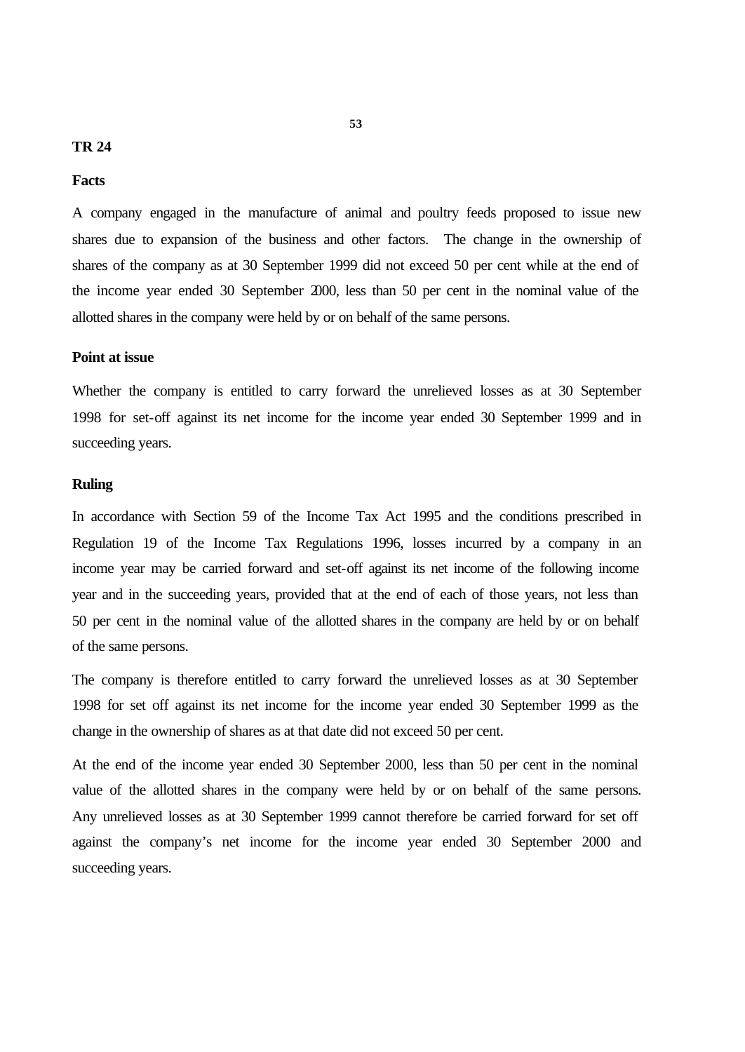**TR 24**

**Facts**

A company engaged in the manufacture of animal and poultry feeds proposed to issue new shares due to expansion of the business and other factors. The change in the ownership of shares of the company as at 30 September 1999 did not exceed 50 per cent while at the end of the income year ended 30 September 2000, less than 50 per cent in the nominal value of the allotted shares in the company were held by or on behalf of the same persons.

**Point at issue**

Whether the company is entitled to carry forward the unrelieved losses as at 30 September 1998 for set-off against its net income for the income year ended 30 September 1999 and in succeeding years.

**Ruling**

In accordance with Section 59 of the Income Tax Act 1995 and the conditions prescribed in Regulation 19 of the Income Tax Regulations 1996, losses incurred by a company in an income year may be carried forward and set-off against its net income of the following income year and in the succeeding years, provided that at the end of each of those years, not less than 50 per cent in the nominal value of the allotted shares in the company are held by or on behalf of the same persons.

The company is therefore entitled to carry forward the unrelieved losses as at 30 September 1998 for set off against its net income for the income year ended 30 September 1999 as the change in the ownership of shares as at that date did not exceed 50 per cent.

At the end of the income year ended 30 September 2000, less than 50 per cent in the nominal value of the allotted shares in the company were held by or on behalf of the same persons. Any unrelieved losses as at 30 September 1999 cannot therefore be carried forward for set off against the company's net income for the income year ended 30 September 2000 and succeeding years.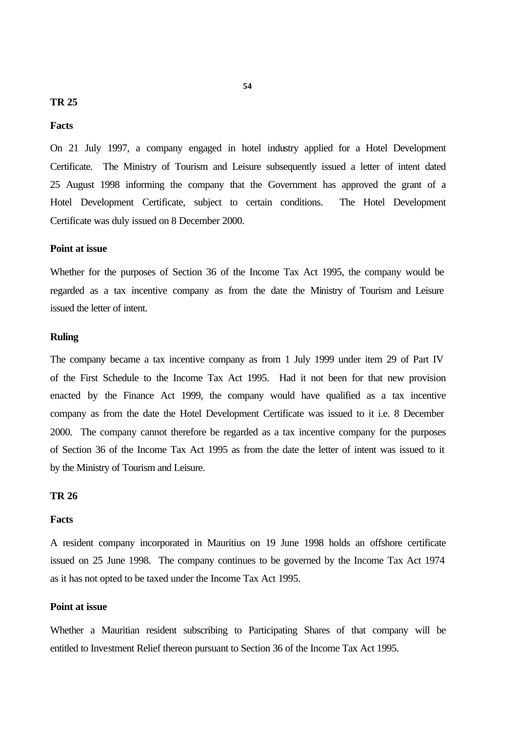**TR 25**

**Facts**

On 21 July 1997, a company engaged in hotel industry applied for a Hotel Development Certificate. The Ministry of Tourism and Leisure subsequently issued a letter of intent dated 25 August 1998 informing the company that the Government has approved the grant of a Hotel Development Certificate, subject to certain conditions. The Hotel Development Certificate was duly issued on 8 December 2000.

**Point at issue**

Whether for the purposes of Section 36 of the Income Tax Act 1995, the company would be regarded as a tax incentive company as from the date the Ministry of Tourism and Leisure issued the letter of intent.

**Ruling**

The company became a tax incentive company as from 1 July 1999 under item 29 of Part IV of the First Schedule to the Income Tax Act 1995. Had it not been for that new provision enacted by the Finance Act 1999, the company would have qualified as a tax incentive company as from the date the Hotel Development Certificate was issued to it i.e. 8 December 2000. The company cannot therefore be regarded as a tax incentive company for the purposes of Section 36 of the Income Tax Act 1995 as from the date the letter of intent was issued to it by the Ministry of Tourism and Leisure.

**TR 26**

**Facts**

A resident company incorporated in Mauritius on 19 June 1998 holds an offshore certificate issued on 25 June 1998. The company continues to be governed by the Income Tax Act 1974 as it has not opted to be taxed under the Income Tax Act 1995.

**Point at issue**

Whether a Mauritian resident subscribing to Participating Shares of that company will be entitled to Investment Relief thereon pursuant to Section 36 of the Income Tax Act 1995.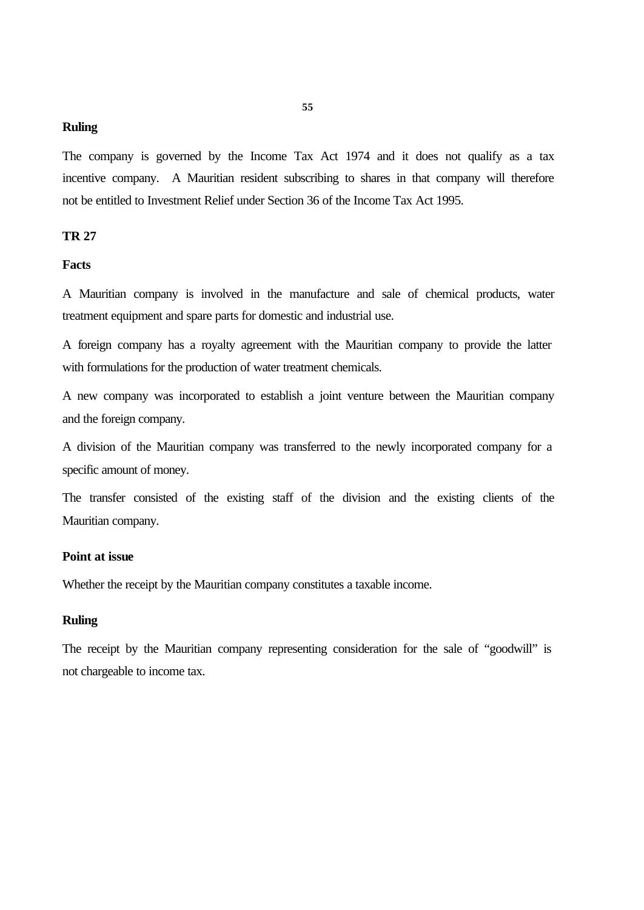**Ruling**

The company is governed by the Income Tax Act 1974 and it does not qualify as a tax incentive company. A Mauritian resident subscribing to shares in that company will therefore not be entitled to Investment Relief under Section 36 of the Income Tax Act 1995.

**TR 27**

**Facts**

A Mauritian company is involved in the manufacture and sale of chemical products, water treatment equipment and spare parts for domestic and industrial use.

A foreign company has a royalty agreement with the Mauritian company to provide the latter with formulations for the production of water treatment chemicals.

A new company was incorporated to establish a joint venture between the Mauritian company and the foreign company.

A division of the Mauritian company was transferred to the newly incorporated company for a specific amount of money.

The transfer consisted of the existing staff of the division and the existing clients of the Mauritian company.

**Point at issue**

Whether the receipt by the Mauritian company constitutes a taxable income.

**Ruling**

The receipt by the Mauritian company representing consideration for the sale of "goodwill" is not chargeable to income tax.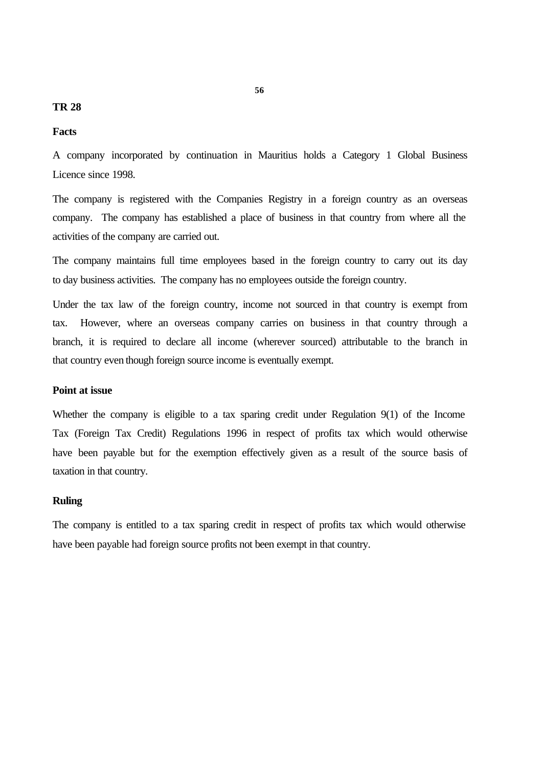## TR 28

### Facts

A company incorporated by continuation in Mauritius holds a Category 1 Global Business Licence since 1998.

The company is registered with the Companies Registry in a foreign country as an overseas company. The company has established a place of business in that country from where all the activities of the company are carried out.

The company maintains full time employees based in the foreign country to carry out its day to day business activities. The company has no employees outside the foreign country.

Under the tax law of the foreign country, income not sourced in that country is exempt from tax. However, where an overseas company carries on business in that country through a branch, it is required to declare all income (wherever sourced) attributable to the branch in that country even though foreign source income is eventually exempt.

### Point at issue

Whether the company is eligible to a tax sparing credit under Regulation 9(1) of the Income Tax (Foreign Tax Credit) Regulations 1996 in respect of profits tax which would otherwise have been payable but for the exemption effectively given as a result of the source basis of taxation in that country.

### Ruling

The company is entitled to a tax sparing credit in respect of profits tax which would otherwise have been payable had foreign source profits not been exempt in that country.